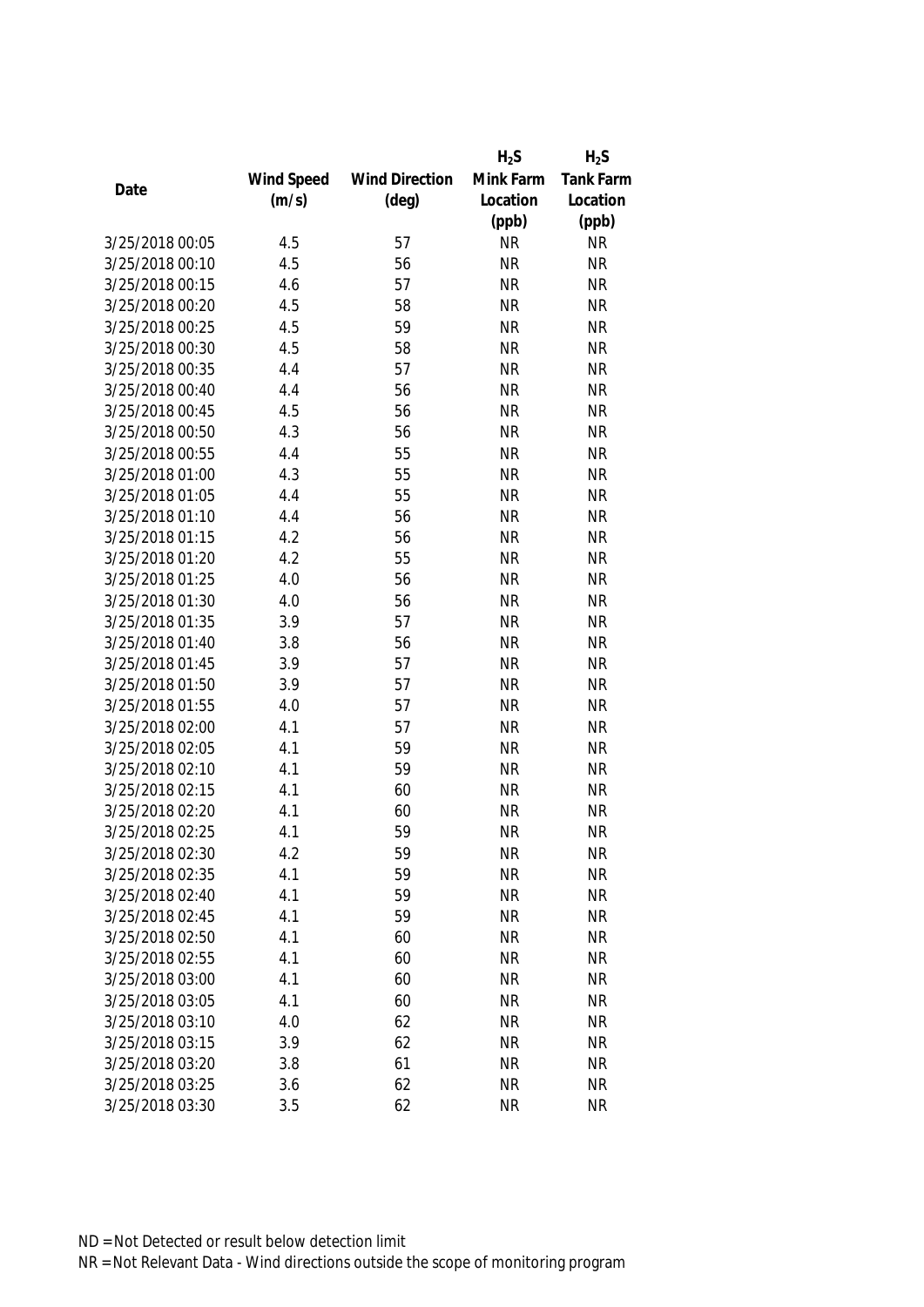| Date | Wind Speed (m/s) | Wind Direction (deg) | $H_2S$ Mink Farm Location (ppb) | $H_2S$ Tank Farm Location (ppb) |
|---|---|---|---|---|
| 3/25/2018 00:05 | 4.5 | 57 | NR | NR |
| 3/25/2018 00:10 | 4.5 | 56 | NR | NR |
| 3/25/2018 00:15 | 4.6 | 57 | NR | NR |
| 3/25/2018 00:20 | 4.5 | 58 | NR | NR |
| 3/25/2018 00:25 | 4.5 | 59 | NR | NR |
| 3/25/2018 00:30 | 4.5 | 58 | NR | NR |
| 3/25/2018 00:35 | 4.4 | 57 | NR | NR |
| 3/25/2018 00:40 | 4.4 | 56 | NR | NR |
| 3/25/2018 00:45 | 4.5 | 56 | NR | NR |
| 3/25/2018 00:50 | 4.3 | 56 | NR | NR |
| 3/25/2018 00:55 | 4.4 | 55 | NR | NR |
| 3/25/2018 01:00 | 4.3 | 55 | NR | NR |
| 3/25/2018 01:05 | 4.4 | 55 | NR | NR |
| 3/25/2018 01:10 | 4.4 | 56 | NR | NR |
| 3/25/2018 01:15 | 4.2 | 56 | NR | NR |
| 3/25/2018 01:20 | 4.2 | 55 | NR | NR |
| 3/25/2018 01:25 | 4.0 | 56 | NR | NR |
| 3/25/2018 01:30 | 4.0 | 56 | NR | NR |
| 3/25/2018 01:35 | 3.9 | 57 | NR | NR |
| 3/25/2018 01:40 | 3.8 | 56 | NR | NR |
| 3/25/2018 01:45 | 3.9 | 57 | NR | NR |
| 3/25/2018 01:50 | 3.9 | 57 | NR | NR |
| 3/25/2018 01:55 | 4.0 | 57 | NR | NR |
| 3/25/2018 02:00 | 4.1 | 57 | NR | NR |
| 3/25/2018 02:05 | 4.1 | 59 | NR | NR |
| 3/25/2018 02:10 | 4.1 | 59 | NR | NR |
| 3/25/2018 02:15 | 4.1 | 60 | NR | NR |
| 3/25/2018 02:20 | 4.1 | 60 | NR | NR |
| 3/25/2018 02:25 | 4.1 | 59 | NR | NR |
| 3/25/2018 02:30 | 4.2 | 59 | NR | NR |
| 3/25/2018 02:35 | 4.1 | 59 | NR | NR |
| 3/25/2018 02:40 | 4.1 | 59 | NR | NR |
| 3/25/2018 02:45 | 4.1 | 59 | NR | NR |
| 3/25/2018 02:50 | 4.1 | 60 | NR | NR |
| 3/25/2018 02:55 | 4.1 | 60 | NR | NR |
| 3/25/2018 03:00 | 4.1 | 60 | NR | NR |
| 3/25/2018 03:05 | 4.1 | 60 | NR | NR |
| 3/25/2018 03:10 | 4.0 | 62 | NR | NR |
| 3/25/2018 03:15 | 3.9 | 62 | NR | NR |
| 3/25/2018 03:20 | 3.8 | 61 | NR | NR |
| 3/25/2018 03:25 | 3.6 | 62 | NR | NR |
| 3/25/2018 03:30 | 3.5 | 62 | NR | NR |

ND = Not Detected or result below detection limit

NR = Not Relevant Data - Wind directions outside the scope of monitoring program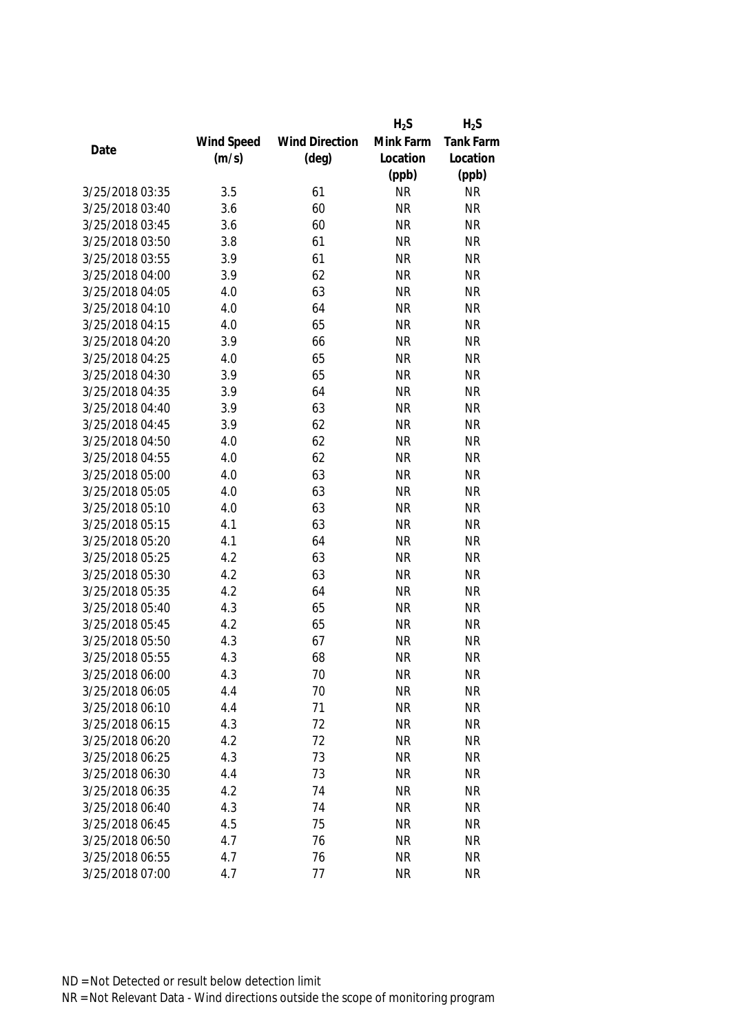| Date | Wind Speed (m/s) | Wind Direction (deg) | $H_2S$ Mink Farm Location (ppb) | $H_2S$ Tank Farm Location (ppb) |
|---|---|---|---|---|
| 3/25/2018 03:35 | 3.5 | 61 | NR | NR |
| 3/25/2018 03:40 | 3.6 | 60 | NR | NR |
| 3/25/2018 03:45 | 3.6 | 60 | NR | NR |
| 3/25/2018 03:50 | 3.8 | 61 | NR | NR |
| 3/25/2018 03:55 | 3.9 | 61 | NR | NR |
| 3/25/2018 04:00 | 3.9 | 62 | NR | NR |
| 3/25/2018 04:05 | 4.0 | 63 | NR | NR |
| 3/25/2018 04:10 | 4.0 | 64 | NR | NR |
| 3/25/2018 04:15 | 4.0 | 65 | NR | NR |
| 3/25/2018 04:20 | 3.9 | 66 | NR | NR |
| 3/25/2018 04:25 | 4.0 | 65 | NR | NR |
| 3/25/2018 04:30 | 3.9 | 65 | NR | NR |
| 3/25/2018 04:35 | 3.9 | 64 | NR | NR |
| 3/25/2018 04:40 | 3.9 | 63 | NR | NR |
| 3/25/2018 04:45 | 3.9 | 62 | NR | NR |
| 3/25/2018 04:50 | 4.0 | 62 | NR | NR |
| 3/25/2018 04:55 | 4.0 | 62 | NR | NR |
| 3/25/2018 05:00 | 4.0 | 63 | NR | NR |
| 3/25/2018 05:05 | 4.0 | 63 | NR | NR |
| 3/25/2018 05:10 | 4.0 | 63 | NR | NR |
| 3/25/2018 05:15 | 4.1 | 63 | NR | NR |
| 3/25/2018 05:20 | 4.1 | 64 | NR | NR |
| 3/25/2018 05:25 | 4.2 | 63 | NR | NR |
| 3/25/2018 05:30 | 4.2 | 63 | NR | NR |
| 3/25/2018 05:35 | 4.2 | 64 | NR | NR |
| 3/25/2018 05:40 | 4.3 | 65 | NR | NR |
| 3/25/2018 05:45 | 4.2 | 65 | NR | NR |
| 3/25/2018 05:50 | 4.3 | 67 | NR | NR |
| 3/25/2018 05:55 | 4.3 | 68 | NR | NR |
| 3/25/2018 06:00 | 4.3 | 70 | NR | NR |
| 3/25/2018 06:05 | 4.4 | 70 | NR | NR |
| 3/25/2018 06:10 | 4.4 | 71 | NR | NR |
| 3/25/2018 06:15 | 4.3 | 72 | NR | NR |
| 3/25/2018 06:20 | 4.2 | 72 | NR | NR |
| 3/25/2018 06:25 | 4.3 | 73 | NR | NR |
| 3/25/2018 06:30 | 4.4 | 73 | NR | NR |
| 3/25/2018 06:35 | 4.2 | 74 | NR | NR |
| 3/25/2018 06:40 | 4.3 | 74 | NR | NR |
| 3/25/2018 06:45 | 4.5 | 75 | NR | NR |
| 3/25/2018 06:50 | 4.7 | 76 | NR | NR |
| 3/25/2018 06:55 | 4.7 | 76 | NR | NR |
| 3/25/2018 07:00 | 4.7 | 77 | NR | NR |

ND = Not Detected or result below detection limit

NR = Not Relevant Data - Wind directions outside the scope of monitoring program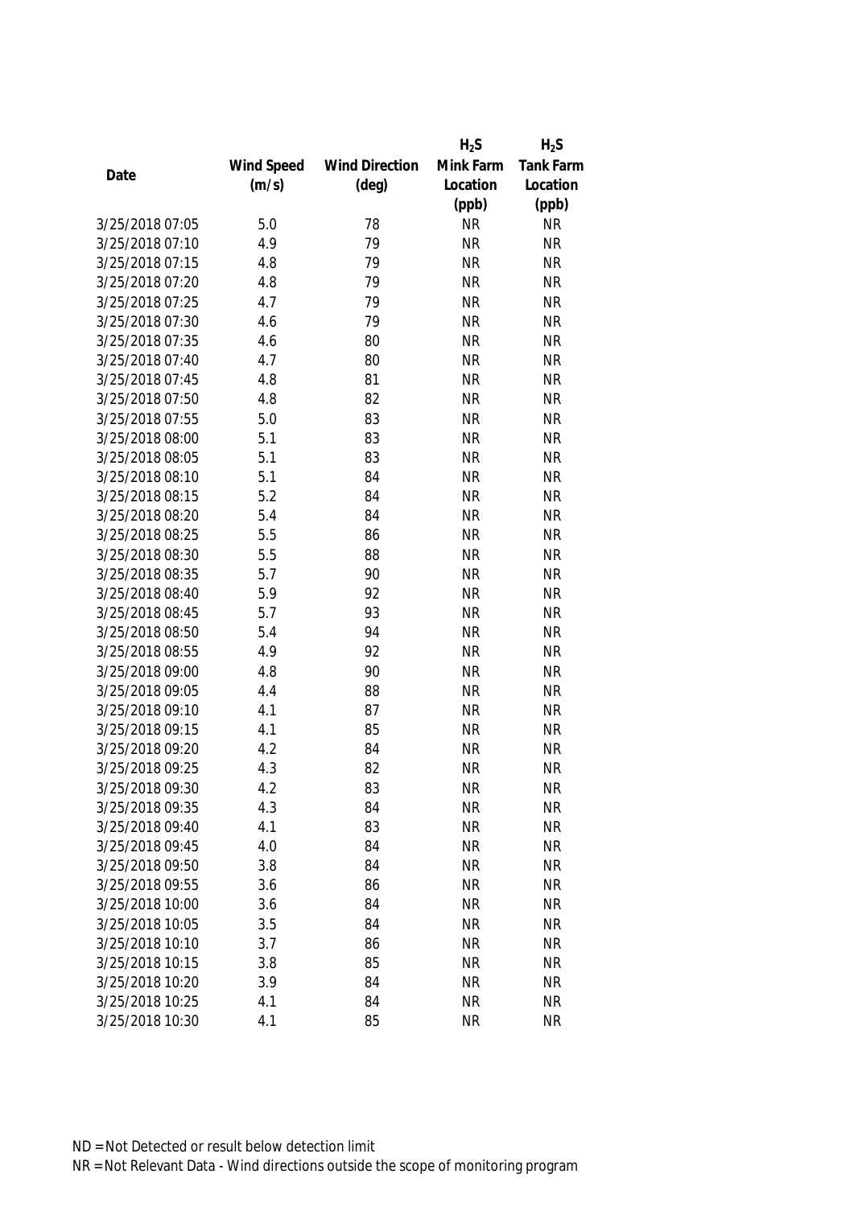| Date | Wind Speed (m/s) | Wind Direction (deg) | $H_2S$ Mink Farm Location (ppb) | $H_2S$ Tank Farm Location (ppb) |
|---|---|---|---|---|
| 3/25/2018 07:05 | 5.0 | 78 | NR | NR |
| 3/25/2018 07:10 | 4.9 | 79 | NR | NR |
| 3/25/2018 07:15 | 4.8 | 79 | NR | NR |
| 3/25/2018 07:20 | 4.8 | 79 | NR | NR |
| 3/25/2018 07:25 | 4.7 | 79 | NR | NR |
| 3/25/2018 07:30 | 4.6 | 79 | NR | NR |
| 3/25/2018 07:35 | 4.6 | 80 | NR | NR |
| 3/25/2018 07:40 | 4.7 | 80 | NR | NR |
| 3/25/2018 07:45 | 4.8 | 81 | NR | NR |
| 3/25/2018 07:50 | 4.8 | 82 | NR | NR |
| 3/25/2018 07:55 | 5.0 | 83 | NR | NR |
| 3/25/2018 08:00 | 5.1 | 83 | NR | NR |
| 3/25/2018 08:05 | 5.1 | 83 | NR | NR |
| 3/25/2018 08:10 | 5.1 | 84 | NR | NR |
| 3/25/2018 08:15 | 5.2 | 84 | NR | NR |
| 3/25/2018 08:20 | 5.4 | 84 | NR | NR |
| 3/25/2018 08:25 | 5.5 | 86 | NR | NR |
| 3/25/2018 08:30 | 5.5 | 88 | NR | NR |
| 3/25/2018 08:35 | 5.7 | 90 | NR | NR |
| 3/25/2018 08:40 | 5.9 | 92 | NR | NR |
| 3/25/2018 08:45 | 5.7 | 93 | NR | NR |
| 3/25/2018 08:50 | 5.4 | 94 | NR | NR |
| 3/25/2018 08:55 | 4.9 | 92 | NR | NR |
| 3/25/2018 09:00 | 4.8 | 90 | NR | NR |
| 3/25/2018 09:05 | 4.4 | 88 | NR | NR |
| 3/25/2018 09:10 | 4.1 | 87 | NR | NR |
| 3/25/2018 09:15 | 4.1 | 85 | NR | NR |
| 3/25/2018 09:20 | 4.2 | 84 | NR | NR |
| 3/25/2018 09:25 | 4.3 | 82 | NR | NR |
| 3/25/2018 09:30 | 4.2 | 83 | NR | NR |
| 3/25/2018 09:35 | 4.3 | 84 | NR | NR |
| 3/25/2018 09:40 | 4.1 | 83 | NR | NR |
| 3/25/2018 09:45 | 4.0 | 84 | NR | NR |
| 3/25/2018 09:50 | 3.8 | 84 | NR | NR |
| 3/25/2018 09:55 | 3.6 | 86 | NR | NR |
| 3/25/2018 10:00 | 3.6 | 84 | NR | NR |
| 3/25/2018 10:05 | 3.5 | 84 | NR | NR |
| 3/25/2018 10:10 | 3.7 | 86 | NR | NR |
| 3/25/2018 10:15 | 3.8 | 85 | NR | NR |
| 3/25/2018 10:20 | 3.9 | 84 | NR | NR |
| 3/25/2018 10:25 | 4.1 | 84 | NR | NR |
| 3/25/2018 10:30 | 4.1 | 85 | NR | NR |

ND = Not Detected or result below detection limit

NR = Not Relevant Data - Wind directions outside the scope of monitoring program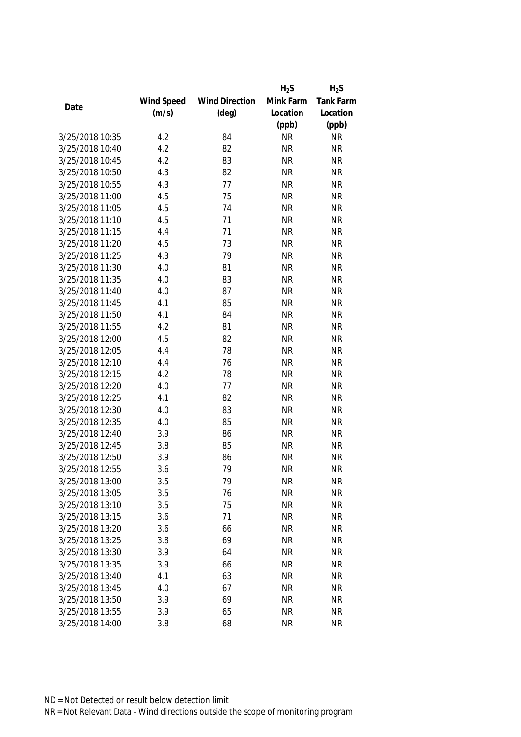| Date | Wind Speed (m/s) | Wind Direction (deg) | $H_2S$ Mink Farm Location (ppb) | $H_2S$ Tank Farm Location (ppb) |
|---|---|---|---|---|
| 3/25/2018 10:35 | 4.2 | 84 | NR | NR |
| 3/25/2018 10:40 | 4.2 | 82 | NR | NR |
| 3/25/2018 10:45 | 4.2 | 83 | NR | NR |
| 3/25/2018 10:50 | 4.3 | 82 | NR | NR |
| 3/25/2018 10:55 | 4.3 | 77 | NR | NR |
| 3/25/2018 11:00 | 4.5 | 75 | NR | NR |
| 3/25/2018 11:05 | 4.5 | 74 | NR | NR |
| 3/25/2018 11:10 | 4.5 | 71 | NR | NR |
| 3/25/2018 11:15 | 4.4 | 71 | NR | NR |
| 3/25/2018 11:20 | 4.5 | 73 | NR | NR |
| 3/25/2018 11:25 | 4.3 | 79 | NR | NR |
| 3/25/2018 11:30 | 4.0 | 81 | NR | NR |
| 3/25/2018 11:35 | 4.0 | 83 | NR | NR |
| 3/25/2018 11:40 | 4.0 | 87 | NR | NR |
| 3/25/2018 11:45 | 4.1 | 85 | NR | NR |
| 3/25/2018 11:50 | 4.1 | 84 | NR | NR |
| 3/25/2018 11:55 | 4.2 | 81 | NR | NR |
| 3/25/2018 12:00 | 4.5 | 82 | NR | NR |
| 3/25/2018 12:05 | 4.4 | 78 | NR | NR |
| 3/25/2018 12:10 | 4.4 | 76 | NR | NR |
| 3/25/2018 12:15 | 4.2 | 78 | NR | NR |
| 3/25/2018 12:20 | 4.0 | 77 | NR | NR |
| 3/25/2018 12:25 | 4.1 | 82 | NR | NR |
| 3/25/2018 12:30 | 4.0 | 83 | NR | NR |
| 3/25/2018 12:35 | 4.0 | 85 | NR | NR |
| 3/25/2018 12:40 | 3.9 | 86 | NR | NR |
| 3/25/2018 12:45 | 3.8 | 85 | NR | NR |
| 3/25/2018 12:50 | 3.9 | 86 | NR | NR |
| 3/25/2018 12:55 | 3.6 | 79 | NR | NR |
| 3/25/2018 13:00 | 3.5 | 79 | NR | NR |
| 3/25/2018 13:05 | 3.5 | 76 | NR | NR |
| 3/25/2018 13:10 | 3.5 | 75 | NR | NR |
| 3/25/2018 13:15 | 3.6 | 71 | NR | NR |
| 3/25/2018 13:20 | 3.6 | 66 | NR | NR |
| 3/25/2018 13:25 | 3.8 | 69 | NR | NR |
| 3/25/2018 13:30 | 3.9 | 64 | NR | NR |
| 3/25/2018 13:35 | 3.9 | 66 | NR | NR |
| 3/25/2018 13:40 | 4.1 | 63 | NR | NR |
| 3/25/2018 13:45 | 4.0 | 67 | NR | NR |
| 3/25/2018 13:50 | 3.9 | 69 | NR | NR |
| 3/25/2018 13:55 | 3.9 | 65 | NR | NR |
| 3/25/2018 14:00 | 3.8 | 68 | NR | NR |

ND = Not Detected or result below detection limit

NR = Not Relevant Data - Wind directions outside the scope of monitoring program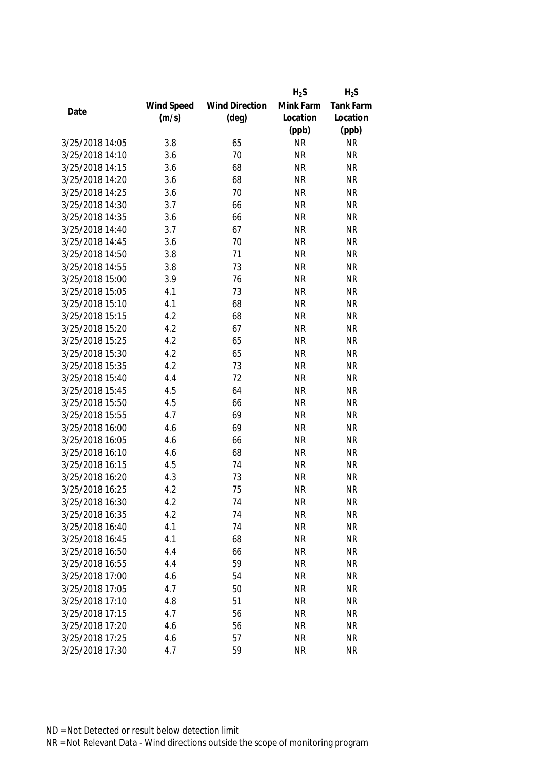| Date | Wind Speed (m/s) | Wind Direction (deg) | $H_2S$ Mink Farm Location (ppb) | $H_2S$ Tank Farm Location (ppb) |
|---|---|---|---|---|
| 3/25/2018 14:05 | 3.8 | 65 | NR | NR |
| 3/25/2018 14:10 | 3.6 | 70 | NR | NR |
| 3/25/2018 14:15 | 3.6 | 68 | NR | NR |
| 3/25/2018 14:20 | 3.6 | 68 | NR | NR |
| 3/25/2018 14:25 | 3.6 | 70 | NR | NR |
| 3/25/2018 14:30 | 3.7 | 66 | NR | NR |
| 3/25/2018 14:35 | 3.6 | 66 | NR | NR |
| 3/25/2018 14:40 | 3.7 | 67 | NR | NR |
| 3/25/2018 14:45 | 3.6 | 70 | NR | NR |
| 3/25/2018 14:50 | 3.8 | 71 | NR | NR |
| 3/25/2018 14:55 | 3.8 | 73 | NR | NR |
| 3/25/2018 15:00 | 3.9 | 76 | NR | NR |
| 3/25/2018 15:05 | 4.1 | 73 | NR | NR |
| 3/25/2018 15:10 | 4.1 | 68 | NR | NR |
| 3/25/2018 15:15 | 4.2 | 68 | NR | NR |
| 3/25/2018 15:20 | 4.2 | 67 | NR | NR |
| 3/25/2018 15:25 | 4.2 | 65 | NR | NR |
| 3/25/2018 15:30 | 4.2 | 65 | NR | NR |
| 3/25/2018 15:35 | 4.2 | 73 | NR | NR |
| 3/25/2018 15:40 | 4.4 | 72 | NR | NR |
| 3/25/2018 15:45 | 4.5 | 64 | NR | NR |
| 3/25/2018 15:50 | 4.5 | 66 | NR | NR |
| 3/25/2018 15:55 | 4.7 | 69 | NR | NR |
| 3/25/2018 16:00 | 4.6 | 69 | NR | NR |
| 3/25/2018 16:05 | 4.6 | 66 | NR | NR |
| 3/25/2018 16:10 | 4.6 | 68 | NR | NR |
| 3/25/2018 16:15 | 4.5 | 74 | NR | NR |
| 3/25/2018 16:20 | 4.3 | 73 | NR | NR |
| 3/25/2018 16:25 | 4.2 | 75 | NR | NR |
| 3/25/2018 16:30 | 4.2 | 74 | NR | NR |
| 3/25/2018 16:35 | 4.2 | 74 | NR | NR |
| 3/25/2018 16:40 | 4.1 | 74 | NR | NR |
| 3/25/2018 16:45 | 4.1 | 68 | NR | NR |
| 3/25/2018 16:50 | 4.4 | 66 | NR | NR |
| 3/25/2018 16:55 | 4.4 | 59 | NR | NR |
| 3/25/2018 17:00 | 4.6 | 54 | NR | NR |
| 3/25/2018 17:05 | 4.7 | 50 | NR | NR |
| 3/25/2018 17:10 | 4.8 | 51 | NR | NR |
| 3/25/2018 17:15 | 4.7 | 56 | NR | NR |
| 3/25/2018 17:20 | 4.6 | 56 | NR | NR |
| 3/25/2018 17:25 | 4.6 | 57 | NR | NR |
| 3/25/2018 17:30 | 4.7 | 59 | NR | NR |

ND = Not Detected or result below detection limit

NR = Not Relevant Data - Wind directions outside the scope of monitoring program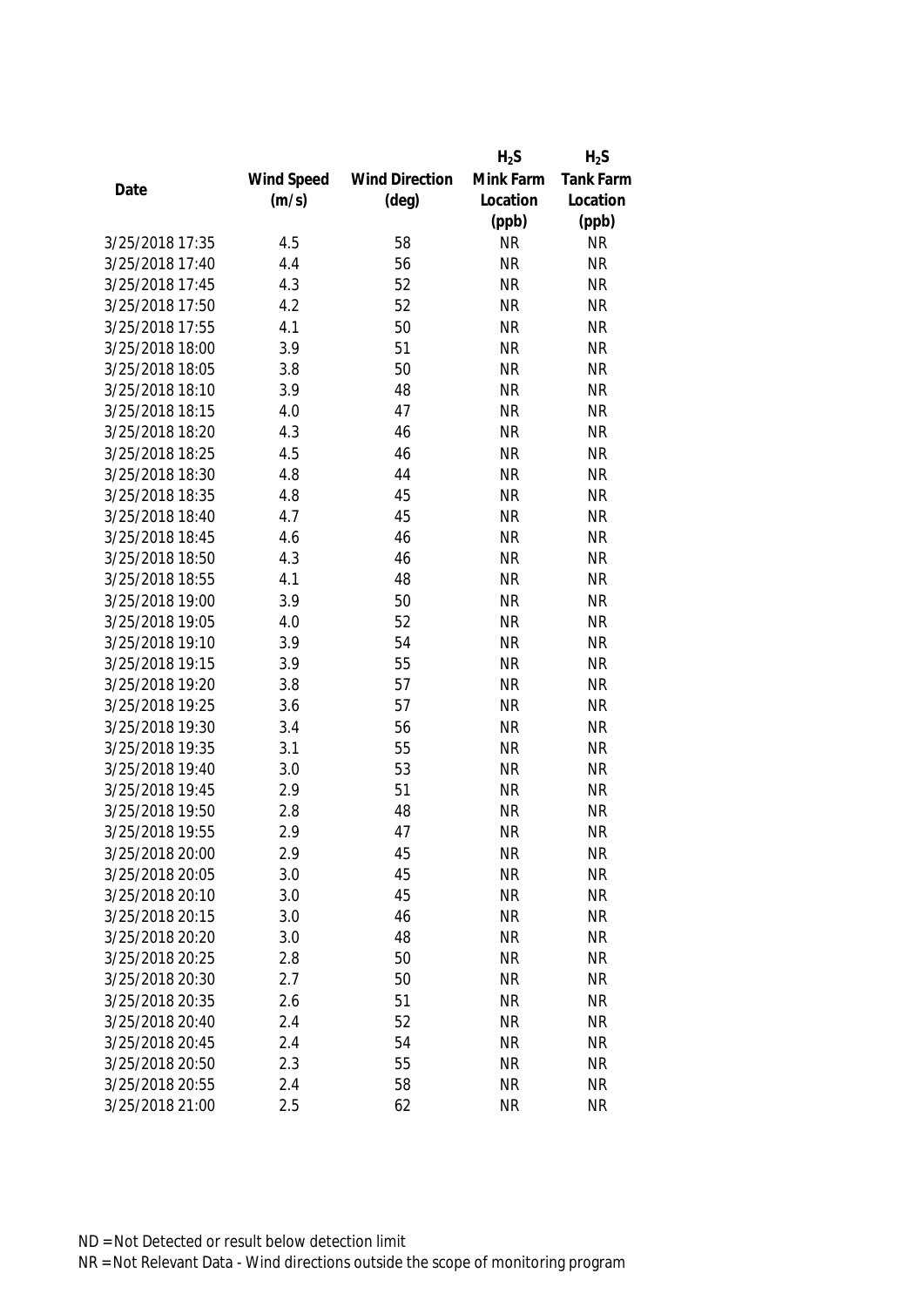| Date | Wind Speed (m/s) | Wind Direction (deg) | $H_2S$ Mink Farm Location (ppb) | $H_2S$ Tank Farm Location (ppb) |
|---|---|---|---|---|
| 3/25/2018 17:35 | 4.5 | 58 | NR | NR |
| 3/25/2018 17:40 | 4.4 | 56 | NR | NR |
| 3/25/2018 17:45 | 4.3 | 52 | NR | NR |
| 3/25/2018 17:50 | 4.2 | 52 | NR | NR |
| 3/25/2018 17:55 | 4.1 | 50 | NR | NR |
| 3/25/2018 18:00 | 3.9 | 51 | NR | NR |
| 3/25/2018 18:05 | 3.8 | 50 | NR | NR |
| 3/25/2018 18:10 | 3.9 | 48 | NR | NR |
| 3/25/2018 18:15 | 4.0 | 47 | NR | NR |
| 3/25/2018 18:20 | 4.3 | 46 | NR | NR |
| 3/25/2018 18:25 | 4.5 | 46 | NR | NR |
| 3/25/2018 18:30 | 4.8 | 44 | NR | NR |
| 3/25/2018 18:35 | 4.8 | 45 | NR | NR |
| 3/25/2018 18:40 | 4.7 | 45 | NR | NR |
| 3/25/2018 18:45 | 4.6 | 46 | NR | NR |
| 3/25/2018 18:50 | 4.3 | 46 | NR | NR |
| 3/25/2018 18:55 | 4.1 | 48 | NR | NR |
| 3/25/2018 19:00 | 3.9 | 50 | NR | NR |
| 3/25/2018 19:05 | 4.0 | 52 | NR | NR |
| 3/25/2018 19:10 | 3.9 | 54 | NR | NR |
| 3/25/2018 19:15 | 3.9 | 55 | NR | NR |
| 3/25/2018 19:20 | 3.8 | 57 | NR | NR |
| 3/25/2018 19:25 | 3.6 | 57 | NR | NR |
| 3/25/2018 19:30 | 3.4 | 56 | NR | NR |
| 3/25/2018 19:35 | 3.1 | 55 | NR | NR |
| 3/25/2018 19:40 | 3.0 | 53 | NR | NR |
| 3/25/2018 19:45 | 2.9 | 51 | NR | NR |
| 3/25/2018 19:50 | 2.8 | 48 | NR | NR |
| 3/25/2018 19:55 | 2.9 | 47 | NR | NR |
| 3/25/2018 20:00 | 2.9 | 45 | NR | NR |
| 3/25/2018 20:05 | 3.0 | 45 | NR | NR |
| 3/25/2018 20:10 | 3.0 | 45 | NR | NR |
| 3/25/2018 20:15 | 3.0 | 46 | NR | NR |
| 3/25/2018 20:20 | 3.0 | 48 | NR | NR |
| 3/25/2018 20:25 | 2.8 | 50 | NR | NR |
| 3/25/2018 20:30 | 2.7 | 50 | NR | NR |
| 3/25/2018 20:35 | 2.6 | 51 | NR | NR |
| 3/25/2018 20:40 | 2.4 | 52 | NR | NR |
| 3/25/2018 20:45 | 2.4 | 54 | NR | NR |
| 3/25/2018 20:50 | 2.3 | 55 | NR | NR |
| 3/25/2018 20:55 | 2.4 | 58 | NR | NR |
| 3/25/2018 21:00 | 2.5 | 62 | NR | NR |

ND = Not Detected or result below detection limit
NR = Not Relevant Data - Wind directions outside the scope of monitoring program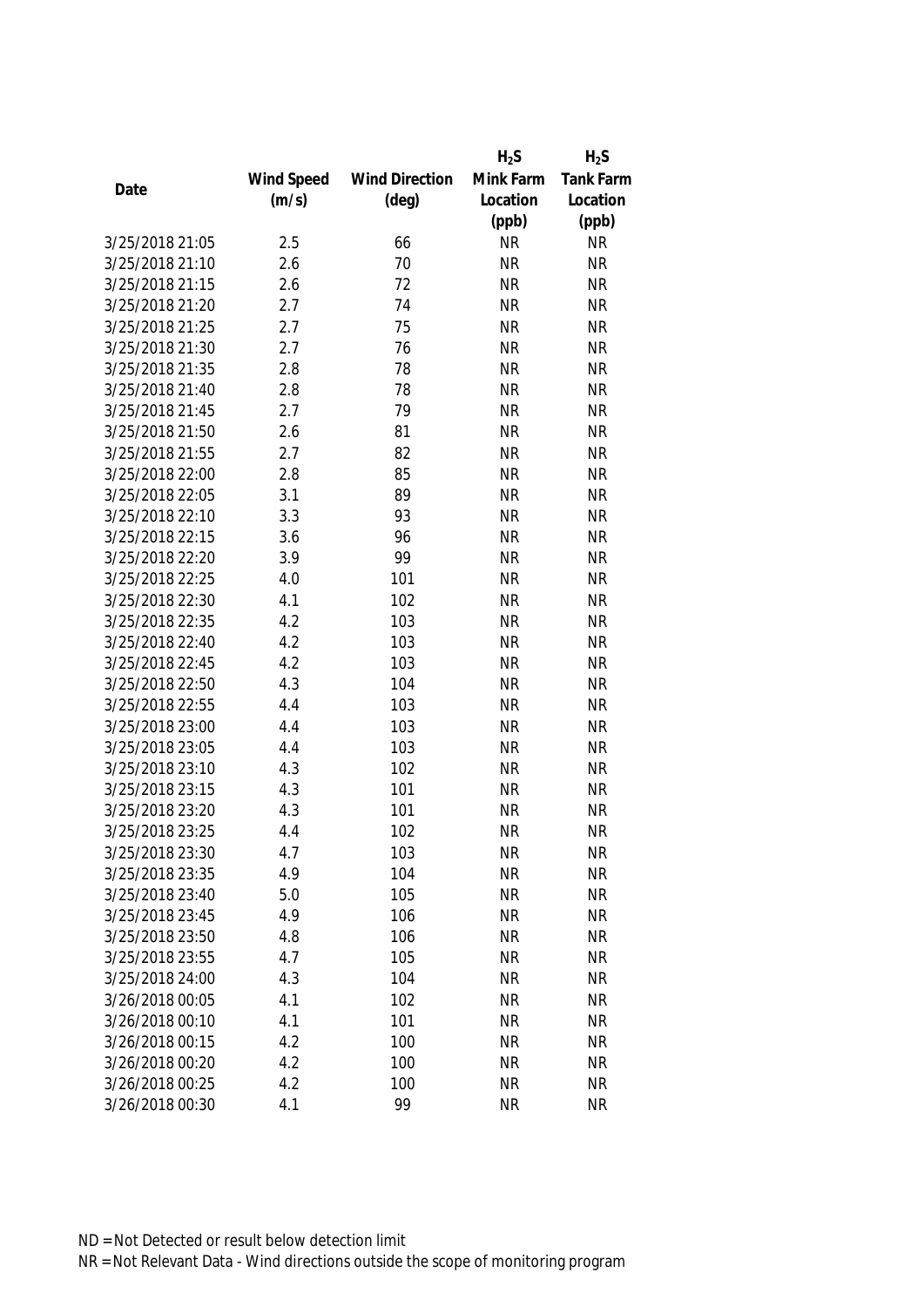| Date | Wind Speed (m/s) | Wind Direction (deg) | $H_2S$ Mink Farm Location (ppb) | $H_2S$ Tank Farm Location (ppb) |
|---|---|---|---|---|
| 3/25/2018 21:05 | 2.5 | 66 | NR | NR |
| 3/25/2018 21:10 | 2.6 | 70 | NR | NR |
| 3/25/2018 21:15 | 2.6 | 72 | NR | NR |
| 3/25/2018 21:20 | 2.7 | 74 | NR | NR |
| 3/25/2018 21:25 | 2.7 | 75 | NR | NR |
| 3/25/2018 21:30 | 2.7 | 76 | NR | NR |
| 3/25/2018 21:35 | 2.8 | 78 | NR | NR |
| 3/25/2018 21:40 | 2.8 | 78 | NR | NR |
| 3/25/2018 21:45 | 2.7 | 79 | NR | NR |
| 3/25/2018 21:50 | 2.6 | 81 | NR | NR |
| 3/25/2018 21:55 | 2.7 | 82 | NR | NR |
| 3/25/2018 22:00 | 2.8 | 85 | NR | NR |
| 3/25/2018 22:05 | 3.1 | 89 | NR | NR |
| 3/25/2018 22:10 | 3.3 | 93 | NR | NR |
| 3/25/2018 22:15 | 3.6 | 96 | NR | NR |
| 3/25/2018 22:20 | 3.9 | 99 | NR | NR |
| 3/25/2018 22:25 | 4.0 | 101 | NR | NR |
| 3/25/2018 22:30 | 4.1 | 102 | NR | NR |
| 3/25/2018 22:35 | 4.2 | 103 | NR | NR |
| 3/25/2018 22:40 | 4.2 | 103 | NR | NR |
| 3/25/2018 22:45 | 4.2 | 103 | NR | NR |
| 3/25/2018 22:50 | 4.3 | 104 | NR | NR |
| 3/25/2018 22:55 | 4.4 | 103 | NR | NR |
| 3/25/2018 23:00 | 4.4 | 103 | NR | NR |
| 3/25/2018 23:05 | 4.4 | 103 | NR | NR |
| 3/25/2018 23:10 | 4.3 | 102 | NR | NR |
| 3/25/2018 23:15 | 4.3 | 101 | NR | NR |
| 3/25/2018 23:20 | 4.3 | 101 | NR | NR |
| 3/25/2018 23:25 | 4.4 | 102 | NR | NR |
| 3/25/2018 23:30 | 4.7 | 103 | NR | NR |
| 3/25/2018 23:35 | 4.9 | 104 | NR | NR |
| 3/25/2018 23:40 | 5.0 | 105 | NR | NR |
| 3/25/2018 23:45 | 4.9 | 106 | NR | NR |
| 3/25/2018 23:50 | 4.8 | 106 | NR | NR |
| 3/25/2018 23:55 | 4.7 | 105 | NR | NR |
| 3/25/2018 24:00 | 4.3 | 104 | NR | NR |
| 3/26/2018 00:05 | 4.1 | 102 | NR | NR |
| 3/26/2018 00:10 | 4.1 | 101 | NR | NR |
| 3/26/2018 00:15 | 4.2 | 100 | NR | NR |
| 3/26/2018 00:20 | 4.2 | 100 | NR | NR |
| 3/26/2018 00:25 | 4.2 | 100 | NR | NR |
| 3/26/2018 00:30 | 4.1 | 99 | NR | NR |

ND = Not Detected or result below detection limit
NR = Not Relevant Data - Wind directions outside the scope of monitoring program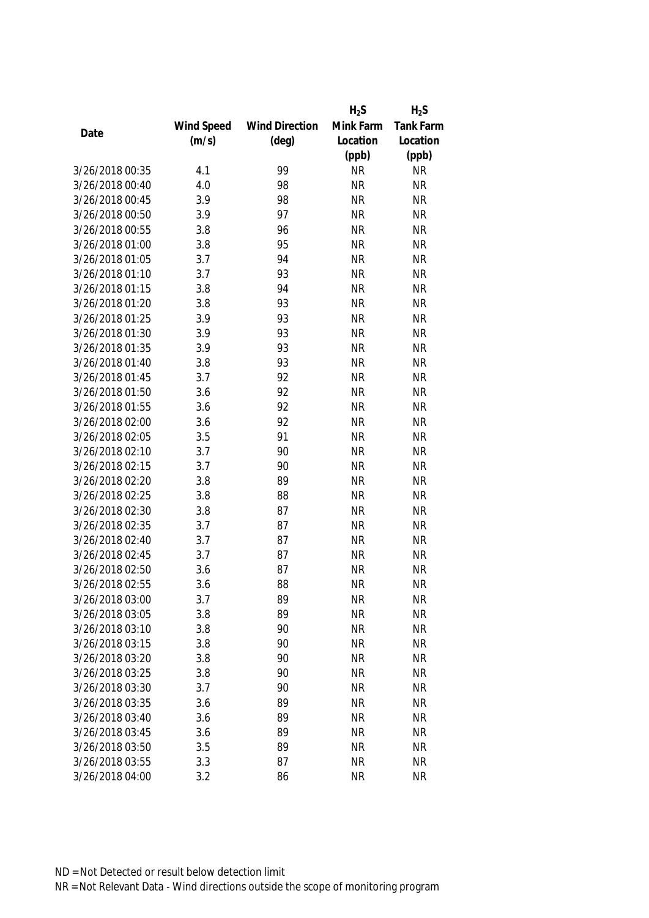| Date | Wind Speed (m/s) | Wind Direction (deg) | $H_2S$ Mink Farm Location (ppb) | $H_2S$ Tank Farm Location (ppb) |
|---|---|---|---|---|
| 3/26/2018 00:35 | 4.1 | 99 | NR | NR |
| 3/26/2018 00:40 | 4.0 | 98 | NR | NR |
| 3/26/2018 00:45 | 3.9 | 98 | NR | NR |
| 3/26/2018 00:50 | 3.9 | 97 | NR | NR |
| 3/26/2018 00:55 | 3.8 | 96 | NR | NR |
| 3/26/2018 01:00 | 3.8 | 95 | NR | NR |
| 3/26/2018 01:05 | 3.7 | 94 | NR | NR |
| 3/26/2018 01:10 | 3.7 | 93 | NR | NR |
| 3/26/2018 01:15 | 3.8 | 94 | NR | NR |
| 3/26/2018 01:20 | 3.8 | 93 | NR | NR |
| 3/26/2018 01:25 | 3.9 | 93 | NR | NR |
| 3/26/2018 01:30 | 3.9 | 93 | NR | NR |
| 3/26/2018 01:35 | 3.9 | 93 | NR | NR |
| 3/26/2018 01:40 | 3.8 | 93 | NR | NR |
| 3/26/2018 01:45 | 3.7 | 92 | NR | NR |
| 3/26/2018 01:50 | 3.6 | 92 | NR | NR |
| 3/26/2018 01:55 | 3.6 | 92 | NR | NR |
| 3/26/2018 02:00 | 3.6 | 92 | NR | NR |
| 3/26/2018 02:05 | 3.5 | 91 | NR | NR |
| 3/26/2018 02:10 | 3.7 | 90 | NR | NR |
| 3/26/2018 02:15 | 3.7 | 90 | NR | NR |
| 3/26/2018 02:20 | 3.8 | 89 | NR | NR |
| 3/26/2018 02:25 | 3.8 | 88 | NR | NR |
| 3/26/2018 02:30 | 3.8 | 87 | NR | NR |
| 3/26/2018 02:35 | 3.7 | 87 | NR | NR |
| 3/26/2018 02:40 | 3.7 | 87 | NR | NR |
| 3/26/2018 02:45 | 3.7 | 87 | NR | NR |
| 3/26/2018 02:50 | 3.6 | 87 | NR | NR |
| 3/26/2018 02:55 | 3.6 | 88 | NR | NR |
| 3/26/2018 03:00 | 3.7 | 89 | NR | NR |
| 3/26/2018 03:05 | 3.8 | 89 | NR | NR |
| 3/26/2018 03:10 | 3.8 | 90 | NR | NR |
| 3/26/2018 03:15 | 3.8 | 90 | NR | NR |
| 3/26/2018 03:20 | 3.8 | 90 | NR | NR |
| 3/26/2018 03:25 | 3.8 | 90 | NR | NR |
| 3/26/2018 03:30 | 3.7 | 90 | NR | NR |
| 3/26/2018 03:35 | 3.6 | 89 | NR | NR |
| 3/26/2018 03:40 | 3.6 | 89 | NR | NR |
| 3/26/2018 03:45 | 3.6 | 89 | NR | NR |
| 3/26/2018 03:50 | 3.5 | 89 | NR | NR |
| 3/26/2018 03:55 | 3.3 | 87 | NR | NR |
| 3/26/2018 04:00 | 3.2 | 86 | NR | NR |

ND = Not Detected or result below detection limit

NR = Not Relevant Data - Wind directions outside the scope of monitoring program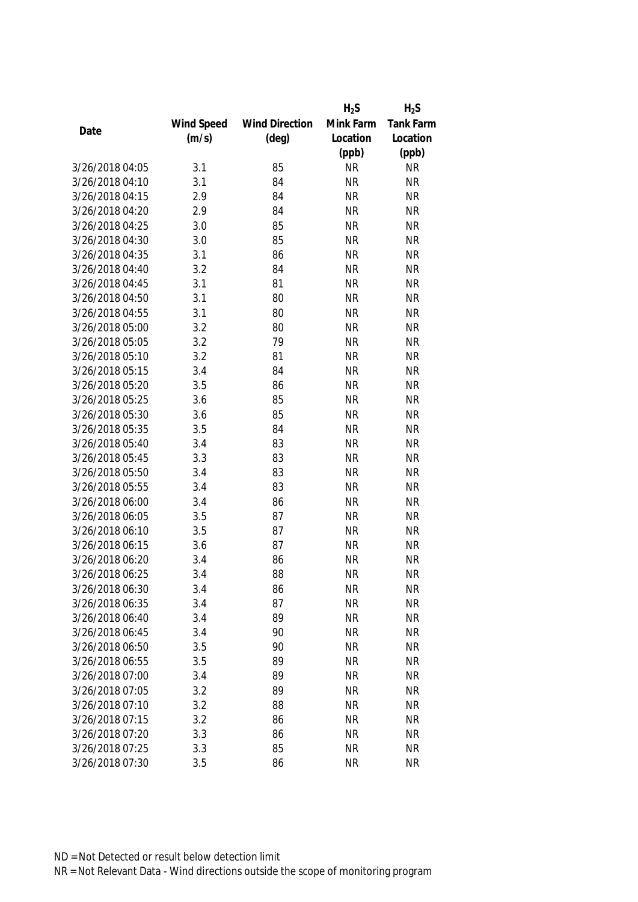| Date | Wind Speed (m/s) | Wind Direction (deg) | $H_2S$ Mink Farm Location (ppb) | $H_2S$ Tank Farm Location (ppb) |
|---|---|---|---|---|
| 3/26/2018 04:05 | 3.1 | 85 | NR | NR |
| 3/26/2018 04:10 | 3.1 | 84 | NR | NR |
| 3/26/2018 04:15 | 2.9 | 84 | NR | NR |
| 3/26/2018 04:20 | 2.9 | 84 | NR | NR |
| 3/26/2018 04:25 | 3.0 | 85 | NR | NR |
| 3/26/2018 04:30 | 3.0 | 85 | NR | NR |
| 3/26/2018 04:35 | 3.1 | 86 | NR | NR |
| 3/26/2018 04:40 | 3.2 | 84 | NR | NR |
| 3/26/2018 04:45 | 3.1 | 81 | NR | NR |
| 3/26/2018 04:50 | 3.1 | 80 | NR | NR |
| 3/26/2018 04:55 | 3.1 | 80 | NR | NR |
| 3/26/2018 05:00 | 3.2 | 80 | NR | NR |
| 3/26/2018 05:05 | 3.2 | 79 | NR | NR |
| 3/26/2018 05:10 | 3.2 | 81 | NR | NR |
| 3/26/2018 05:15 | 3.4 | 84 | NR | NR |
| 3/26/2018 05:20 | 3.5 | 86 | NR | NR |
| 3/26/2018 05:25 | 3.6 | 85 | NR | NR |
| 3/26/2018 05:30 | 3.6 | 85 | NR | NR |
| 3/26/2018 05:35 | 3.5 | 84 | NR | NR |
| 3/26/2018 05:40 | 3.4 | 83 | NR | NR |
| 3/26/2018 05:45 | 3.3 | 83 | NR | NR |
| 3/26/2018 05:50 | 3.4 | 83 | NR | NR |
| 3/26/2018 05:55 | 3.4 | 83 | NR | NR |
| 3/26/2018 06:00 | 3.4 | 86 | NR | NR |
| 3/26/2018 06:05 | 3.5 | 87 | NR | NR |
| 3/26/2018 06:10 | 3.5 | 87 | NR | NR |
| 3/26/2018 06:15 | 3.6 | 87 | NR | NR |
| 3/26/2018 06:20 | 3.4 | 86 | NR | NR |
| 3/26/2018 06:25 | 3.4 | 88 | NR | NR |
| 3/26/2018 06:30 | 3.4 | 86 | NR | NR |
| 3/26/2018 06:35 | 3.4 | 87 | NR | NR |
| 3/26/2018 06:40 | 3.4 | 89 | NR | NR |
| 3/26/2018 06:45 | 3.4 | 90 | NR | NR |
| 3/26/2018 06:50 | 3.5 | 90 | NR | NR |
| 3/26/2018 06:55 | 3.5 | 89 | NR | NR |
| 3/26/2018 07:00 | 3.4 | 89 | NR | NR |
| 3/26/2018 07:05 | 3.2 | 89 | NR | NR |
| 3/26/2018 07:10 | 3.2 | 88 | NR | NR |
| 3/26/2018 07:15 | 3.2 | 86 | NR | NR |
| 3/26/2018 07:20 | 3.3 | 86 | NR | NR |
| 3/26/2018 07:25 | 3.3 | 85 | NR | NR |
| 3/26/2018 07:30 | 3.5 | 86 | NR | NR |

ND = Not Detected or result below detection limit

NR = Not Relevant Data - Wind directions outside the scope of monitoring program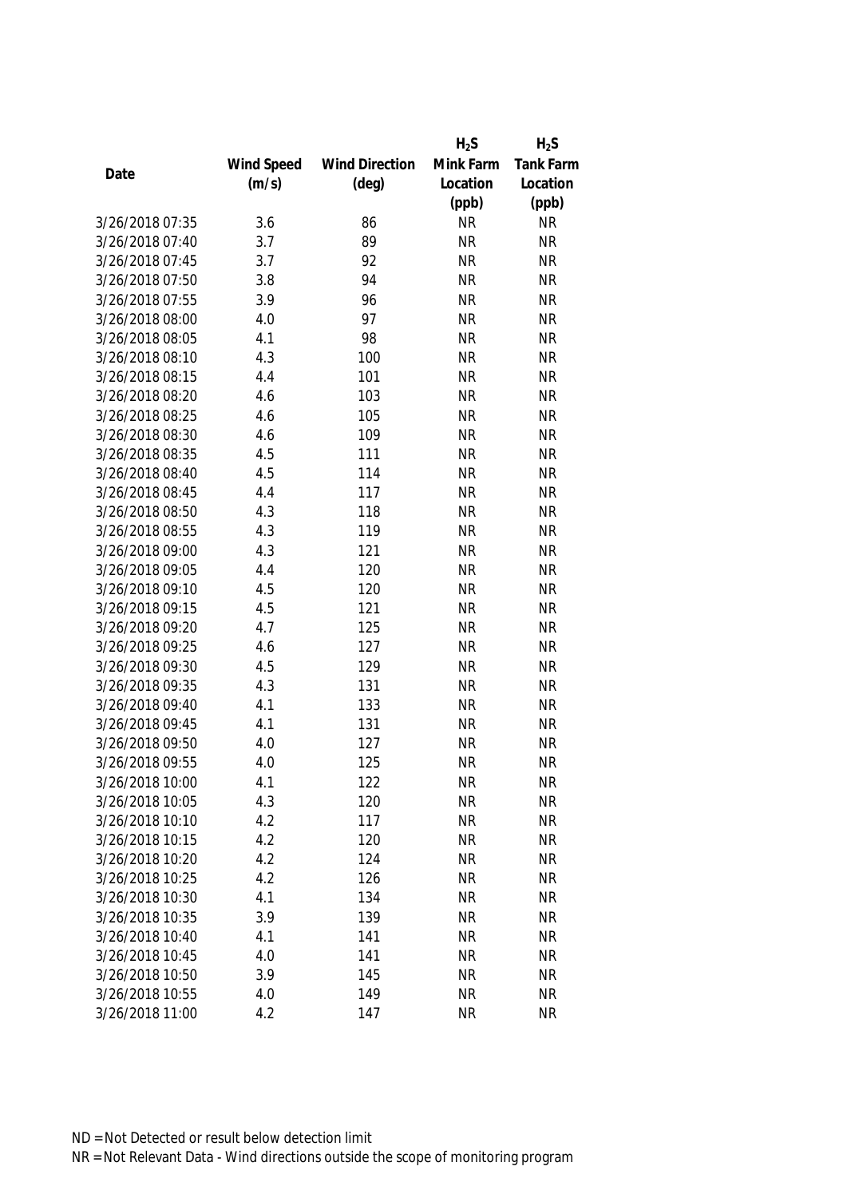| Date | Wind Speed (m/s) | Wind Direction (deg) | $H_2S$ Mink Farm Location (ppb) | $H_2S$ Tank Farm Location (ppb) |
|---|---|---|---|---|
| 3/26/2018 07:35 | 3.6 | 86 | NR | NR |
| 3/26/2018 07:40 | 3.7 | 89 | NR | NR |
| 3/26/2018 07:45 | 3.7 | 92 | NR | NR |
| 3/26/2018 07:50 | 3.8 | 94 | NR | NR |
| 3/26/2018 07:55 | 3.9 | 96 | NR | NR |
| 3/26/2018 08:00 | 4.0 | 97 | NR | NR |
| 3/26/2018 08:05 | 4.1 | 98 | NR | NR |
| 3/26/2018 08:10 | 4.3 | 100 | NR | NR |
| 3/26/2018 08:15 | 4.4 | 101 | NR | NR |
| 3/26/2018 08:20 | 4.6 | 103 | NR | NR |
| 3/26/2018 08:25 | 4.6 | 105 | NR | NR |
| 3/26/2018 08:30 | 4.6 | 109 | NR | NR |
| 3/26/2018 08:35 | 4.5 | 111 | NR | NR |
| 3/26/2018 08:40 | 4.5 | 114 | NR | NR |
| 3/26/2018 08:45 | 4.4 | 117 | NR | NR |
| 3/26/2018 08:50 | 4.3 | 118 | NR | NR |
| 3/26/2018 08:55 | 4.3 | 119 | NR | NR |
| 3/26/2018 09:00 | 4.3 | 121 | NR | NR |
| 3/26/2018 09:05 | 4.4 | 120 | NR | NR |
| 3/26/2018 09:10 | 4.5 | 120 | NR | NR |
| 3/26/2018 09:15 | 4.5 | 121 | NR | NR |
| 3/26/2018 09:20 | 4.7 | 125 | NR | NR |
| 3/26/2018 09:25 | 4.6 | 127 | NR | NR |
| 3/26/2018 09:30 | 4.5 | 129 | NR | NR |
| 3/26/2018 09:35 | 4.3 | 131 | NR | NR |
| 3/26/2018 09:40 | 4.1 | 133 | NR | NR |
| 3/26/2018 09:45 | 4.1 | 131 | NR | NR |
| 3/26/2018 09:50 | 4.0 | 127 | NR | NR |
| 3/26/2018 09:55 | 4.0 | 125 | NR | NR |
| 3/26/2018 10:00 | 4.1 | 122 | NR | NR |
| 3/26/2018 10:05 | 4.3 | 120 | NR | NR |
| 3/26/2018 10:10 | 4.2 | 117 | NR | NR |
| 3/26/2018 10:15 | 4.2 | 120 | NR | NR |
| 3/26/2018 10:20 | 4.2 | 124 | NR | NR |
| 3/26/2018 10:25 | 4.2 | 126 | NR | NR |
| 3/26/2018 10:30 | 4.1 | 134 | NR | NR |
| 3/26/2018 10:35 | 3.9 | 139 | NR | NR |
| 3/26/2018 10:40 | 4.1 | 141 | NR | NR |
| 3/26/2018 10:45 | 4.0 | 141 | NR | NR |
| 3/26/2018 10:50 | 3.9 | 145 | NR | NR |
| 3/26/2018 10:55 | 4.0 | 149 | NR | NR |
| 3/26/2018 11:00 | 4.2 | 147 | NR | NR |

ND = Not Detected or result below detection limit

NR = Not Relevant Data - Wind directions outside the scope of monitoring program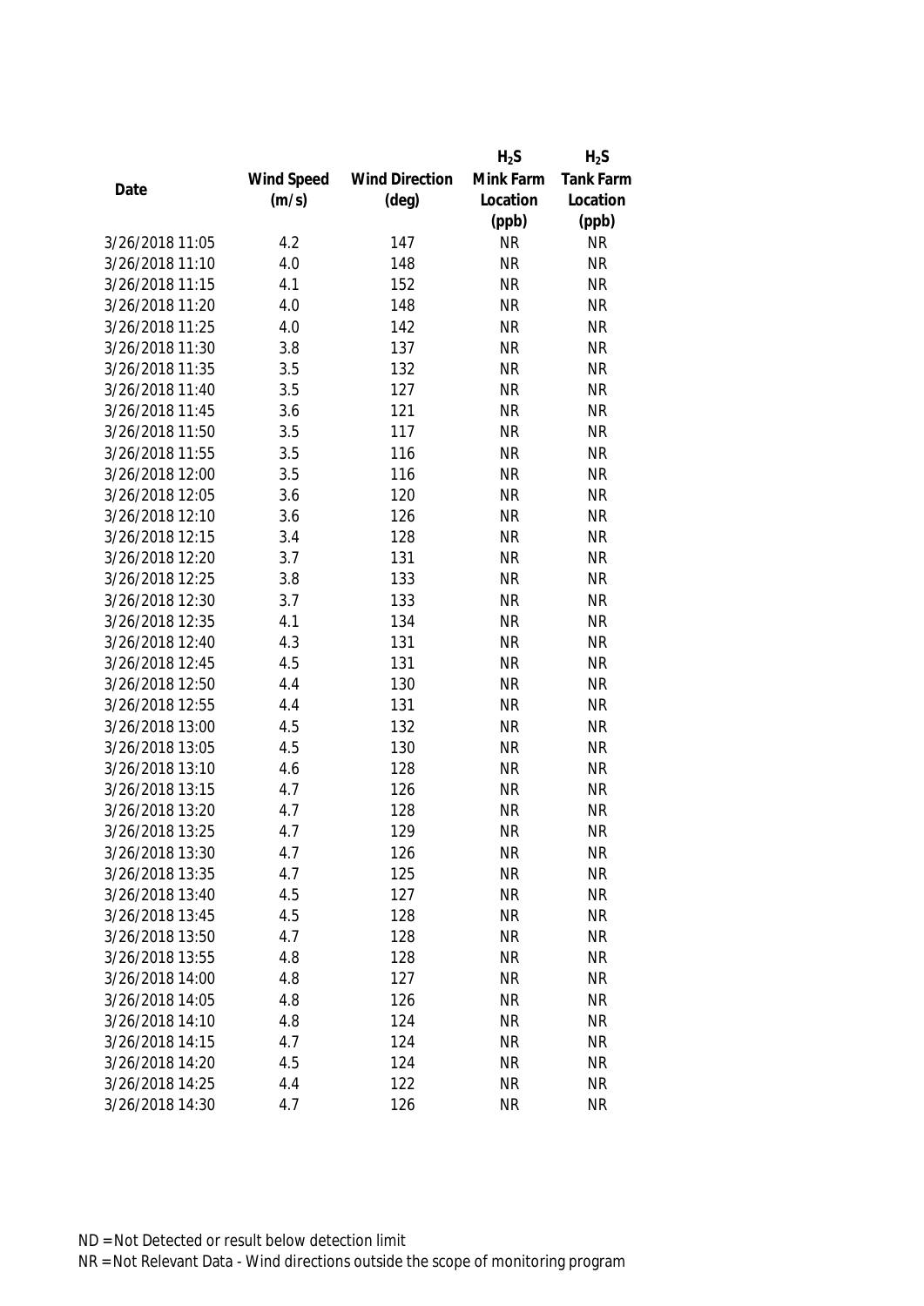| Date | Wind Speed (m/s) | Wind Direction (deg) | $H_2S$ Mink Farm Location (ppb) | $H_2S$ Tank Farm Location (ppb) |
|---|---|---|---|---|
| 3/26/2018 11:05 | 4.2 | 147 | NR | NR |
| 3/26/2018 11:10 | 4.0 | 148 | NR | NR |
| 3/26/2018 11:15 | 4.1 | 152 | NR | NR |
| 3/26/2018 11:20 | 4.0 | 148 | NR | NR |
| 3/26/2018 11:25 | 4.0 | 142 | NR | NR |
| 3/26/2018 11:30 | 3.8 | 137 | NR | NR |
| 3/26/2018 11:35 | 3.5 | 132 | NR | NR |
| 3/26/2018 11:40 | 3.5 | 127 | NR | NR |
| 3/26/2018 11:45 | 3.6 | 121 | NR | NR |
| 3/26/2018 11:50 | 3.5 | 117 | NR | NR |
| 3/26/2018 11:55 | 3.5 | 116 | NR | NR |
| 3/26/2018 12:00 | 3.5 | 116 | NR | NR |
| 3/26/2018 12:05 | 3.6 | 120 | NR | NR |
| 3/26/2018 12:10 | 3.6 | 126 | NR | NR |
| 3/26/2018 12:15 | 3.4 | 128 | NR | NR |
| 3/26/2018 12:20 | 3.7 | 131 | NR | NR |
| 3/26/2018 12:25 | 3.8 | 133 | NR | NR |
| 3/26/2018 12:30 | 3.7 | 133 | NR | NR |
| 3/26/2018 12:35 | 4.1 | 134 | NR | NR |
| 3/26/2018 12:40 | 4.3 | 131 | NR | NR |
| 3/26/2018 12:45 | 4.5 | 131 | NR | NR |
| 3/26/2018 12:50 | 4.4 | 130 | NR | NR |
| 3/26/2018 12:55 | 4.4 | 131 | NR | NR |
| 3/26/2018 13:00 | 4.5 | 132 | NR | NR |
| 3/26/2018 13:05 | 4.5 | 130 | NR | NR |
| 3/26/2018 13:10 | 4.6 | 128 | NR | NR |
| 3/26/2018 13:15 | 4.7 | 126 | NR | NR |
| 3/26/2018 13:20 | 4.7 | 128 | NR | NR |
| 3/26/2018 13:25 | 4.7 | 129 | NR | NR |
| 3/26/2018 13:30 | 4.7 | 126 | NR | NR |
| 3/26/2018 13:35 | 4.7 | 125 | NR | NR |
| 3/26/2018 13:40 | 4.5 | 127 | NR | NR |
| 3/26/2018 13:45 | 4.5 | 128 | NR | NR |
| 3/26/2018 13:50 | 4.7 | 128 | NR | NR |
| 3/26/2018 13:55 | 4.8 | 128 | NR | NR |
| 3/26/2018 14:00 | 4.8 | 127 | NR | NR |
| 3/26/2018 14:05 | 4.8 | 126 | NR | NR |
| 3/26/2018 14:10 | 4.8 | 124 | NR | NR |
| 3/26/2018 14:15 | 4.7 | 124 | NR | NR |
| 3/26/2018 14:20 | 4.5 | 124 | NR | NR |
| 3/26/2018 14:25 | 4.4 | 122 | NR | NR |
| 3/26/2018 14:30 | 4.7 | 126 | NR | NR |

ND = Not Detected or result below detection limit

NR = Not Relevant Data - Wind directions outside the scope of monitoring program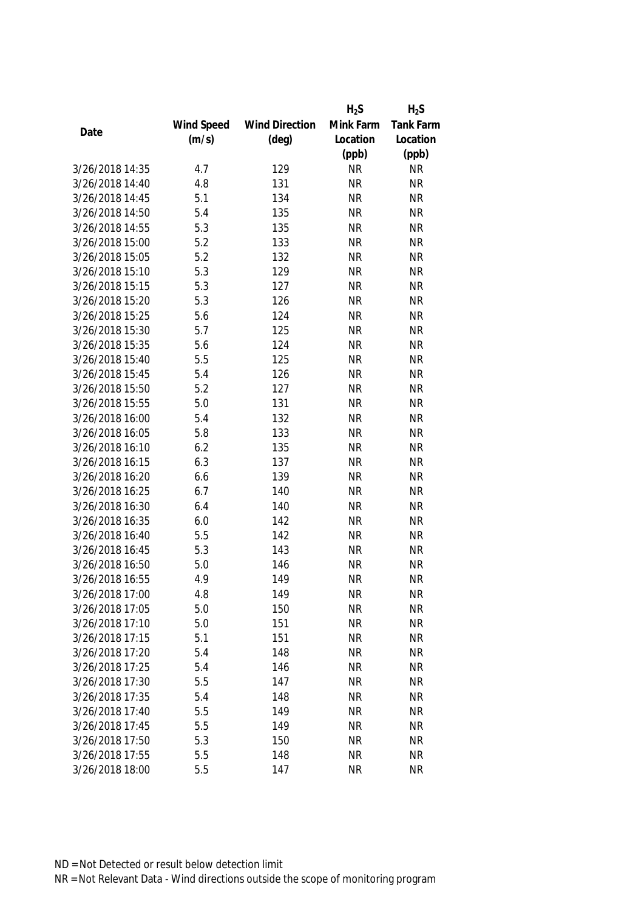| Date | Wind Speed (m/s) | Wind Direction (deg) | $H_2S$ Mink Farm Location (ppb) | $H_2S$ Tank Farm Location (ppb) |
|---|---|---|---|---|
| 3/26/2018 14:35 | 4.7 | 129 | NR | NR |
| 3/26/2018 14:40 | 4.8 | 131 | NR | NR |
| 3/26/2018 14:45 | 5.1 | 134 | NR | NR |
| 3/26/2018 14:50 | 5.4 | 135 | NR | NR |
| 3/26/2018 14:55 | 5.3 | 135 | NR | NR |
| 3/26/2018 15:00 | 5.2 | 133 | NR | NR |
| 3/26/2018 15:05 | 5.2 | 132 | NR | NR |
| 3/26/2018 15:10 | 5.3 | 129 | NR | NR |
| 3/26/2018 15:15 | 5.3 | 127 | NR | NR |
| 3/26/2018 15:20 | 5.3 | 126 | NR | NR |
| 3/26/2018 15:25 | 5.6 | 124 | NR | NR |
| 3/26/2018 15:30 | 5.7 | 125 | NR | NR |
| 3/26/2018 15:35 | 5.6 | 124 | NR | NR |
| 3/26/2018 15:40 | 5.5 | 125 | NR | NR |
| 3/26/2018 15:45 | 5.4 | 126 | NR | NR |
| 3/26/2018 15:50 | 5.2 | 127 | NR | NR |
| 3/26/2018 15:55 | 5.0 | 131 | NR | NR |
| 3/26/2018 16:00 | 5.4 | 132 | NR | NR |
| 3/26/2018 16:05 | 5.8 | 133 | NR | NR |
| 3/26/2018 16:10 | 6.2 | 135 | NR | NR |
| 3/26/2018 16:15 | 6.3 | 137 | NR | NR |
| 3/26/2018 16:20 | 6.6 | 139 | NR | NR |
| 3/26/2018 16:25 | 6.7 | 140 | NR | NR |
| 3/26/2018 16:30 | 6.4 | 140 | NR | NR |
| 3/26/2018 16:35 | 6.0 | 142 | NR | NR |
| 3/26/2018 16:40 | 5.5 | 142 | NR | NR |
| 3/26/2018 16:45 | 5.3 | 143 | NR | NR |
| 3/26/2018 16:50 | 5.0 | 146 | NR | NR |
| 3/26/2018 16:55 | 4.9 | 149 | NR | NR |
| 3/26/2018 17:00 | 4.8 | 149 | NR | NR |
| 3/26/2018 17:05 | 5.0 | 150 | NR | NR |
| 3/26/2018 17:10 | 5.0 | 151 | NR | NR |
| 3/26/2018 17:15 | 5.1 | 151 | NR | NR |
| 3/26/2018 17:20 | 5.4 | 148 | NR | NR |
| 3/26/2018 17:25 | 5.4 | 146 | NR | NR |
| 3/26/2018 17:30 | 5.5 | 147 | NR | NR |
| 3/26/2018 17:35 | 5.4 | 148 | NR | NR |
| 3/26/2018 17:40 | 5.5 | 149 | NR | NR |
| 3/26/2018 17:45 | 5.5 | 149 | NR | NR |
| 3/26/2018 17:50 | 5.3 | 150 | NR | NR |
| 3/26/2018 17:55 | 5.5 | 148 | NR | NR |
| 3/26/2018 18:00 | 5.5 | 147 | NR | NR |

ND = Not Detected or result below detection limit

NR = Not Relevant Data - Wind directions outside the scope of monitoring program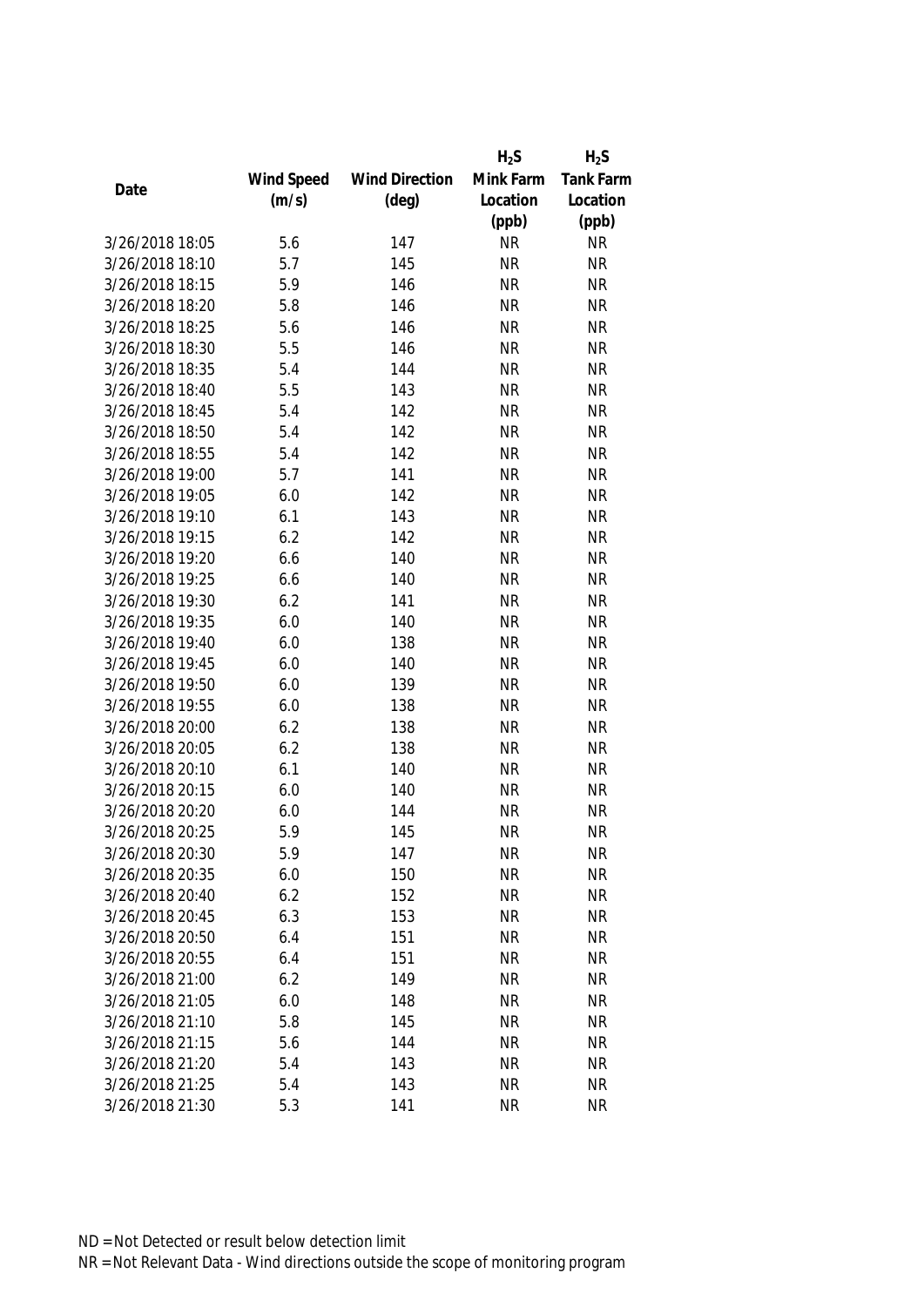| Date | Wind Speed (m/s) | Wind Direction (deg) | $H_2S$ Mink Farm Location (ppb) | $H_2S$ Tank Farm Location (ppb) |
|---|---|---|---|---|
| 3/26/2018 18:05 | 5.6 | 147 | NR | NR |
| 3/26/2018 18:10 | 5.7 | 145 | NR | NR |
| 3/26/2018 18:15 | 5.9 | 146 | NR | NR |
| 3/26/2018 18:20 | 5.8 | 146 | NR | NR |
| 3/26/2018 18:25 | 5.6 | 146 | NR | NR |
| 3/26/2018 18:30 | 5.5 | 146 | NR | NR |
| 3/26/2018 18:35 | 5.4 | 144 | NR | NR |
| 3/26/2018 18:40 | 5.5 | 143 | NR | NR |
| 3/26/2018 18:45 | 5.4 | 142 | NR | NR |
| 3/26/2018 18:50 | 5.4 | 142 | NR | NR |
| 3/26/2018 18:55 | 5.4 | 142 | NR | NR |
| 3/26/2018 19:00 | 5.7 | 141 | NR | NR |
| 3/26/2018 19:05 | 6.0 | 142 | NR | NR |
| 3/26/2018 19:10 | 6.1 | 143 | NR | NR |
| 3/26/2018 19:15 | 6.2 | 142 | NR | NR |
| 3/26/2018 19:20 | 6.6 | 140 | NR | NR |
| 3/26/2018 19:25 | 6.6 | 140 | NR | NR |
| 3/26/2018 19:30 | 6.2 | 141 | NR | NR |
| 3/26/2018 19:35 | 6.0 | 140 | NR | NR |
| 3/26/2018 19:40 | 6.0 | 138 | NR | NR |
| 3/26/2018 19:45 | 6.0 | 140 | NR | NR |
| 3/26/2018 19:50 | 6.0 | 139 | NR | NR |
| 3/26/2018 19:55 | 6.0 | 138 | NR | NR |
| 3/26/2018 20:00 | 6.2 | 138 | NR | NR |
| 3/26/2018 20:05 | 6.2 | 138 | NR | NR |
| 3/26/2018 20:10 | 6.1 | 140 | NR | NR |
| 3/26/2018 20:15 | 6.0 | 140 | NR | NR |
| 3/26/2018 20:20 | 6.0 | 144 | NR | NR |
| 3/26/2018 20:25 | 5.9 | 145 | NR | NR |
| 3/26/2018 20:30 | 5.9 | 147 | NR | NR |
| 3/26/2018 20:35 | 6.0 | 150 | NR | NR |
| 3/26/2018 20:40 | 6.2 | 152 | NR | NR |
| 3/26/2018 20:45 | 6.3 | 153 | NR | NR |
| 3/26/2018 20:50 | 6.4 | 151 | NR | NR |
| 3/26/2018 20:55 | 6.4 | 151 | NR | NR |
| 3/26/2018 21:00 | 6.2 | 149 | NR | NR |
| 3/26/2018 21:05 | 6.0 | 148 | NR | NR |
| 3/26/2018 21:10 | 5.8 | 145 | NR | NR |
| 3/26/2018 21:15 | 5.6 | 144 | NR | NR |
| 3/26/2018 21:20 | 5.4 | 143 | NR | NR |
| 3/26/2018 21:25 | 5.4 | 143 | NR | NR |
| 3/26/2018 21:30 | 5.3 | 141 | NR | NR |

ND = Not Detected or result below detection limit

NR = Not Relevant Data - Wind directions outside the scope of monitoring program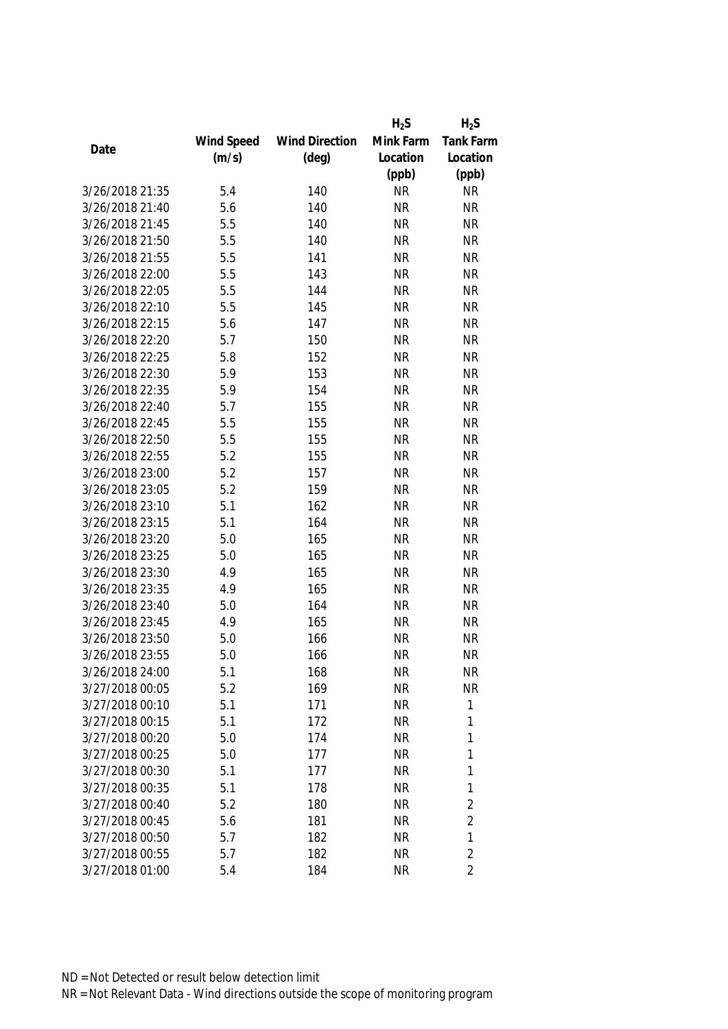| Date | Wind Speed (m/s) | Wind Direction (deg) | $H_2S$ Mink Farm Location (ppb) | $H_2S$ Tank Farm Location (ppb) |
|---|---|---|---|---|
| 3/26/2018 21:35 | 5.4 | 140 | NR | NR |
| 3/26/2018 21:40 | 5.6 | 140 | NR | NR |
| 3/26/2018 21:45 | 5.5 | 140 | NR | NR |
| 3/26/2018 21:50 | 5.5 | 140 | NR | NR |
| 3/26/2018 21:55 | 5.5 | 141 | NR | NR |
| 3/26/2018 22:00 | 5.5 | 143 | NR | NR |
| 3/26/2018 22:05 | 5.5 | 144 | NR | NR |
| 3/26/2018 22:10 | 5.5 | 145 | NR | NR |
| 3/26/2018 22:15 | 5.6 | 147 | NR | NR |
| 3/26/2018 22:20 | 5.7 | 150 | NR | NR |
| 3/26/2018 22:25 | 5.8 | 152 | NR | NR |
| 3/26/2018 22:30 | 5.9 | 153 | NR | NR |
| 3/26/2018 22:35 | 5.9 | 154 | NR | NR |
| 3/26/2018 22:40 | 5.7 | 155 | NR | NR |
| 3/26/2018 22:45 | 5.5 | 155 | NR | NR |
| 3/26/2018 22:50 | 5.5 | 155 | NR | NR |
| 3/26/2018 22:55 | 5.2 | 155 | NR | NR |
| 3/26/2018 23:00 | 5.2 | 157 | NR | NR |
| 3/26/2018 23:05 | 5.2 | 159 | NR | NR |
| 3/26/2018 23:10 | 5.1 | 162 | NR | NR |
| 3/26/2018 23:15 | 5.1 | 164 | NR | NR |
| 3/26/2018 23:20 | 5.0 | 165 | NR | NR |
| 3/26/2018 23:25 | 5.0 | 165 | NR | NR |
| 3/26/2018 23:30 | 4.9 | 165 | NR | NR |
| 3/26/2018 23:35 | 4.9 | 165 | NR | NR |
| 3/26/2018 23:40 | 5.0 | 164 | NR | NR |
| 3/26/2018 23:45 | 4.9 | 165 | NR | NR |
| 3/26/2018 23:50 | 5.0 | 166 | NR | NR |
| 3/26/2018 23:55 | 5.0 | 166 | NR | NR |
| 3/26/2018 24:00 | 5.1 | 168 | NR | NR |
| 3/27/2018 00:05 | 5.2 | 169 | NR | NR |
| 3/27/2018 00:10 | 5.1 | 171 | NR | 1 |
| 3/27/2018 00:15 | 5.1 | 172 | NR | 1 |
| 3/27/2018 00:20 | 5.0 | 174 | NR | 1 |
| 3/27/2018 00:25 | 5.0 | 177 | NR | 1 |
| 3/27/2018 00:30 | 5.1 | 177 | NR | 1 |
| 3/27/2018 00:35 | 5.1 | 178 | NR | 1 |
| 3/27/2018 00:40 | 5.2 | 180 | NR | 2 |
| 3/27/2018 00:45 | 5.6 | 181 | NR | 2 |
| 3/27/2018 00:50 | 5.7 | 182 | NR | 1 |
| 3/27/2018 00:55 | 5.7 | 182 | NR | 2 |
| 3/27/2018 01:00 | 5.4 | 184 | NR | 2 |

ND = Not Detected or result below detection limit

NR = Not Relevant Data - Wind directions outside the scope of monitoring program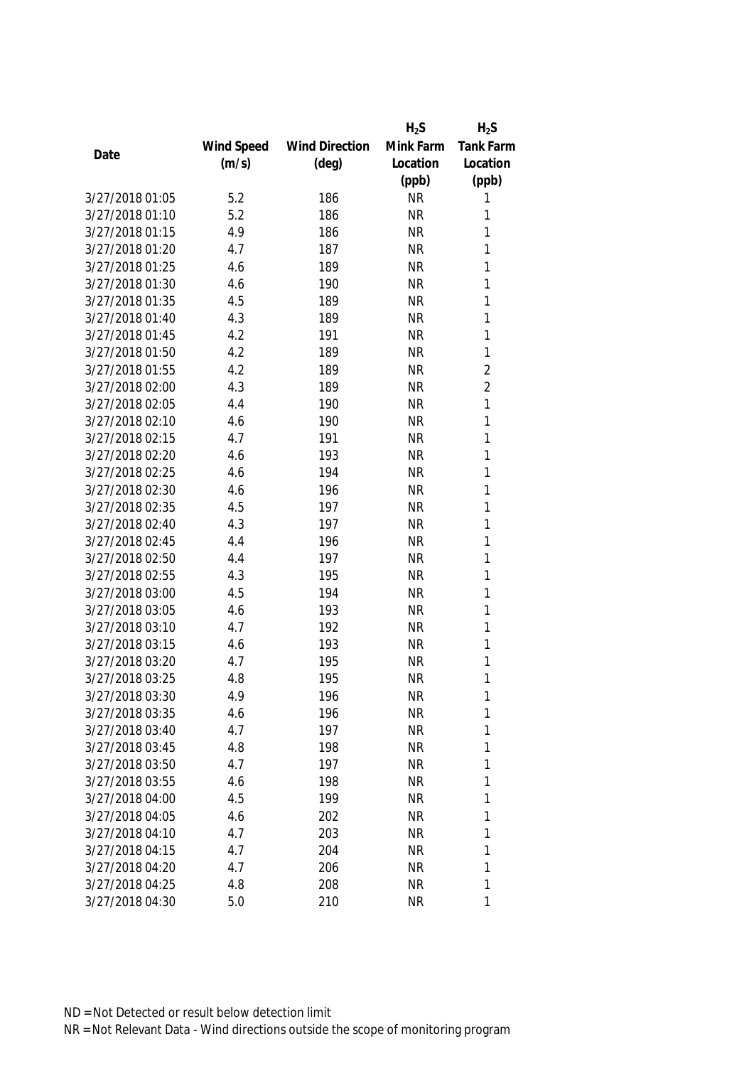| Date | Wind Speed (m/s) | Wind Direction (deg) | $H_2S$ Mink Farm Location (ppb) | $H_2S$ Tank Farm Location (ppb) |
|---|---|---|---|---|
| 3/27/2018 01:05 | 5.2 | 186 | NR | 1 |
| 3/27/2018 01:10 | 5.2 | 186 | NR | 1 |
| 3/27/2018 01:15 | 4.9 | 186 | NR | 1 |
| 3/27/2018 01:20 | 4.7 | 187 | NR | 1 |
| 3/27/2018 01:25 | 4.6 | 189 | NR | 1 |
| 3/27/2018 01:30 | 4.6 | 190 | NR | 1 |
| 3/27/2018 01:35 | 4.5 | 189 | NR | 1 |
| 3/27/2018 01:40 | 4.3 | 189 | NR | 1 |
| 3/27/2018 01:45 | 4.2 | 191 | NR | 1 |
| 3/27/2018 01:50 | 4.2 | 189 | NR | 1 |
| 3/27/2018 01:55 | 4.2 | 189 | NR | 2 |
| 3/27/2018 02:00 | 4.3 | 189 | NR | 2 |
| 3/27/2018 02:05 | 4.4 | 190 | NR | 1 |
| 3/27/2018 02:10 | 4.6 | 190 | NR | 1 |
| 3/27/2018 02:15 | 4.7 | 191 | NR | 1 |
| 3/27/2018 02:20 | 4.6 | 193 | NR | 1 |
| 3/27/2018 02:25 | 4.6 | 194 | NR | 1 |
| 3/27/2018 02:30 | 4.6 | 196 | NR | 1 |
| 3/27/2018 02:35 | 4.5 | 197 | NR | 1 |
| 3/27/2018 02:40 | 4.3 | 197 | NR | 1 |
| 3/27/2018 02:45 | 4.4 | 196 | NR | 1 |
| 3/27/2018 02:50 | 4.4 | 197 | NR | 1 |
| 3/27/2018 02:55 | 4.3 | 195 | NR | 1 |
| 3/27/2018 03:00 | 4.5 | 194 | NR | 1 |
| 3/27/2018 03:05 | 4.6 | 193 | NR | 1 |
| 3/27/2018 03:10 | 4.7 | 192 | NR | 1 |
| 3/27/2018 03:15 | 4.6 | 193 | NR | 1 |
| 3/27/2018 03:20 | 4.7 | 195 | NR | 1 |
| 3/27/2018 03:25 | 4.8 | 195 | NR | 1 |
| 3/27/2018 03:30 | 4.9 | 196 | NR | 1 |
| 3/27/2018 03:35 | 4.6 | 196 | NR | 1 |
| 3/27/2018 03:40 | 4.7 | 197 | NR | 1 |
| 3/27/2018 03:45 | 4.8 | 198 | NR | 1 |
| 3/27/2018 03:50 | 4.7 | 197 | NR | 1 |
| 3/27/2018 03:55 | 4.6 | 198 | NR | 1 |
| 3/27/2018 04:00 | 4.5 | 199 | NR | 1 |
| 3/27/2018 04:05 | 4.6 | 202 | NR | 1 |
| 3/27/2018 04:10 | 4.7 | 203 | NR | 1 |
| 3/27/2018 04:15 | 4.7 | 204 | NR | 1 |
| 3/27/2018 04:20 | 4.7 | 206 | NR | 1 |
| 3/27/2018 04:25 | 4.8 | 208 | NR | 1 |
| 3/27/2018 04:30 | 5.0 | 210 | NR | 1 |

ND = Not Detected or result below detection limit
NR = Not Relevant Data - Wind directions outside the scope of monitoring program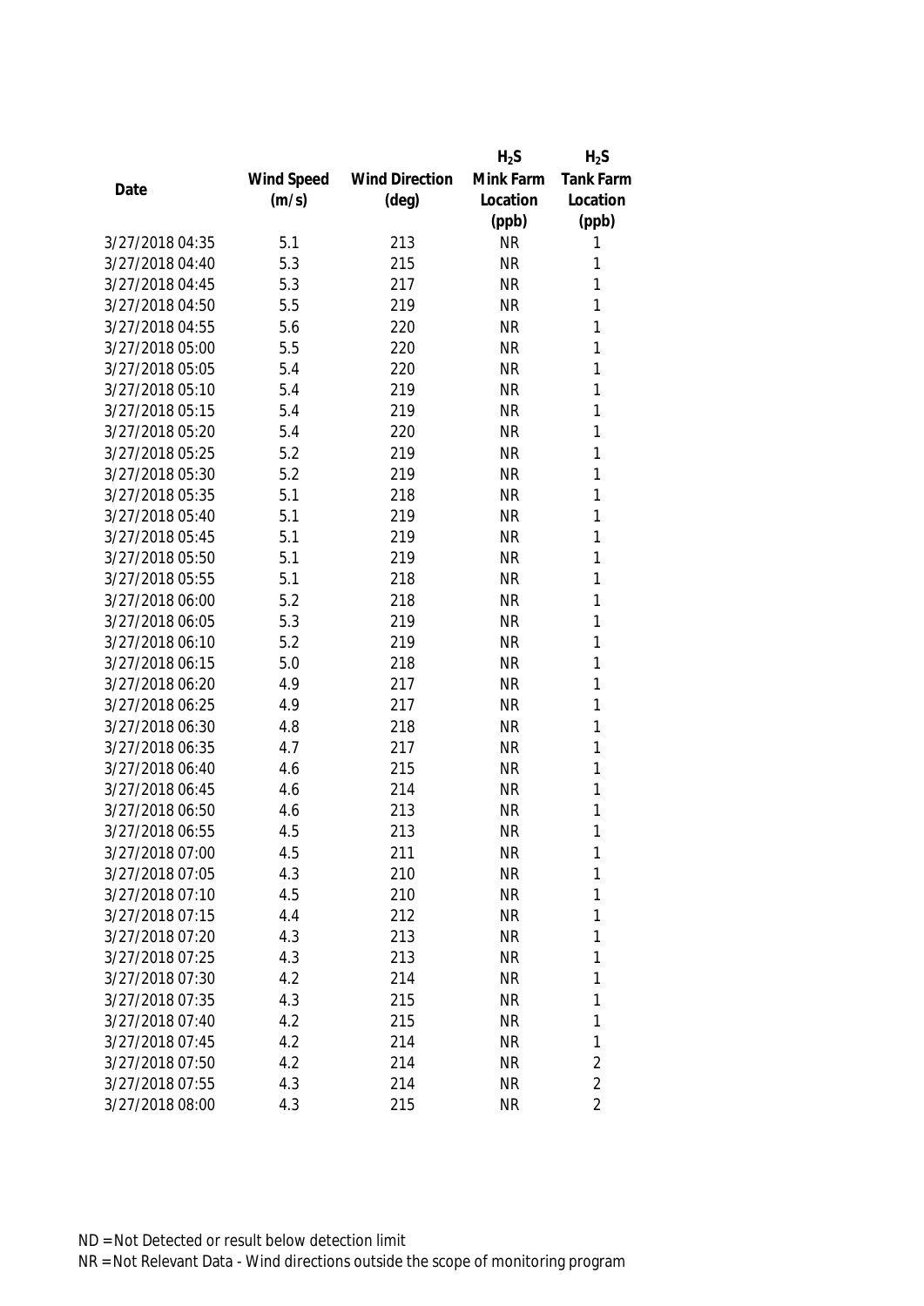| Date | Wind Speed (m/s) | Wind Direction (deg) | $H_2S$ Mink Farm Location (ppb) | $H_2S$ Tank Farm Location (ppb) |
|---|---|---|---|---|
| 3/27/2018 04:35 | 5.1 | 213 | NR | 1 |
| 3/27/2018 04:40 | 5.3 | 215 | NR | 1 |
| 3/27/2018 04:45 | 5.3 | 217 | NR | 1 |
| 3/27/2018 04:50 | 5.5 | 219 | NR | 1 |
| 3/27/2018 04:55 | 5.6 | 220 | NR | 1 |
| 3/27/2018 05:00 | 5.5 | 220 | NR | 1 |
| 3/27/2018 05:05 | 5.4 | 220 | NR | 1 |
| 3/27/2018 05:10 | 5.4 | 219 | NR | 1 |
| 3/27/2018 05:15 | 5.4 | 219 | NR | 1 |
| 3/27/2018 05:20 | 5.4 | 220 | NR | 1 |
| 3/27/2018 05:25 | 5.2 | 219 | NR | 1 |
| 3/27/2018 05:30 | 5.2 | 219 | NR | 1 |
| 3/27/2018 05:35 | 5.1 | 218 | NR | 1 |
| 3/27/2018 05:40 | 5.1 | 219 | NR | 1 |
| 3/27/2018 05:45 | 5.1 | 219 | NR | 1 |
| 3/27/2018 05:50 | 5.1 | 219 | NR | 1 |
| 3/27/2018 05:55 | 5.1 | 218 | NR | 1 |
| 3/27/2018 06:00 | 5.2 | 218 | NR | 1 |
| 3/27/2018 06:05 | 5.3 | 219 | NR | 1 |
| 3/27/2018 06:10 | 5.2 | 219 | NR | 1 |
| 3/27/2018 06:15 | 5.0 | 218 | NR | 1 |
| 3/27/2018 06:20 | 4.9 | 217 | NR | 1 |
| 3/27/2018 06:25 | 4.9 | 217 | NR | 1 |
| 3/27/2018 06:30 | 4.8 | 218 | NR | 1 |
| 3/27/2018 06:35 | 4.7 | 217 | NR | 1 |
| 3/27/2018 06:40 | 4.6 | 215 | NR | 1 |
| 3/27/2018 06:45 | 4.6 | 214 | NR | 1 |
| 3/27/2018 06:50 | 4.6 | 213 | NR | 1 |
| 3/27/2018 06:55 | 4.5 | 213 | NR | 1 |
| 3/27/2018 07:00 | 4.5 | 211 | NR | 1 |
| 3/27/2018 07:05 | 4.3 | 210 | NR | 1 |
| 3/27/2018 07:10 | 4.5 | 210 | NR | 1 |
| 3/27/2018 07:15 | 4.4 | 212 | NR | 1 |
| 3/27/2018 07:20 | 4.3 | 213 | NR | 1 |
| 3/27/2018 07:25 | 4.3 | 213 | NR | 1 |
| 3/27/2018 07:30 | 4.2 | 214 | NR | 1 |
| 3/27/2018 07:35 | 4.3 | 215 | NR | 1 |
| 3/27/2018 07:40 | 4.2 | 215 | NR | 1 |
| 3/27/2018 07:45 | 4.2 | 214 | NR | 1 |
| 3/27/2018 07:50 | 4.2 | 214 | NR | 2 |
| 3/27/2018 07:55 | 4.3 | 214 | NR | 2 |
| 3/27/2018 08:00 | 4.3 | 215 | NR | 2 |

ND = Not Detected or result below detection limit

NR = Not Relevant Data - Wind directions outside the scope of monitoring program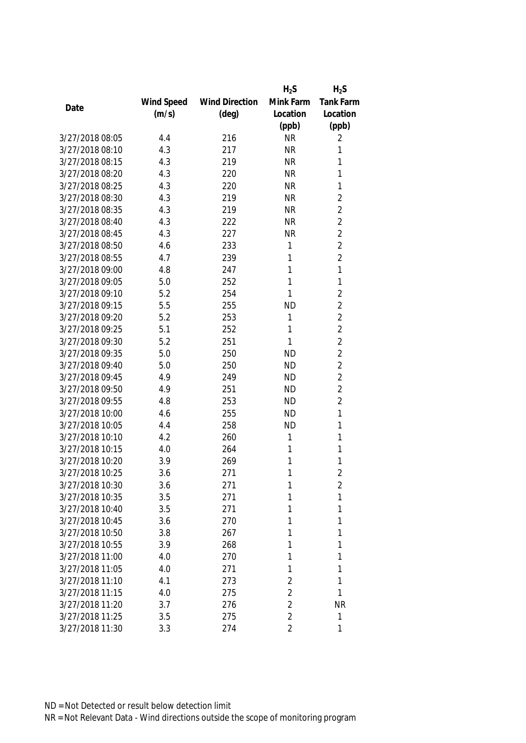| Date | Wind Speed (m/s) | Wind Direction (deg) | $H_2S$ Mink Farm Location (ppb) | $H_2S$ Tank Farm Location (ppb) |
|---|---|---|---|---|
| 3/27/2018 08:05 | 4.4 | 216 | NR | 2 |
| 3/27/2018 08:10 | 4.3 | 217 | NR | 1 |
| 3/27/2018 08:15 | 4.3 | 219 | NR | 1 |
| 3/27/2018 08:20 | 4.3 | 220 | NR | 1 |
| 3/27/2018 08:25 | 4.3 | 220 | NR | 1 |
| 3/27/2018 08:30 | 4.3 | 219 | NR | 2 |
| 3/27/2018 08:35 | 4.3 | 219 | NR | 2 |
| 3/27/2018 08:40 | 4.3 | 222 | NR | 2 |
| 3/27/2018 08:45 | 4.3 | 227 | NR | 2 |
| 3/27/2018 08:50 | 4.6 | 233 | 1 | 2 |
| 3/27/2018 08:55 | 4.7 | 239 | 1 | 2 |
| 3/27/2018 09:00 | 4.8 | 247 | 1 | 1 |
| 3/27/2018 09:05 | 5.0 | 252 | 1 | 1 |
| 3/27/2018 09:10 | 5.2 | 254 | 1 | 2 |
| 3/27/2018 09:15 | 5.5 | 255 | ND | 2 |
| 3/27/2018 09:20 | 5.2 | 253 | 1 | 2 |
| 3/27/2018 09:25 | 5.1 | 252 | 1 | 2 |
| 3/27/2018 09:30 | 5.2 | 251 | 1 | 2 |
| 3/27/2018 09:35 | 5.0 | 250 | ND | 2 |
| 3/27/2018 09:40 | 5.0 | 250 | ND | 2 |
| 3/27/2018 09:45 | 4.9 | 249 | ND | 2 |
| 3/27/2018 09:50 | 4.9 | 251 | ND | 2 |
| 3/27/2018 09:55 | 4.8 | 253 | ND | 2 |
| 3/27/2018 10:00 | 4.6 | 255 | ND | 1 |
| 3/27/2018 10:05 | 4.4 | 258 | ND | 1 |
| 3/27/2018 10:10 | 4.2 | 260 | 1 | 1 |
| 3/27/2018 10:15 | 4.0 | 264 | 1 | 1 |
| 3/27/2018 10:20 | 3.9 | 269 | 1 | 1 |
| 3/27/2018 10:25 | 3.6 | 271 | 1 | 2 |
| 3/27/2018 10:30 | 3.6 | 271 | 1 | 2 |
| 3/27/2018 10:35 | 3.5 | 271 | 1 | 1 |
| 3/27/2018 10:40 | 3.5 | 271 | 1 | 1 |
| 3/27/2018 10:45 | 3.6 | 270 | 1 | 1 |
| 3/27/2018 10:50 | 3.8 | 267 | 1 | 1 |
| 3/27/2018 10:55 | 3.9 | 268 | 1 | 1 |
| 3/27/2018 11:00 | 4.0 | 270 | 1 | 1 |
| 3/27/2018 11:05 | 4.0 | 271 | 1 | 1 |
| 3/27/2018 11:10 | 4.1 | 273 | 2 | 1 |
| 3/27/2018 11:15 | 4.0 | 275 | 2 | 1 |
| 3/27/2018 11:20 | 3.7 | 276 | 2 | NR |
| 3/27/2018 11:25 | 3.5 | 275 | 2 | 1 |
| 3/27/2018 11:30 | 3.3 | 274 | 2 | 1 |

ND = Not Detected or result below detection limit

NR = Not Relevant Data - Wind directions outside the scope of monitoring program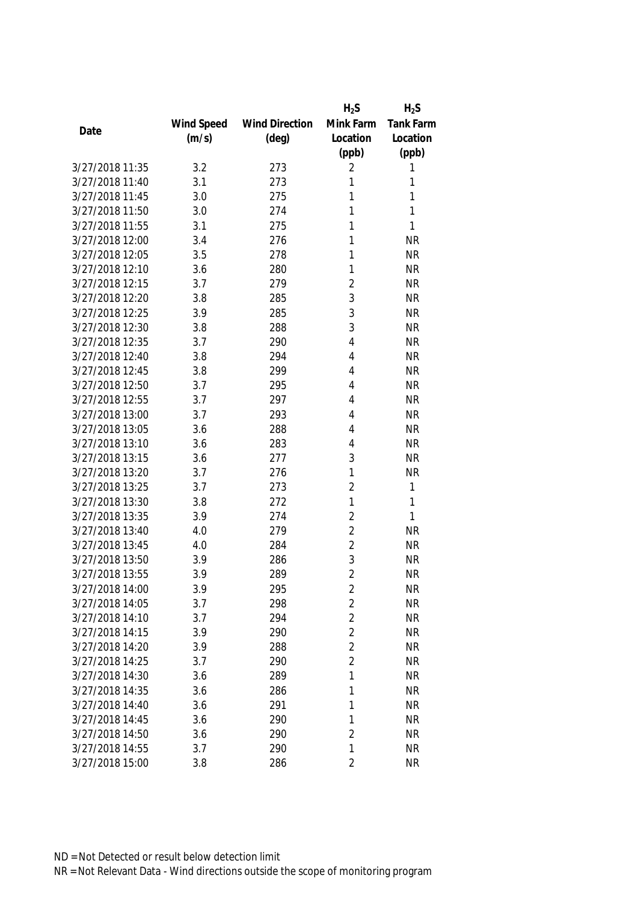| Date | Wind Speed (m/s) | Wind Direction (deg) | $H_2S$ Mink Farm Location (ppb) | $H_2S$ Tank Farm Location (ppb) |
|---|---|---|---|---|
| 3/27/2018 11:35 | 3.2 | 273 | 2 | 1 |
| 3/27/2018 11:40 | 3.1 | 273 | 1 | 1 |
| 3/27/2018 11:45 | 3.0 | 275 | 1 | 1 |
| 3/27/2018 11:50 | 3.0 | 274 | 1 | 1 |
| 3/27/2018 11:55 | 3.1 | 275 | 1 | 1 |
| 3/27/2018 12:00 | 3.4 | 276 | 1 | NR |
| 3/27/2018 12:05 | 3.5 | 278 | 1 | NR |
| 3/27/2018 12:10 | 3.6 | 280 | 1 | NR |
| 3/27/2018 12:15 | 3.7 | 279 | 2 | NR |
| 3/27/2018 12:20 | 3.8 | 285 | 3 | NR |
| 3/27/2018 12:25 | 3.9 | 285 | 3 | NR |
| 3/27/2018 12:30 | 3.8 | 288 | 3 | NR |
| 3/27/2018 12:35 | 3.7 | 290 | 4 | NR |
| 3/27/2018 12:40 | 3.8 | 294 | 4 | NR |
| 3/27/2018 12:45 | 3.8 | 299 | 4 | NR |
| 3/27/2018 12:50 | 3.7 | 295 | 4 | NR |
| 3/27/2018 12:55 | 3.7 | 297 | 4 | NR |
| 3/27/2018 13:00 | 3.7 | 293 | 4 | NR |
| 3/27/2018 13:05 | 3.6 | 288 | 4 | NR |
| 3/27/2018 13:10 | 3.6 | 283 | 4 | NR |
| 3/27/2018 13:15 | 3.6 | 277 | 3 | NR |
| 3/27/2018 13:20 | 3.7 | 276 | 1 | NR |
| 3/27/2018 13:25 | 3.7 | 273 | 2 | 1 |
| 3/27/2018 13:30 | 3.8 | 272 | 1 | 1 |
| 3/27/2018 13:35 | 3.9 | 274 | 2 | 1 |
| 3/27/2018 13:40 | 4.0 | 279 | 2 | NR |
| 3/27/2018 13:45 | 4.0 | 284 | 2 | NR |
| 3/27/2018 13:50 | 3.9 | 286 | 3 | NR |
| 3/27/2018 13:55 | 3.9 | 289 | 2 | NR |
| 3/27/2018 14:00 | 3.9 | 295 | 2 | NR |
| 3/27/2018 14:05 | 3.7 | 298 | 2 | NR |
| 3/27/2018 14:10 | 3.7 | 294 | 2 | NR |
| 3/27/2018 14:15 | 3.9 | 290 | 2 | NR |
| 3/27/2018 14:20 | 3.9 | 288 | 2 | NR |
| 3/27/2018 14:25 | 3.7 | 290 | 2 | NR |
| 3/27/2018 14:30 | 3.6 | 289 | 1 | NR |
| 3/27/2018 14:35 | 3.6 | 286 | 1 | NR |
| 3/27/2018 14:40 | 3.6 | 291 | 1 | NR |
| 3/27/2018 14:45 | 3.6 | 290 | 1 | NR |
| 3/27/2018 14:50 | 3.6 | 290 | 2 | NR |
| 3/27/2018 14:55 | 3.7 | 290 | 1 | NR |
| 3/27/2018 15:00 | 3.8 | 286 | 2 | NR |

ND = Not Detected or result below detection limit

NR = Not Relevant Data - Wind directions outside the scope of monitoring program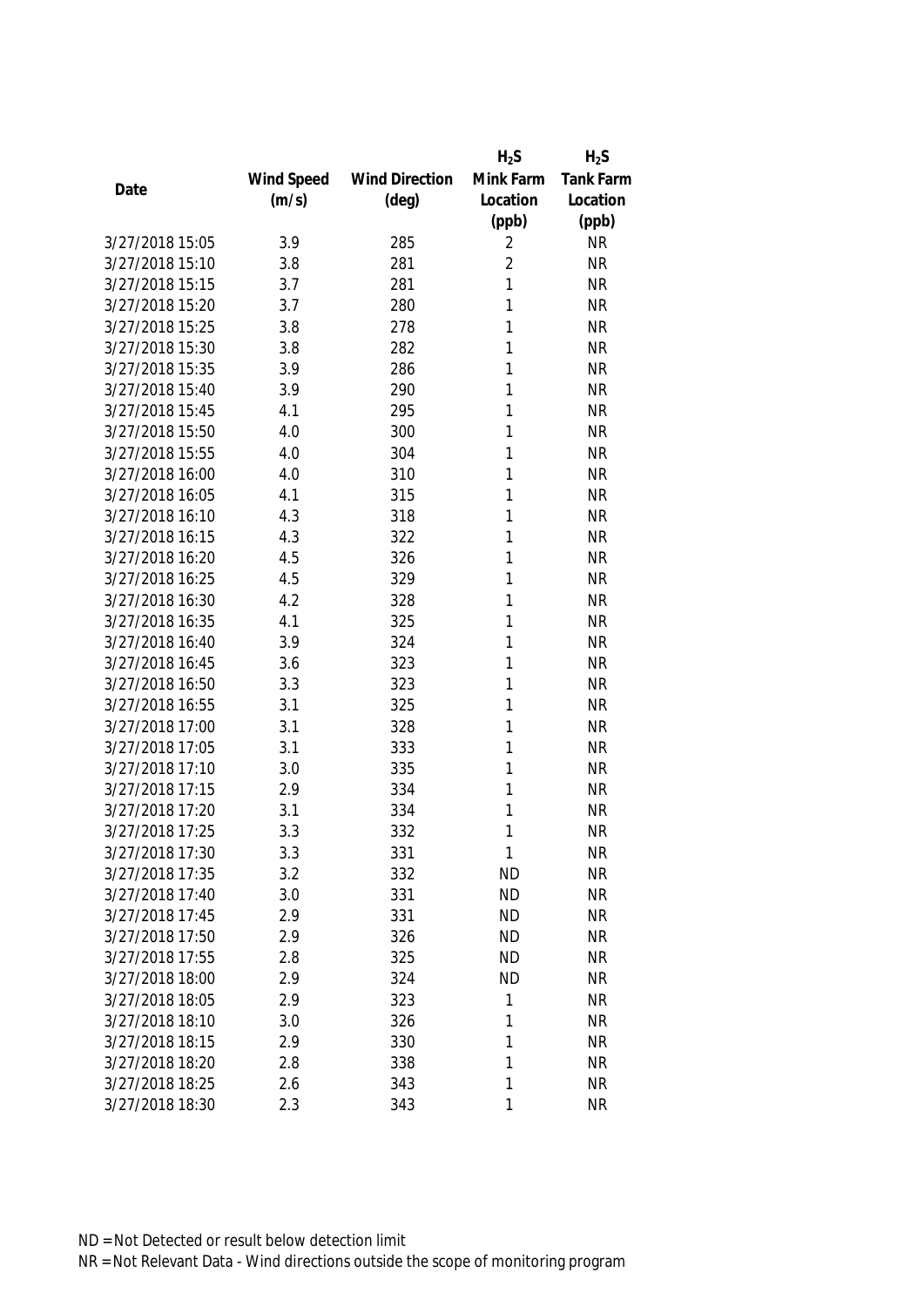| Date | Wind Speed (m/s) | Wind Direction (deg) | $H_2S$ Mink Farm Location (ppb) | $H_2S$ Tank Farm Location (ppb) |
|---|---|---|---|---|
| 3/27/2018 15:05 | 3.9 | 285 | 2 | NR |
| 3/27/2018 15:10 | 3.8 | 281 | 2 | NR |
| 3/27/2018 15:15 | 3.7 | 281 | 1 | NR |
| 3/27/2018 15:20 | 3.7 | 280 | 1 | NR |
| 3/27/2018 15:25 | 3.8 | 278 | 1 | NR |
| 3/27/2018 15:30 | 3.8 | 282 | 1 | NR |
| 3/27/2018 15:35 | 3.9 | 286 | 1 | NR |
| 3/27/2018 15:40 | 3.9 | 290 | 1 | NR |
| 3/27/2018 15:45 | 4.1 | 295 | 1 | NR |
| 3/27/2018 15:50 | 4.0 | 300 | 1 | NR |
| 3/27/2018 15:55 | 4.0 | 304 | 1 | NR |
| 3/27/2018 16:00 | 4.0 | 310 | 1 | NR |
| 3/27/2018 16:05 | 4.1 | 315 | 1 | NR |
| 3/27/2018 16:10 | 4.3 | 318 | 1 | NR |
| 3/27/2018 16:15 | 4.3 | 322 | 1 | NR |
| 3/27/2018 16:20 | 4.5 | 326 | 1 | NR |
| 3/27/2018 16:25 | 4.5 | 329 | 1 | NR |
| 3/27/2018 16:30 | 4.2 | 328 | 1 | NR |
| 3/27/2018 16:35 | 4.1 | 325 | 1 | NR |
| 3/27/2018 16:40 | 3.9 | 324 | 1 | NR |
| 3/27/2018 16:45 | 3.6 | 323 | 1 | NR |
| 3/27/2018 16:50 | 3.3 | 323 | 1 | NR |
| 3/27/2018 16:55 | 3.1 | 325 | 1 | NR |
| 3/27/2018 17:00 | 3.1 | 328 | 1 | NR |
| 3/27/2018 17:05 | 3.1 | 333 | 1 | NR |
| 3/27/2018 17:10 | 3.0 | 335 | 1 | NR |
| 3/27/2018 17:15 | 2.9 | 334 | 1 | NR |
| 3/27/2018 17:20 | 3.1 | 334 | 1 | NR |
| 3/27/2018 17:25 | 3.3 | 332 | 1 | NR |
| 3/27/2018 17:30 | 3.3 | 331 | 1 | NR |
| 3/27/2018 17:35 | 3.2 | 332 | ND | NR |
| 3/27/2018 17:40 | 3.0 | 331 | ND | NR |
| 3/27/2018 17:45 | 2.9 | 331 | ND | NR |
| 3/27/2018 17:50 | 2.9 | 326 | ND | NR |
| 3/27/2018 17:55 | 2.8 | 325 | ND | NR |
| 3/27/2018 18:00 | 2.9 | 324 | ND | NR |
| 3/27/2018 18:05 | 2.9 | 323 | 1 | NR |
| 3/27/2018 18:10 | 3.0 | 326 | 1 | NR |
| 3/27/2018 18:15 | 2.9 | 330 | 1 | NR |
| 3/27/2018 18:20 | 2.8 | 338 | 1 | NR |
| 3/27/2018 18:25 | 2.6 | 343 | 1 | NR |
| 3/27/2018 18:30 | 2.3 | 343 | 1 | NR |

ND = Not Detected or result below detection limit

NR = Not Relevant Data - Wind directions outside the scope of monitoring program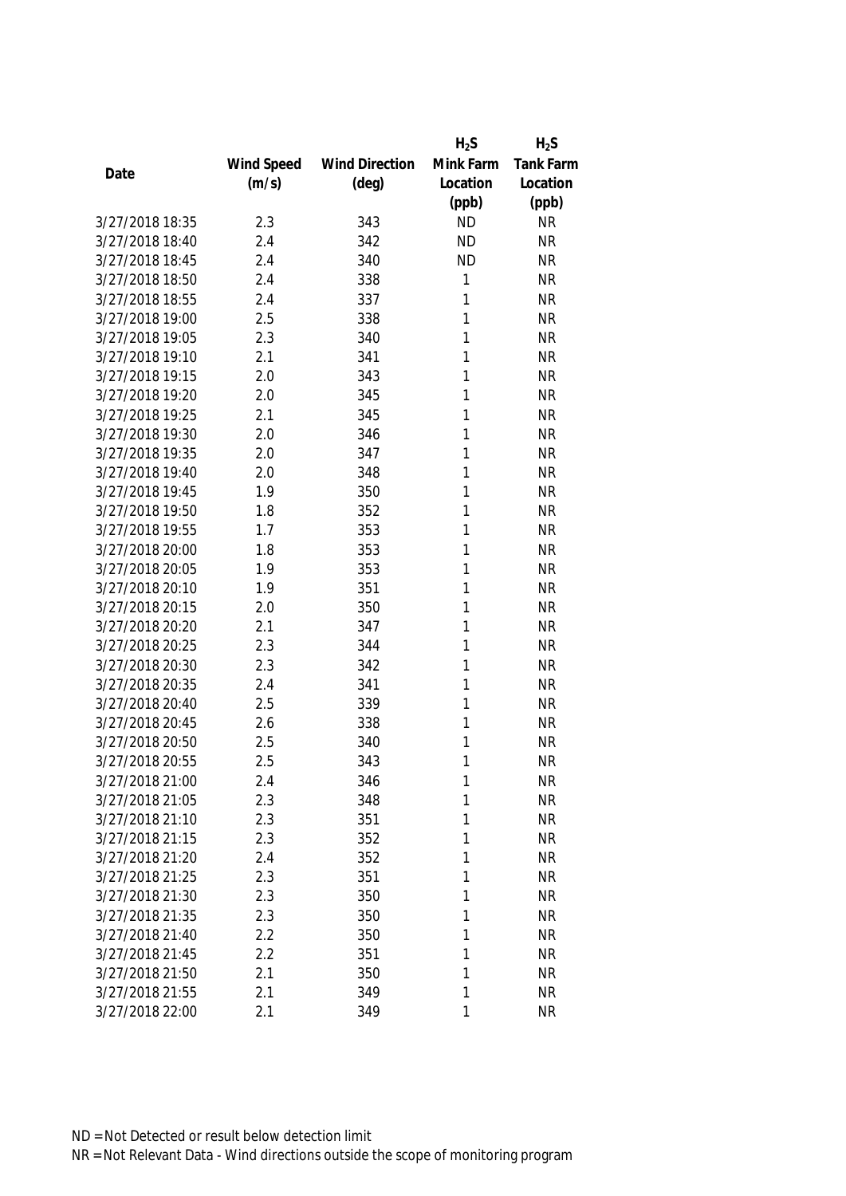| Date | Wind Speed (m/s) | Wind Direction (deg) | $H_2S$ Mink Farm Location (ppb) | $H_2S$ Tank Farm Location (ppb) |
|---|---|---|---|---|
| 3/27/2018 18:35 | 2.3 | 343 | ND | NR |
| 3/27/2018 18:40 | 2.4 | 342 | ND | NR |
| 3/27/2018 18:45 | 2.4 | 340 | ND | NR |
| 3/27/2018 18:50 | 2.4 | 338 | 1 | NR |
| 3/27/2018 18:55 | 2.4 | 337 | 1 | NR |
| 3/27/2018 19:00 | 2.5 | 338 | 1 | NR |
| 3/27/2018 19:05 | 2.3 | 340 | 1 | NR |
| 3/27/2018 19:10 | 2.1 | 341 | 1 | NR |
| 3/27/2018 19:15 | 2.0 | 343 | 1 | NR |
| 3/27/2018 19:20 | 2.0 | 345 | 1 | NR |
| 3/27/2018 19:25 | 2.1 | 345 | 1 | NR |
| 3/27/2018 19:30 | 2.0 | 346 | 1 | NR |
| 3/27/2018 19:35 | 2.0 | 347 | 1 | NR |
| 3/27/2018 19:40 | 2.0 | 348 | 1 | NR |
| 3/27/2018 19:45 | 1.9 | 350 | 1 | NR |
| 3/27/2018 19:50 | 1.8 | 352 | 1 | NR |
| 3/27/2018 19:55 | 1.7 | 353 | 1 | NR |
| 3/27/2018 20:00 | 1.8 | 353 | 1 | NR |
| 3/27/2018 20:05 | 1.9 | 353 | 1 | NR |
| 3/27/2018 20:10 | 1.9 | 351 | 1 | NR |
| 3/27/2018 20:15 | 2.0 | 350 | 1 | NR |
| 3/27/2018 20:20 | 2.1 | 347 | 1 | NR |
| 3/27/2018 20:25 | 2.3 | 344 | 1 | NR |
| 3/27/2018 20:30 | 2.3 | 342 | 1 | NR |
| 3/27/2018 20:35 | 2.4 | 341 | 1 | NR |
| 3/27/2018 20:40 | 2.5 | 339 | 1 | NR |
| 3/27/2018 20:45 | 2.6 | 338 | 1 | NR |
| 3/27/2018 20:50 | 2.5 | 340 | 1 | NR |
| 3/27/2018 20:55 | 2.5 | 343 | 1 | NR |
| 3/27/2018 21:00 | 2.4 | 346 | 1 | NR |
| 3/27/2018 21:05 | 2.3 | 348 | 1 | NR |
| 3/27/2018 21:10 | 2.3 | 351 | 1 | NR |
| 3/27/2018 21:15 | 2.3 | 352 | 1 | NR |
| 3/27/2018 21:20 | 2.4 | 352 | 1 | NR |
| 3/27/2018 21:25 | 2.3 | 351 | 1 | NR |
| 3/27/2018 21:30 | 2.3 | 350 | 1 | NR |
| 3/27/2018 21:35 | 2.3 | 350 | 1 | NR |
| 3/27/2018 21:40 | 2.2 | 350 | 1 | NR |
| 3/27/2018 21:45 | 2.2 | 351 | 1 | NR |
| 3/27/2018 21:50 | 2.1 | 350 | 1 | NR |
| 3/27/2018 21:55 | 2.1 | 349 | 1 | NR |
| 3/27/2018 22:00 | 2.1 | 349 | 1 | NR |

ND = Not Detected or result below detection limit

NR = Not Relevant Data - Wind directions outside the scope of monitoring program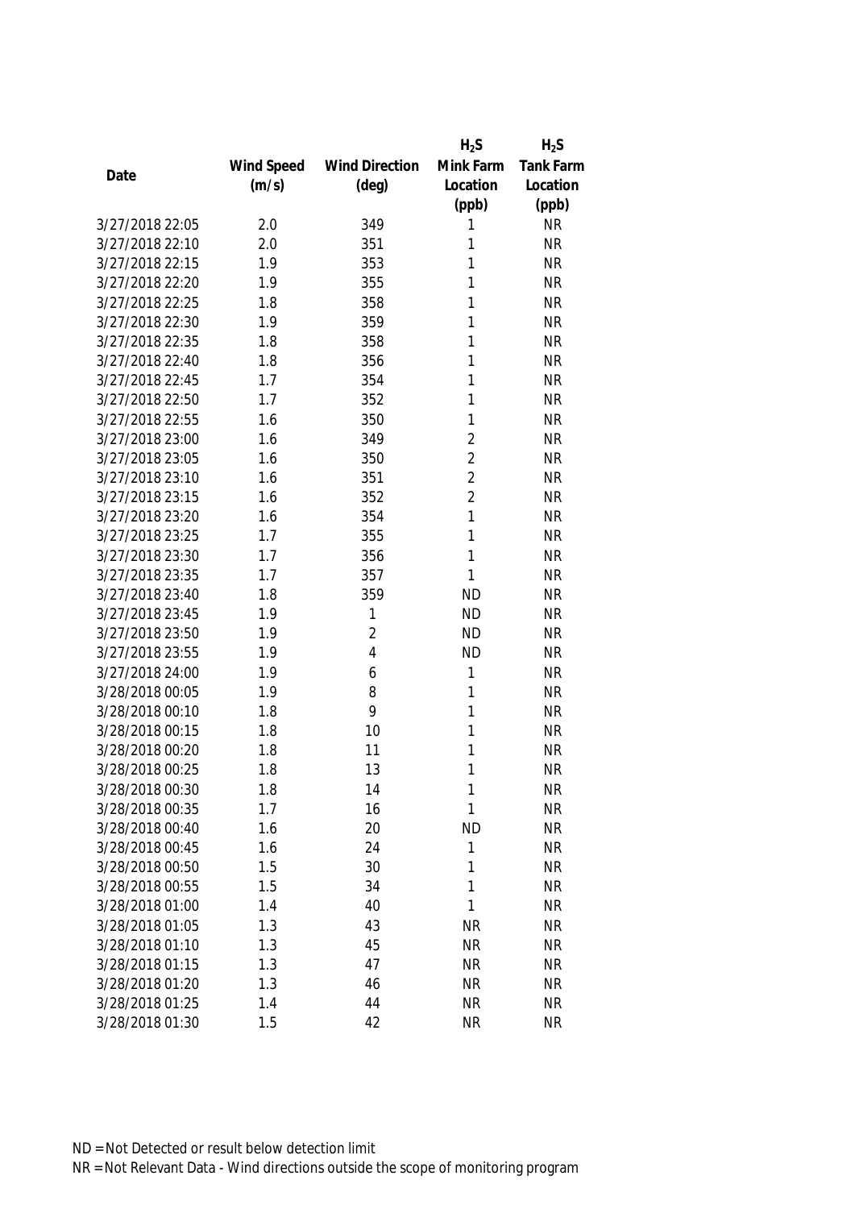| Date | Wind Speed (m/s) | Wind Direction (deg) | $H_2S$ Mink Farm Location (ppb) | $H_2S$ Tank Farm Location (ppb) |
|---|---|---|---|---|
| 3/27/2018 22:05 | 2.0 | 349 | 1 | NR |
| 3/27/2018 22:10 | 2.0 | 351 | 1 | NR |
| 3/27/2018 22:15 | 1.9 | 353 | 1 | NR |
| 3/27/2018 22:20 | 1.9 | 355 | 1 | NR |
| 3/27/2018 22:25 | 1.8 | 358 | 1 | NR |
| 3/27/2018 22:30 | 1.9 | 359 | 1 | NR |
| 3/27/2018 22:35 | 1.8 | 358 | 1 | NR |
| 3/27/2018 22:40 | 1.8 | 356 | 1 | NR |
| 3/27/2018 22:45 | 1.7 | 354 | 1 | NR |
| 3/27/2018 22:50 | 1.7 | 352 | 1 | NR |
| 3/27/2018 22:55 | 1.6 | 350 | 1 | NR |
| 3/27/2018 23:00 | 1.6 | 349 | 2 | NR |
| 3/27/2018 23:05 | 1.6 | 350 | 2 | NR |
| 3/27/2018 23:10 | 1.6 | 351 | 2 | NR |
| 3/27/2018 23:15 | 1.6 | 352 | 2 | NR |
| 3/27/2018 23:20 | 1.6 | 354 | 1 | NR |
| 3/27/2018 23:25 | 1.7 | 355 | 1 | NR |
| 3/27/2018 23:30 | 1.7 | 356 | 1 | NR |
| 3/27/2018 23:35 | 1.7 | 357 | 1 | NR |
| 3/27/2018 23:40 | 1.8 | 359 | ND | NR |
| 3/27/2018 23:45 | 1.9 | 1 | ND | NR |
| 3/27/2018 23:50 | 1.9 | 2 | ND | NR |
| 3/27/2018 23:55 | 1.9 | 4 | ND | NR |
| 3/27/2018 24:00 | 1.9 | 6 | 1 | NR |
| 3/28/2018 00:05 | 1.9 | 8 | 1 | NR |
| 3/28/2018 00:10 | 1.8 | 9 | 1 | NR |
| 3/28/2018 00:15 | 1.8 | 10 | 1 | NR |
| 3/28/2018 00:20 | 1.8 | 11 | 1 | NR |
| 3/28/2018 00:25 | 1.8 | 13 | 1 | NR |
| 3/28/2018 00:30 | 1.8 | 14 | 1 | NR |
| 3/28/2018 00:35 | 1.7 | 16 | 1 | NR |
| 3/28/2018 00:40 | 1.6 | 20 | ND | NR |
| 3/28/2018 00:45 | 1.6 | 24 | 1 | NR |
| 3/28/2018 00:50 | 1.5 | 30 | 1 | NR |
| 3/28/2018 00:55 | 1.5 | 34 | 1 | NR |
| 3/28/2018 01:00 | 1.4 | 40 | 1 | NR |
| 3/28/2018 01:05 | 1.3 | 43 | NR | NR |
| 3/28/2018 01:10 | 1.3 | 45 | NR | NR |
| 3/28/2018 01:15 | 1.3 | 47 | NR | NR |
| 3/28/2018 01:20 | 1.3 | 46 | NR | NR |
| 3/28/2018 01:25 | 1.4 | 44 | NR | NR |
| 3/28/2018 01:30 | 1.5 | 42 | NR | NR |

ND = Not Detected or result below detection limit

NR = Not Relevant Data - Wind directions outside the scope of monitoring program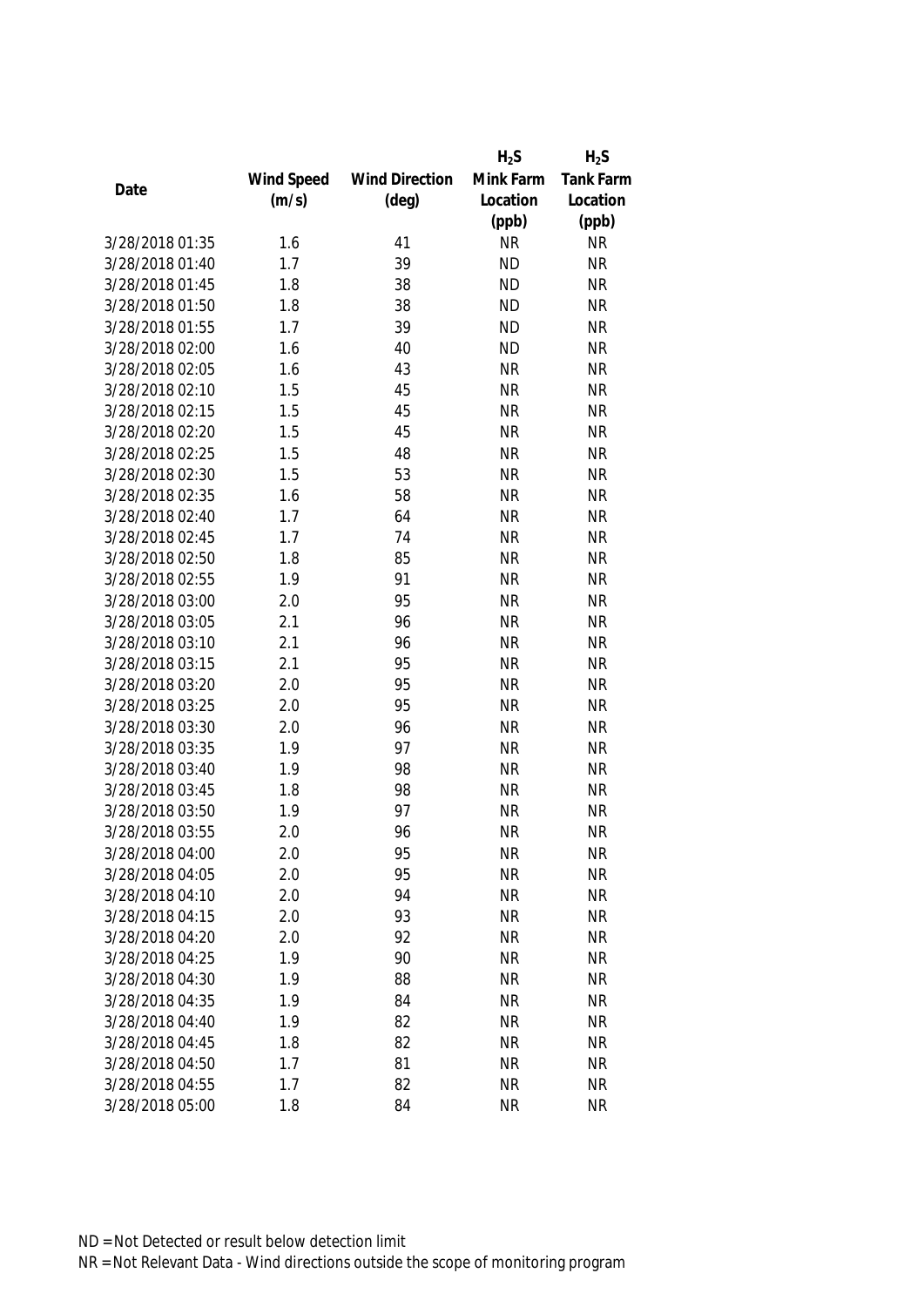| Date | Wind Speed (m/s) | Wind Direction (deg) | $H_2S$ Mink Farm Location (ppb) | $H_2S$ Tank Farm Location (ppb) |
|---|---|---|---|---|
| 3/28/2018 01:35 | 1.6 | 41 | NR | NR |
| 3/28/2018 01:40 | 1.7 | 39 | ND | NR |
| 3/28/2018 01:45 | 1.8 | 38 | ND | NR |
| 3/28/2018 01:50 | 1.8 | 38 | ND | NR |
| 3/28/2018 01:55 | 1.7 | 39 | ND | NR |
| 3/28/2018 02:00 | 1.6 | 40 | ND | NR |
| 3/28/2018 02:05 | 1.6 | 43 | NR | NR |
| 3/28/2018 02:10 | 1.5 | 45 | NR | NR |
| 3/28/2018 02:15 | 1.5 | 45 | NR | NR |
| 3/28/2018 02:20 | 1.5 | 45 | NR | NR |
| 3/28/2018 02:25 | 1.5 | 48 | NR | NR |
| 3/28/2018 02:30 | 1.5 | 53 | NR | NR |
| 3/28/2018 02:35 | 1.6 | 58 | NR | NR |
| 3/28/2018 02:40 | 1.7 | 64 | NR | NR |
| 3/28/2018 02:45 | 1.7 | 74 | NR | NR |
| 3/28/2018 02:50 | 1.8 | 85 | NR | NR |
| 3/28/2018 02:55 | 1.9 | 91 | NR | NR |
| 3/28/2018 03:00 | 2.0 | 95 | NR | NR |
| 3/28/2018 03:05 | 2.1 | 96 | NR | NR |
| 3/28/2018 03:10 | 2.1 | 96 | NR | NR |
| 3/28/2018 03:15 | 2.1 | 95 | NR | NR |
| 3/28/2018 03:20 | 2.0 | 95 | NR | NR |
| 3/28/2018 03:25 | 2.0 | 95 | NR | NR |
| 3/28/2018 03:30 | 2.0 | 96 | NR | NR |
| 3/28/2018 03:35 | 1.9 | 97 | NR | NR |
| 3/28/2018 03:40 | 1.9 | 98 | NR | NR |
| 3/28/2018 03:45 | 1.8 | 98 | NR | NR |
| 3/28/2018 03:50 | 1.9 | 97 | NR | NR |
| 3/28/2018 03:55 | 2.0 | 96 | NR | NR |
| 3/28/2018 04:00 | 2.0 | 95 | NR | NR |
| 3/28/2018 04:05 | 2.0 | 95 | NR | NR |
| 3/28/2018 04:10 | 2.0 | 94 | NR | NR |
| 3/28/2018 04:15 | 2.0 | 93 | NR | NR |
| 3/28/2018 04:20 | 2.0 | 92 | NR | NR |
| 3/28/2018 04:25 | 1.9 | 90 | NR | NR |
| 3/28/2018 04:30 | 1.9 | 88 | NR | NR |
| 3/28/2018 04:35 | 1.9 | 84 | NR | NR |
| 3/28/2018 04:40 | 1.9 | 82 | NR | NR |
| 3/28/2018 04:45 | 1.8 | 82 | NR | NR |
| 3/28/2018 04:50 | 1.7 | 81 | NR | NR |
| 3/28/2018 04:55 | 1.7 | 82 | NR | NR |
| 3/28/2018 05:00 | 1.8 | 84 | NR | NR |

ND = Not Detected or result below detection limit

NR = Not Relevant Data - Wind directions outside the scope of monitoring program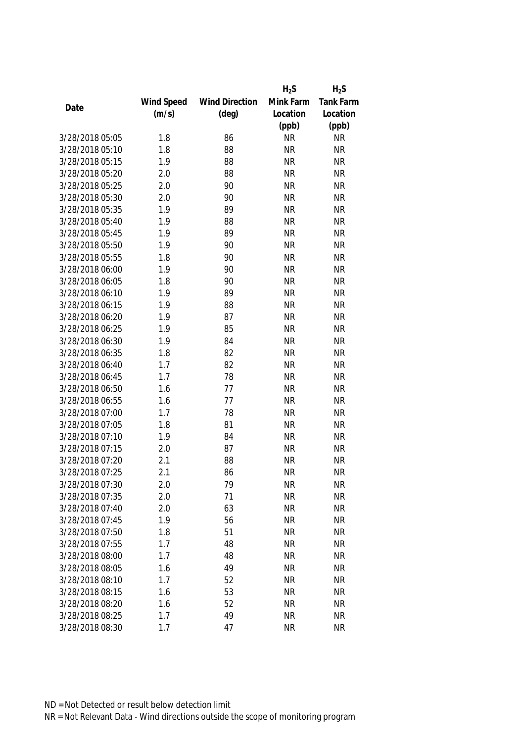| Date | Wind Speed (m/s) | Wind Direction (deg) | $H_2S$ Mink Farm Location (ppb) | $H_2S$ Tank Farm Location (ppb) |
|---|---|---|---|---|
| 3/28/2018 05:05 | 1.8 | 86 | NR | NR |
| 3/28/2018 05:10 | 1.8 | 88 | NR | NR |
| 3/28/2018 05:15 | 1.9 | 88 | NR | NR |
| 3/28/2018 05:20 | 2.0 | 88 | NR | NR |
| 3/28/2018 05:25 | 2.0 | 90 | NR | NR |
| 3/28/2018 05:30 | 2.0 | 90 | NR | NR |
| 3/28/2018 05:35 | 1.9 | 89 | NR | NR |
| 3/28/2018 05:40 | 1.9 | 88 | NR | NR |
| 3/28/2018 05:45 | 1.9 | 89 | NR | NR |
| 3/28/2018 05:50 | 1.9 | 90 | NR | NR |
| 3/28/2018 05:55 | 1.8 | 90 | NR | NR |
| 3/28/2018 06:00 | 1.9 | 90 | NR | NR |
| 3/28/2018 06:05 | 1.8 | 90 | NR | NR |
| 3/28/2018 06:10 | 1.9 | 89 | NR | NR |
| 3/28/2018 06:15 | 1.9 | 88 | NR | NR |
| 3/28/2018 06:20 | 1.9 | 87 | NR | NR |
| 3/28/2018 06:25 | 1.9 | 85 | NR | NR |
| 3/28/2018 06:30 | 1.9 | 84 | NR | NR |
| 3/28/2018 06:35 | 1.8 | 82 | NR | NR |
| 3/28/2018 06:40 | 1.7 | 82 | NR | NR |
| 3/28/2018 06:45 | 1.7 | 78 | NR | NR |
| 3/28/2018 06:50 | 1.6 | 77 | NR | NR |
| 3/28/2018 06:55 | 1.6 | 77 | NR | NR |
| 3/28/2018 07:00 | 1.7 | 78 | NR | NR |
| 3/28/2018 07:05 | 1.8 | 81 | NR | NR |
| 3/28/2018 07:10 | 1.9 | 84 | NR | NR |
| 3/28/2018 07:15 | 2.0 | 87 | NR | NR |
| 3/28/2018 07:20 | 2.1 | 88 | NR | NR |
| 3/28/2018 07:25 | 2.1 | 86 | NR | NR |
| 3/28/2018 07:30 | 2.0 | 79 | NR | NR |
| 3/28/2018 07:35 | 2.0 | 71 | NR | NR |
| 3/28/2018 07:40 | 2.0 | 63 | NR | NR |
| 3/28/2018 07:45 | 1.9 | 56 | NR | NR |
| 3/28/2018 07:50 | 1.8 | 51 | NR | NR |
| 3/28/2018 07:55 | 1.7 | 48 | NR | NR |
| 3/28/2018 08:00 | 1.7 | 48 | NR | NR |
| 3/28/2018 08:05 | 1.6 | 49 | NR | NR |
| 3/28/2018 08:10 | 1.7 | 52 | NR | NR |
| 3/28/2018 08:15 | 1.6 | 53 | NR | NR |
| 3/28/2018 08:20 | 1.6 | 52 | NR | NR |
| 3/28/2018 08:25 | 1.7 | 49 | NR | NR |
| 3/28/2018 08:30 | 1.7 | 47 | NR | NR |

ND = Not Detected or result below detection limit

NR = Not Relevant Data - Wind directions outside the scope of monitoring program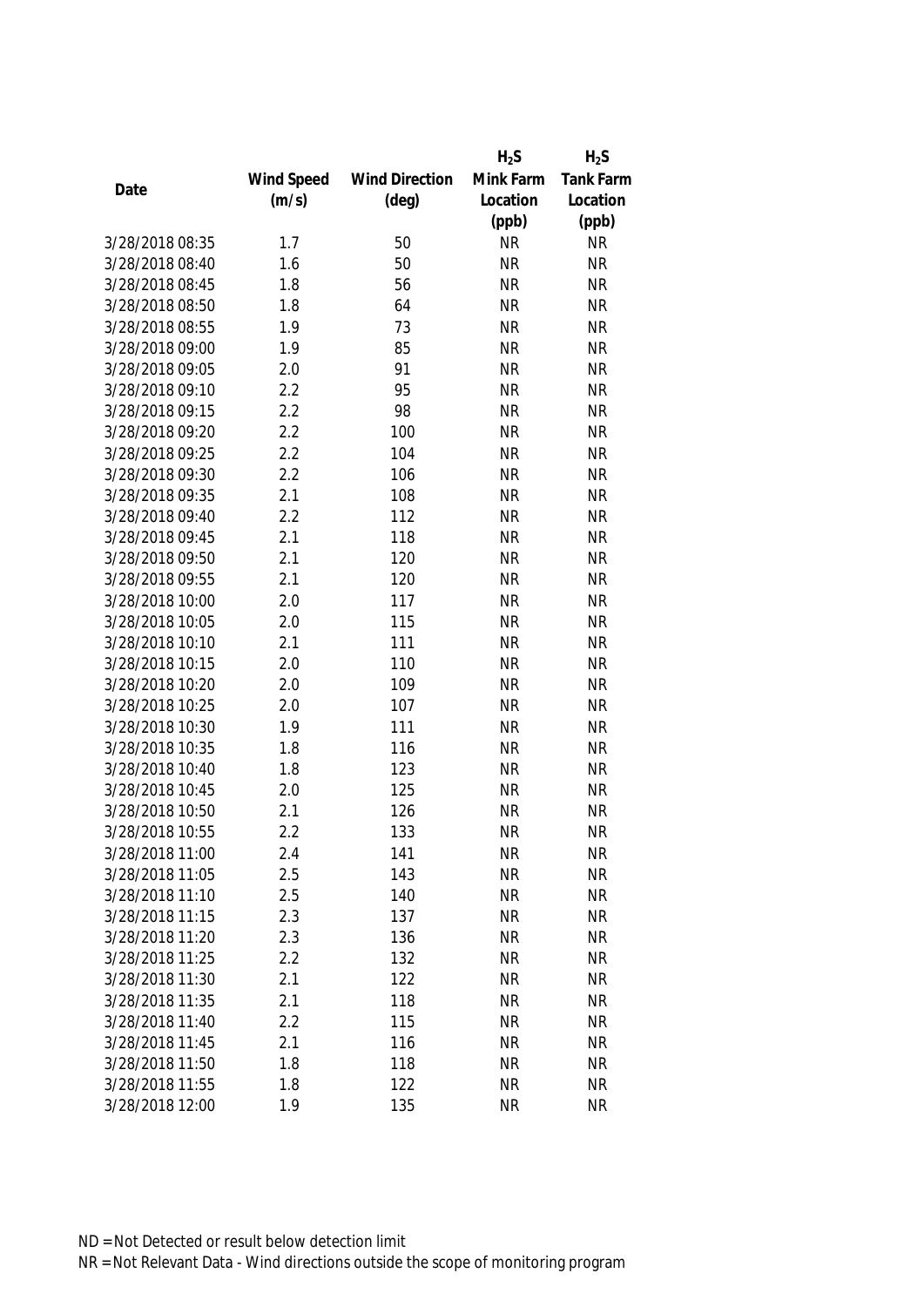| Date | Wind Speed (m/s) | Wind Direction (deg) | $H_2S$ Mink Farm Location (ppb) | $H_2S$ Tank Farm Location (ppb) |
|---|---|---|---|---|
| 3/28/2018 08:35 | 1.7 | 50 | NR | NR |
| 3/28/2018 08:40 | 1.6 | 50 | NR | NR |
| 3/28/2018 08:45 | 1.8 | 56 | NR | NR |
| 3/28/2018 08:50 | 1.8 | 64 | NR | NR |
| 3/28/2018 08:55 | 1.9 | 73 | NR | NR |
| 3/28/2018 09:00 | 1.9 | 85 | NR | NR |
| 3/28/2018 09:05 | 2.0 | 91 | NR | NR |
| 3/28/2018 09:10 | 2.2 | 95 | NR | NR |
| 3/28/2018 09:15 | 2.2 | 98 | NR | NR |
| 3/28/2018 09:20 | 2.2 | 100 | NR | NR |
| 3/28/2018 09:25 | 2.2 | 104 | NR | NR |
| 3/28/2018 09:30 | 2.2 | 106 | NR | NR |
| 3/28/2018 09:35 | 2.1 | 108 | NR | NR |
| 3/28/2018 09:40 | 2.2 | 112 | NR | NR |
| 3/28/2018 09:45 | 2.1 | 118 | NR | NR |
| 3/28/2018 09:50 | 2.1 | 120 | NR | NR |
| 3/28/2018 09:55 | 2.1 | 120 | NR | NR |
| 3/28/2018 10:00 | 2.0 | 117 | NR | NR |
| 3/28/2018 10:05 | 2.0 | 115 | NR | NR |
| 3/28/2018 10:10 | 2.1 | 111 | NR | NR |
| 3/28/2018 10:15 | 2.0 | 110 | NR | NR |
| 3/28/2018 10:20 | 2.0 | 109 | NR | NR |
| 3/28/2018 10:25 | 2.0 | 107 | NR | NR |
| 3/28/2018 10:30 | 1.9 | 111 | NR | NR |
| 3/28/2018 10:35 | 1.8 | 116 | NR | NR |
| 3/28/2018 10:40 | 1.8 | 123 | NR | NR |
| 3/28/2018 10:45 | 2.0 | 125 | NR | NR |
| 3/28/2018 10:50 | 2.1 | 126 | NR | NR |
| 3/28/2018 10:55 | 2.2 | 133 | NR | NR |
| 3/28/2018 11:00 | 2.4 | 141 | NR | NR |
| 3/28/2018 11:05 | 2.5 | 143 | NR | NR |
| 3/28/2018 11:10 | 2.5 | 140 | NR | NR |
| 3/28/2018 11:15 | 2.3 | 137 | NR | NR |
| 3/28/2018 11:20 | 2.3 | 136 | NR | NR |
| 3/28/2018 11:25 | 2.2 | 132 | NR | NR |
| 3/28/2018 11:30 | 2.1 | 122 | NR | NR |
| 3/28/2018 11:35 | 2.1 | 118 | NR | NR |
| 3/28/2018 11:40 | 2.2 | 115 | NR | NR |
| 3/28/2018 11:45 | 2.1 | 116 | NR | NR |
| 3/28/2018 11:50 | 1.8 | 118 | NR | NR |
| 3/28/2018 11:55 | 1.8 | 122 | NR | NR |
| 3/28/2018 12:00 | 1.9 | 135 | NR | NR |

ND = Not Detected or result below detection limit
NR = Not Relevant Data - Wind directions outside the scope of monitoring program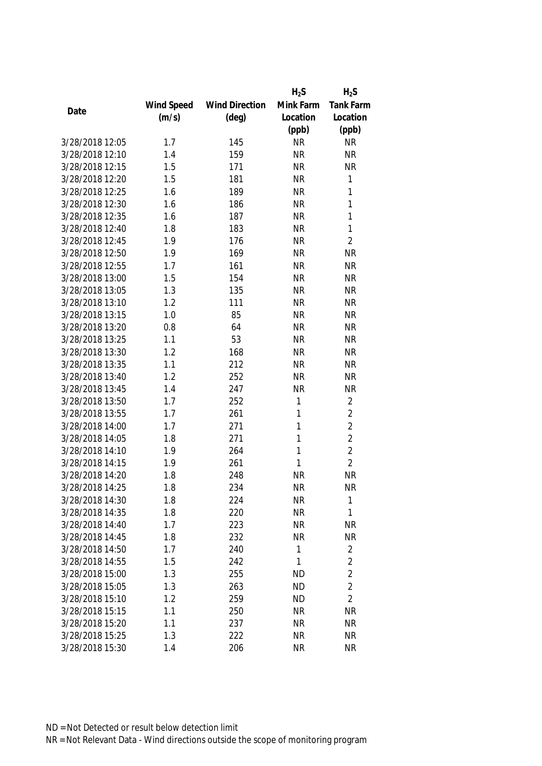| Date | Wind Speed (m/s) | Wind Direction (deg) | $H_2S$ Mink Farm Location (ppb) | $H_2S$ Tank Farm Location (ppb) |
|---|---|---|---|---|
| 3/28/2018 12:05 | 1.7 | 145 | NR | NR |
| 3/28/2018 12:10 | 1.4 | 159 | NR | NR |
| 3/28/2018 12:15 | 1.5 | 171 | NR | NR |
| 3/28/2018 12:20 | 1.5 | 181 | NR | 1 |
| 3/28/2018 12:25 | 1.6 | 189 | NR | 1 |
| 3/28/2018 12:30 | 1.6 | 186 | NR | 1 |
| 3/28/2018 12:35 | 1.6 | 187 | NR | 1 |
| 3/28/2018 12:40 | 1.8 | 183 | NR | 1 |
| 3/28/2018 12:45 | 1.9 | 176 | NR | 2 |
| 3/28/2018 12:50 | 1.9 | 169 | NR | NR |
| 3/28/2018 12:55 | 1.7 | 161 | NR | NR |
| 3/28/2018 13:00 | 1.5 | 154 | NR | NR |
| 3/28/2018 13:05 | 1.3 | 135 | NR | NR |
| 3/28/2018 13:10 | 1.2 | 111 | NR | NR |
| 3/28/2018 13:15 | 1.0 | 85 | NR | NR |
| 3/28/2018 13:20 | 0.8 | 64 | NR | NR |
| 3/28/2018 13:25 | 1.1 | 53 | NR | NR |
| 3/28/2018 13:30 | 1.2 | 168 | NR | NR |
| 3/28/2018 13:35 | 1.1 | 212 | NR | NR |
| 3/28/2018 13:40 | 1.2 | 252 | NR | NR |
| 3/28/2018 13:45 | 1.4 | 247 | NR | NR |
| 3/28/2018 13:50 | 1.7 | 252 | 1 | 2 |
| 3/28/2018 13:55 | 1.7 | 261 | 1 | 2 |
| 3/28/2018 14:00 | 1.7 | 271 | 1 | 2 |
| 3/28/2018 14:05 | 1.8 | 271 | 1 | 2 |
| 3/28/2018 14:10 | 1.9 | 264 | 1 | 2 |
| 3/28/2018 14:15 | 1.9 | 261 | 1 | 2 |
| 3/28/2018 14:20 | 1.8 | 248 | NR | NR |
| 3/28/2018 14:25 | 1.8 | 234 | NR | NR |
| 3/28/2018 14:30 | 1.8 | 224 | NR | 1 |
| 3/28/2018 14:35 | 1.8 | 220 | NR | 1 |
| 3/28/2018 14:40 | 1.7 | 223 | NR | NR |
| 3/28/2018 14:45 | 1.8 | 232 | NR | NR |
| 3/28/2018 14:50 | 1.7 | 240 | 1 | 2 |
| 3/28/2018 14:55 | 1.5 | 242 | 1 | 2 |
| 3/28/2018 15:00 | 1.3 | 255 | ND | 2 |
| 3/28/2018 15:05 | 1.3 | 263 | ND | 2 |
| 3/28/2018 15:10 | 1.2 | 259 | ND | 2 |
| 3/28/2018 15:15 | 1.1 | 250 | NR | NR |
| 3/28/2018 15:20 | 1.1 | 237 | NR | NR |
| 3/28/2018 15:25 | 1.3 | 222 | NR | NR |
| 3/28/2018 15:30 | 1.4 | 206 | NR | NR |

ND = Not Detected or result below detection limit
NR = Not Relevant Data - Wind directions outside the scope of monitoring program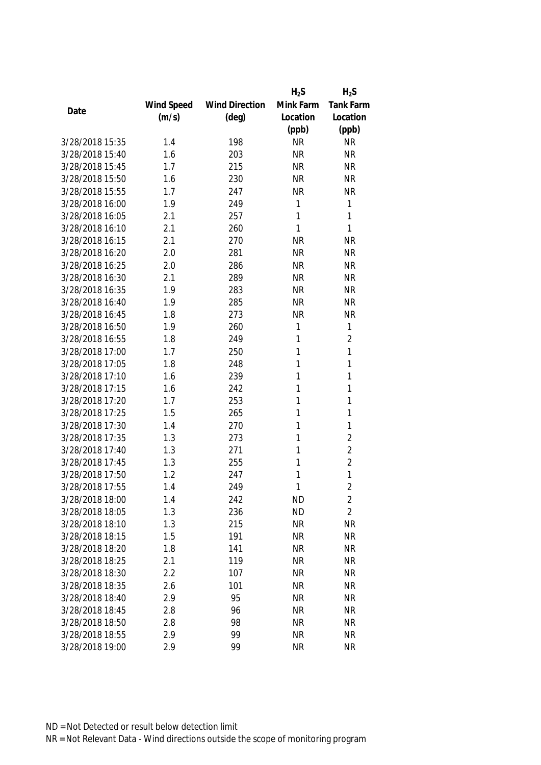| Date | Wind Speed (m/s) | Wind Direction (deg) | $H_2S$ Mink Farm Location (ppb) | $H_2S$ Tank Farm Location (ppb) |
|---|---|---|---|---|
| 3/28/2018 15:35 | 1.4 | 198 | NR | NR |
| 3/28/2018 15:40 | 1.6 | 203 | NR | NR |
| 3/28/2018 15:45 | 1.7 | 215 | NR | NR |
| 3/28/2018 15:50 | 1.6 | 230 | NR | NR |
| 3/28/2018 15:55 | 1.7 | 247 | NR | NR |
| 3/28/2018 16:00 | 1.9 | 249 | 1 | 1 |
| 3/28/2018 16:05 | 2.1 | 257 | 1 | 1 |
| 3/28/2018 16:10 | 2.1 | 260 | 1 | 1 |
| 3/28/2018 16:15 | 2.1 | 270 | NR | NR |
| 3/28/2018 16:20 | 2.0 | 281 | NR | NR |
| 3/28/2018 16:25 | 2.0 | 286 | NR | NR |
| 3/28/2018 16:30 | 2.1 | 289 | NR | NR |
| 3/28/2018 16:35 | 1.9 | 283 | NR | NR |
| 3/28/2018 16:40 | 1.9 | 285 | NR | NR |
| 3/28/2018 16:45 | 1.8 | 273 | NR | NR |
| 3/28/2018 16:50 | 1.9 | 260 | 1 | 1 |
| 3/28/2018 16:55 | 1.8 | 249 | 1 | 2 |
| 3/28/2018 17:00 | 1.7 | 250 | 1 | 1 |
| 3/28/2018 17:05 | 1.8 | 248 | 1 | 1 |
| 3/28/2018 17:10 | 1.6 | 239 | 1 | 1 |
| 3/28/2018 17:15 | 1.6 | 242 | 1 | 1 |
| 3/28/2018 17:20 | 1.7 | 253 | 1 | 1 |
| 3/28/2018 17:25 | 1.5 | 265 | 1 | 1 |
| 3/28/2018 17:30 | 1.4 | 270 | 1 | 1 |
| 3/28/2018 17:35 | 1.3 | 273 | 1 | 2 |
| 3/28/2018 17:40 | 1.3 | 271 | 1 | 2 |
| 3/28/2018 17:45 | 1.3 | 255 | 1 | 2 |
| 3/28/2018 17:50 | 1.2 | 247 | 1 | 1 |
| 3/28/2018 17:55 | 1.4 | 249 | 1 | 2 |
| 3/28/2018 18:00 | 1.4 | 242 | ND | 2 |
| 3/28/2018 18:05 | 1.3 | 236 | ND | 2 |
| 3/28/2018 18:10 | 1.3 | 215 | NR | NR |
| 3/28/2018 18:15 | 1.5 | 191 | NR | NR |
| 3/28/2018 18:20 | 1.8 | 141 | NR | NR |
| 3/28/2018 18:25 | 2.1 | 119 | NR | NR |
| 3/28/2018 18:30 | 2.2 | 107 | NR | NR |
| 3/28/2018 18:35 | 2.6 | 101 | NR | NR |
| 3/28/2018 18:40 | 2.9 | 95 | NR | NR |
| 3/28/2018 18:45 | 2.8 | 96 | NR | NR |
| 3/28/2018 18:50 | 2.8 | 98 | NR | NR |
| 3/28/2018 18:55 | 2.9 | 99 | NR | NR |
| 3/28/2018 19:00 | 2.9 | 99 | NR | NR |

ND = Not Detected or result below detection limit

NR = Not Relevant Data - Wind directions outside the scope of monitoring program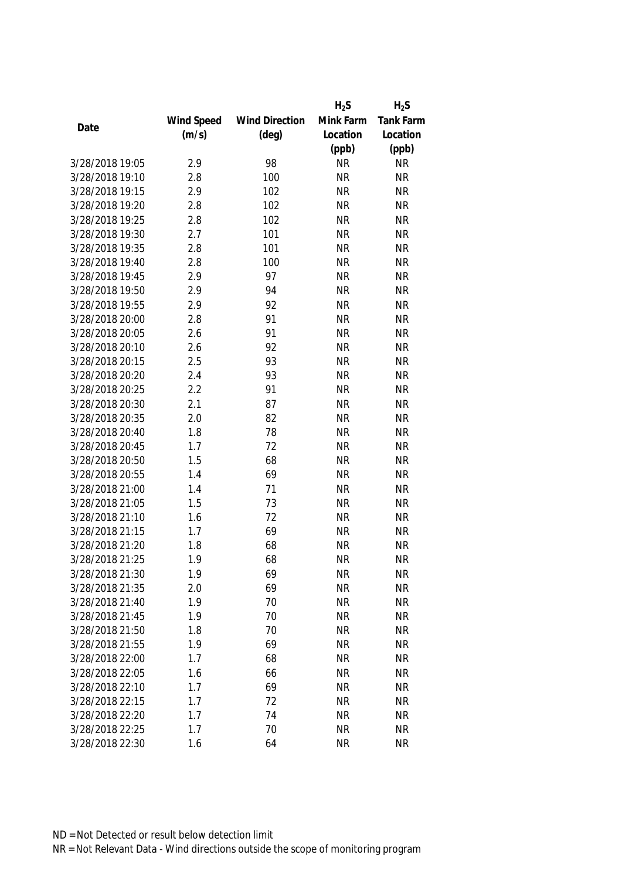| Date | Wind Speed (m/s) | Wind Direction (deg) | $H_2S$ Mink Farm Location (ppb) | $H_2S$ Tank Farm Location (ppb) |
|---|---|---|---|---|
| 3/28/2018 19:05 | 2.9 | 98 | NR | NR |
| 3/28/2018 19:10 | 2.8 | 100 | NR | NR |
| 3/28/2018 19:15 | 2.9 | 102 | NR | NR |
| 3/28/2018 19:20 | 2.8 | 102 | NR | NR |
| 3/28/2018 19:25 | 2.8 | 102 | NR | NR |
| 3/28/2018 19:30 | 2.7 | 101 | NR | NR |
| 3/28/2018 19:35 | 2.8 | 101 | NR | NR |
| 3/28/2018 19:40 | 2.8 | 100 | NR | NR |
| 3/28/2018 19:45 | 2.9 | 97 | NR | NR |
| 3/28/2018 19:50 | 2.9 | 94 | NR | NR |
| 3/28/2018 19:55 | 2.9 | 92 | NR | NR |
| 3/28/2018 20:00 | 2.8 | 91 | NR | NR |
| 3/28/2018 20:05 | 2.6 | 91 | NR | NR |
| 3/28/2018 20:10 | 2.6 | 92 | NR | NR |
| 3/28/2018 20:15 | 2.5 | 93 | NR | NR |
| 3/28/2018 20:20 | 2.4 | 93 | NR | NR |
| 3/28/2018 20:25 | 2.2 | 91 | NR | NR |
| 3/28/2018 20:30 | 2.1 | 87 | NR | NR |
| 3/28/2018 20:35 | 2.0 | 82 | NR | NR |
| 3/28/2018 20:40 | 1.8 | 78 | NR | NR |
| 3/28/2018 20:45 | 1.7 | 72 | NR | NR |
| 3/28/2018 20:50 | 1.5 | 68 | NR | NR |
| 3/28/2018 20:55 | 1.4 | 69 | NR | NR |
| 3/28/2018 21:00 | 1.4 | 71 | NR | NR |
| 3/28/2018 21:05 | 1.5 | 73 | NR | NR |
| 3/28/2018 21:10 | 1.6 | 72 | NR | NR |
| 3/28/2018 21:15 | 1.7 | 69 | NR | NR |
| 3/28/2018 21:20 | 1.8 | 68 | NR | NR |
| 3/28/2018 21:25 | 1.9 | 68 | NR | NR |
| 3/28/2018 21:30 | 1.9 | 69 | NR | NR |
| 3/28/2018 21:35 | 2.0 | 69 | NR | NR |
| 3/28/2018 21:40 | 1.9 | 70 | NR | NR |
| 3/28/2018 21:45 | 1.9 | 70 | NR | NR |
| 3/28/2018 21:50 | 1.8 | 70 | NR | NR |
| 3/28/2018 21:55 | 1.9 | 69 | NR | NR |
| 3/28/2018 22:00 | 1.7 | 68 | NR | NR |
| 3/28/2018 22:05 | 1.6 | 66 | NR | NR |
| 3/28/2018 22:10 | 1.7 | 69 | NR | NR |
| 3/28/2018 22:15 | 1.7 | 72 | NR | NR |
| 3/28/2018 22:20 | 1.7 | 74 | NR | NR |
| 3/28/2018 22:25 | 1.7 | 70 | NR | NR |
| 3/28/2018 22:30 | 1.6 | 64 | NR | NR |

ND = Not Detected or result below detection limit

NR = Not Relevant Data - Wind directions outside the scope of monitoring program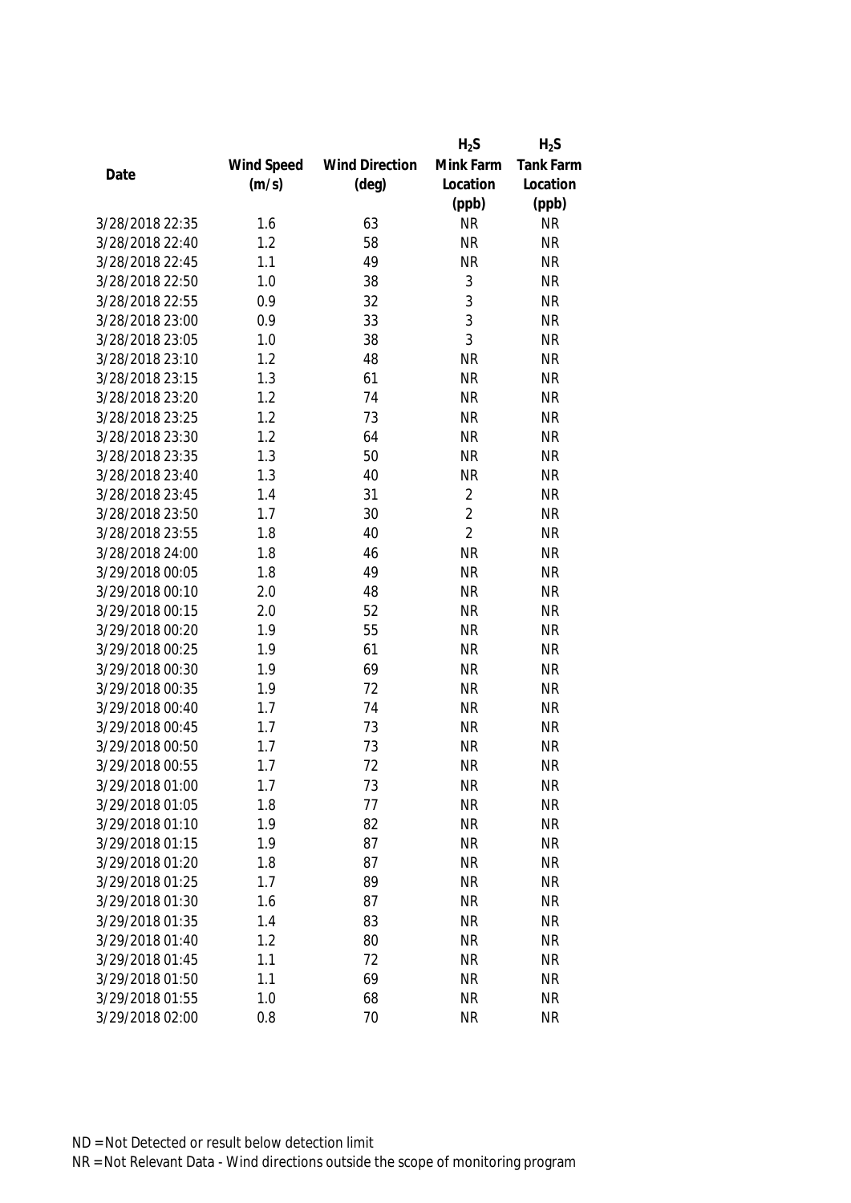| Date | Wind Speed (m/s) | Wind Direction (deg) | $H_2S$ Mink Farm Location (ppb) | $H_2S$ Tank Farm Location (ppb) |
|---|---|---|---|---|
| 3/28/2018 22:35 | 1.6 | 63 | NR | NR |
| 3/28/2018 22:40 | 1.2 | 58 | NR | NR |
| 3/28/2018 22:45 | 1.1 | 49 | NR | NR |
| 3/28/2018 22:50 | 1.0 | 38 | 3 | NR |
| 3/28/2018 22:55 | 0.9 | 32 | 3 | NR |
| 3/28/2018 23:00 | 0.9 | 33 | 3 | NR |
| 3/28/2018 23:05 | 1.0 | 38 | 3 | NR |
| 3/28/2018 23:10 | 1.2 | 48 | NR | NR |
| 3/28/2018 23:15 | 1.3 | 61 | NR | NR |
| 3/28/2018 23:20 | 1.2 | 74 | NR | NR |
| 3/28/2018 23:25 | 1.2 | 73 | NR | NR |
| 3/28/2018 23:30 | 1.2 | 64 | NR | NR |
| 3/28/2018 23:35 | 1.3 | 50 | NR | NR |
| 3/28/2018 23:40 | 1.3 | 40 | NR | NR |
| 3/28/2018 23:45 | 1.4 | 31 | 2 | NR |
| 3/28/2018 23:50 | 1.7 | 30 | 2 | NR |
| 3/28/2018 23:55 | 1.8 | 40 | 2 | NR |
| 3/28/2018 24:00 | 1.8 | 46 | NR | NR |
| 3/29/2018 00:05 | 1.8 | 49 | NR | NR |
| 3/29/2018 00:10 | 2.0 | 48 | NR | NR |
| 3/29/2018 00:15 | 2.0 | 52 | NR | NR |
| 3/29/2018 00:20 | 1.9 | 55 | NR | NR |
| 3/29/2018 00:25 | 1.9 | 61 | NR | NR |
| 3/29/2018 00:30 | 1.9 | 69 | NR | NR |
| 3/29/2018 00:35 | 1.9 | 72 | NR | NR |
| 3/29/2018 00:40 | 1.7 | 74 | NR | NR |
| 3/29/2018 00:45 | 1.7 | 73 | NR | NR |
| 3/29/2018 00:50 | 1.7 | 73 | NR | NR |
| 3/29/2018 00:55 | 1.7 | 72 | NR | NR |
| 3/29/2018 01:00 | 1.7 | 73 | NR | NR |
| 3/29/2018 01:05 | 1.8 | 77 | NR | NR |
| 3/29/2018 01:10 | 1.9 | 82 | NR | NR |
| 3/29/2018 01:15 | 1.9 | 87 | NR | NR |
| 3/29/2018 01:20 | 1.8 | 87 | NR | NR |
| 3/29/2018 01:25 | 1.7 | 89 | NR | NR |
| 3/29/2018 01:30 | 1.6 | 87 | NR | NR |
| 3/29/2018 01:35 | 1.4 | 83 | NR | NR |
| 3/29/2018 01:40 | 1.2 | 80 | NR | NR |
| 3/29/2018 01:45 | 1.1 | 72 | NR | NR |
| 3/29/2018 01:50 | 1.1 | 69 | NR | NR |
| 3/29/2018 01:55 | 1.0 | 68 | NR | NR |
| 3/29/2018 02:00 | 0.8 | 70 | NR | NR |

ND = Not Detected or result below detection limit
NR = Not Relevant Data - Wind directions outside the scope of monitoring program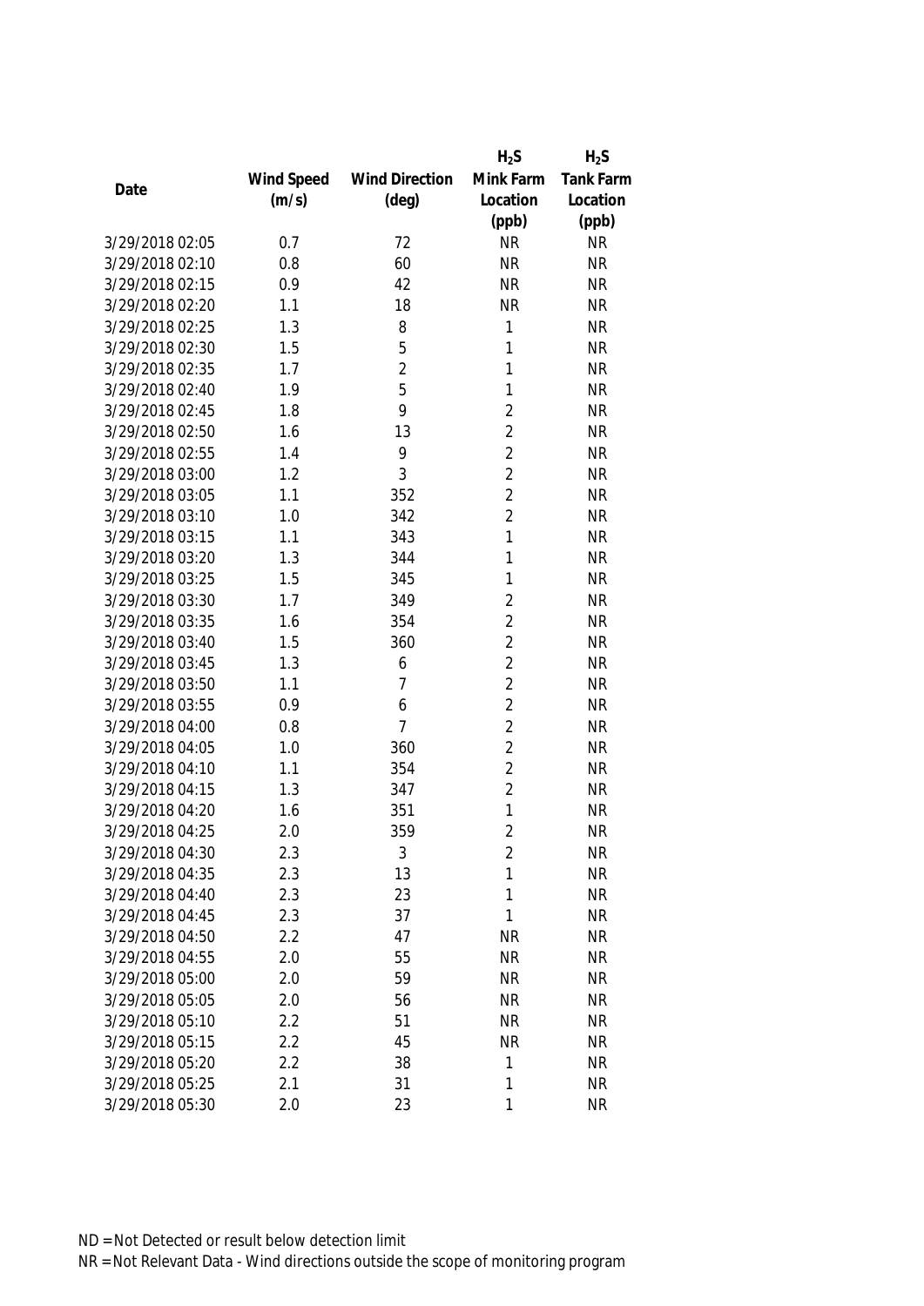| Date | Wind Speed (m/s) | Wind Direction (deg) | $H_2S$ Mink Farm Location (ppb) | $H_2S$ Tank Farm Location (ppb) |
|---|---|---|---|---|
| 3/29/2018 02:05 | 0.7 | 72 | NR | NR |
| 3/29/2018 02:10 | 0.8 | 60 | NR | NR |
| 3/29/2018 02:15 | 0.9 | 42 | NR | NR |
| 3/29/2018 02:20 | 1.1 | 18 | NR | NR |
| 3/29/2018 02:25 | 1.3 | 8 | 1 | NR |
| 3/29/2018 02:30 | 1.5 | 5 | 1 | NR |
| 3/29/2018 02:35 | 1.7 | 2 | 1 | NR |
| 3/29/2018 02:40 | 1.9 | 5 | 1 | NR |
| 3/29/2018 02:45 | 1.8 | 9 | 2 | NR |
| 3/29/2018 02:50 | 1.6 | 13 | 2 | NR |
| 3/29/2018 02:55 | 1.4 | 9 | 2 | NR |
| 3/29/2018 03:00 | 1.2 | 3 | 2 | NR |
| 3/29/2018 03:05 | 1.1 | 352 | 2 | NR |
| 3/29/2018 03:10 | 1.0 | 342 | 2 | NR |
| 3/29/2018 03:15 | 1.1 | 343 | 1 | NR |
| 3/29/2018 03:20 | 1.3 | 344 | 1 | NR |
| 3/29/2018 03:25 | 1.5 | 345 | 1 | NR |
| 3/29/2018 03:30 | 1.7 | 349 | 2 | NR |
| 3/29/2018 03:35 | 1.6 | 354 | 2 | NR |
| 3/29/2018 03:40 | 1.5 | 360 | 2 | NR |
| 3/29/2018 03:45 | 1.3 | 6 | 2 | NR |
| 3/29/2018 03:50 | 1.1 | 7 | 2 | NR |
| 3/29/2018 03:55 | 0.9 | 6 | 2 | NR |
| 3/29/2018 04:00 | 0.8 | 7 | 2 | NR |
| 3/29/2018 04:05 | 1.0 | 360 | 2 | NR |
| 3/29/2018 04:10 | 1.1 | 354 | 2 | NR |
| 3/29/2018 04:15 | 1.3 | 347 | 2 | NR |
| 3/29/2018 04:20 | 1.6 | 351 | 1 | NR |
| 3/29/2018 04:25 | 2.0 | 359 | 2 | NR |
| 3/29/2018 04:30 | 2.3 | 3 | 2 | NR |
| 3/29/2018 04:35 | 2.3 | 13 | 1 | NR |
| 3/29/2018 04:40 | 2.3 | 23 | 1 | NR |
| 3/29/2018 04:45 | 2.3 | 37 | 1 | NR |
| 3/29/2018 04:50 | 2.2 | 47 | NR | NR |
| 3/29/2018 04:55 | 2.0 | 55 | NR | NR |
| 3/29/2018 05:00 | 2.0 | 59 | NR | NR |
| 3/29/2018 05:05 | 2.0 | 56 | NR | NR |
| 3/29/2018 05:10 | 2.2 | 51 | NR | NR |
| 3/29/2018 05:15 | 2.2 | 45 | NR | NR |
| 3/29/2018 05:20 | 2.2 | 38 | 1 | NR |
| 3/29/2018 05:25 | 2.1 | 31 | 1 | NR |
| 3/29/2018 05:30 | 2.0 | 23 | 1 | NR |

ND = Not Detected or result below detection limit

NR = Not Relevant Data - Wind directions outside the scope of monitoring program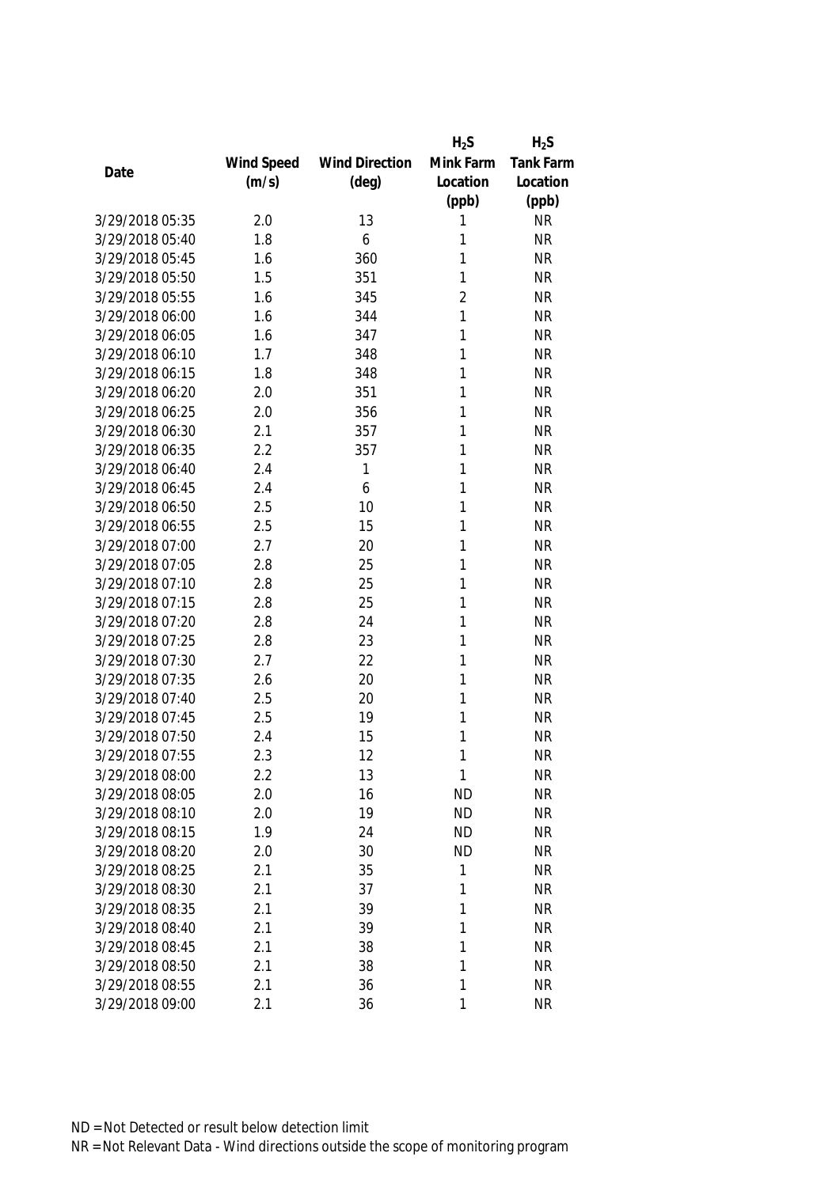| Date | Wind Speed (m/s) | Wind Direction (deg) | $H_2S$ Mink Farm Location (ppb) | $H_2S$ Tank Farm Location (ppb) |
|---|---|---|---|---|
| 3/29/2018 05:35 | 2.0 | 13 | 1 | NR |
| 3/29/2018 05:40 | 1.8 | 6 | 1 | NR |
| 3/29/2018 05:45 | 1.6 | 360 | 1 | NR |
| 3/29/2018 05:50 | 1.5 | 351 | 1 | NR |
| 3/29/2018 05:55 | 1.6 | 345 | 2 | NR |
| 3/29/2018 06:00 | 1.6 | 344 | 1 | NR |
| 3/29/2018 06:05 | 1.6 | 347 | 1 | NR |
| 3/29/2018 06:10 | 1.7 | 348 | 1 | NR |
| 3/29/2018 06:15 | 1.8 | 348 | 1 | NR |
| 3/29/2018 06:20 | 2.0 | 351 | 1 | NR |
| 3/29/2018 06:25 | 2.0 | 356 | 1 | NR |
| 3/29/2018 06:30 | 2.1 | 357 | 1 | NR |
| 3/29/2018 06:35 | 2.2 | 357 | 1 | NR |
| 3/29/2018 06:40 | 2.4 | 1 | 1 | NR |
| 3/29/2018 06:45 | 2.4 | 6 | 1 | NR |
| 3/29/2018 06:50 | 2.5 | 10 | 1 | NR |
| 3/29/2018 06:55 | 2.5 | 15 | 1 | NR |
| 3/29/2018 07:00 | 2.7 | 20 | 1 | NR |
| 3/29/2018 07:05 | 2.8 | 25 | 1 | NR |
| 3/29/2018 07:10 | 2.8 | 25 | 1 | NR |
| 3/29/2018 07:15 | 2.8 | 25 | 1 | NR |
| 3/29/2018 07:20 | 2.8 | 24 | 1 | NR |
| 3/29/2018 07:25 | 2.8 | 23 | 1 | NR |
| 3/29/2018 07:30 | 2.7 | 22 | 1 | NR |
| 3/29/2018 07:35 | 2.6 | 20 | 1 | NR |
| 3/29/2018 07:40 | 2.5 | 20 | 1 | NR |
| 3/29/2018 07:45 | 2.5 | 19 | 1 | NR |
| 3/29/2018 07:50 | 2.4 | 15 | 1 | NR |
| 3/29/2018 07:55 | 2.3 | 12 | 1 | NR |
| 3/29/2018 08:00 | 2.2 | 13 | 1 | NR |
| 3/29/2018 08:05 | 2.0 | 16 | ND | NR |
| 3/29/2018 08:10 | 2.0 | 19 | ND | NR |
| 3/29/2018 08:15 | 1.9 | 24 | ND | NR |
| 3/29/2018 08:20 | 2.0 | 30 | ND | NR |
| 3/29/2018 08:25 | 2.1 | 35 | 1 | NR |
| 3/29/2018 08:30 | 2.1 | 37 | 1 | NR |
| 3/29/2018 08:35 | 2.1 | 39 | 1 | NR |
| 3/29/2018 08:40 | 2.1 | 39 | 1 | NR |
| 3/29/2018 08:45 | 2.1 | 38 | 1 | NR |
| 3/29/2018 08:50 | 2.1 | 38 | 1 | NR |
| 3/29/2018 08:55 | 2.1 | 36 | 1 | NR |
| 3/29/2018 09:00 | 2.1 | 36 | 1 | NR |

ND = Not Detected or result below detection limit
NR = Not Relevant Data - Wind directions outside the scope of monitoring program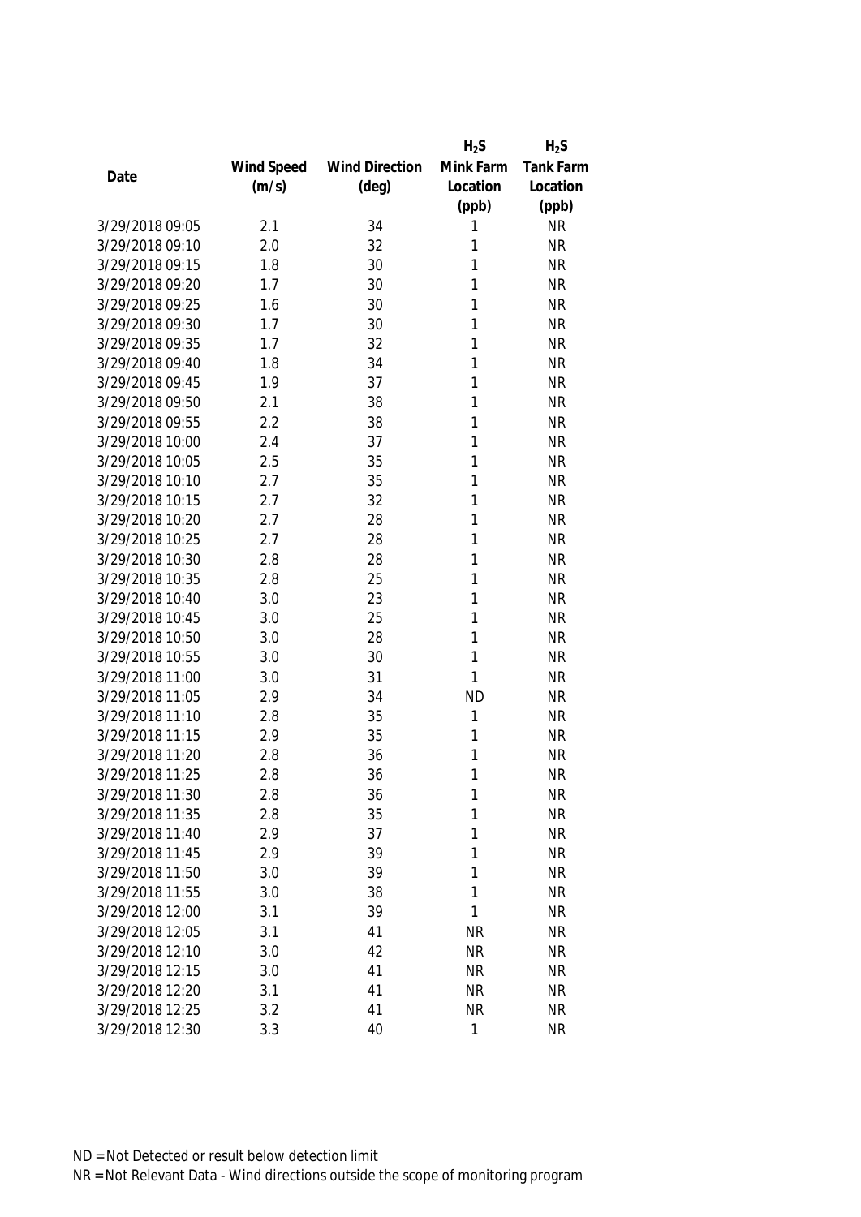| Date | Wind Speed (m/s) | Wind Direction (deg) | $H_2S$ Mink Farm Location (ppb) | $H_2S$ Tank Farm Location (ppb) |
|---|---|---|---|---|
| 3/29/2018 09:05 | 2.1 | 34 | 1 | NR |
| 3/29/2018 09:10 | 2.0 | 32 | 1 | NR |
| 3/29/2018 09:15 | 1.8 | 30 | 1 | NR |
| 3/29/2018 09:20 | 1.7 | 30 | 1 | NR |
| 3/29/2018 09:25 | 1.6 | 30 | 1 | NR |
| 3/29/2018 09:30 | 1.7 | 30 | 1 | NR |
| 3/29/2018 09:35 | 1.7 | 32 | 1 | NR |
| 3/29/2018 09:40 | 1.8 | 34 | 1 | NR |
| 3/29/2018 09:45 | 1.9 | 37 | 1 | NR |
| 3/29/2018 09:50 | 2.1 | 38 | 1 | NR |
| 3/29/2018 09:55 | 2.2 | 38 | 1 | NR |
| 3/29/2018 10:00 | 2.4 | 37 | 1 | NR |
| 3/29/2018 10:05 | 2.5 | 35 | 1 | NR |
| 3/29/2018 10:10 | 2.7 | 35 | 1 | NR |
| 3/29/2018 10:15 | 2.7 | 32 | 1 | NR |
| 3/29/2018 10:20 | 2.7 | 28 | 1 | NR |
| 3/29/2018 10:25 | 2.7 | 28 | 1 | NR |
| 3/29/2018 10:30 | 2.8 | 28 | 1 | NR |
| 3/29/2018 10:35 | 2.8 | 25 | 1 | NR |
| 3/29/2018 10:40 | 3.0 | 23 | 1 | NR |
| 3/29/2018 10:45 | 3.0 | 25 | 1 | NR |
| 3/29/2018 10:50 | 3.0 | 28 | 1 | NR |
| 3/29/2018 10:55 | 3.0 | 30 | 1 | NR |
| 3/29/2018 11:00 | 3.0 | 31 | 1 | NR |
| 3/29/2018 11:05 | 2.9 | 34 | ND | NR |
| 3/29/2018 11:10 | 2.8 | 35 | 1 | NR |
| 3/29/2018 11:15 | 2.9 | 35 | 1 | NR |
| 3/29/2018 11:20 | 2.8 | 36 | 1 | NR |
| 3/29/2018 11:25 | 2.8 | 36 | 1 | NR |
| 3/29/2018 11:30 | 2.8 | 36 | 1 | NR |
| 3/29/2018 11:35 | 2.8 | 35 | 1 | NR |
| 3/29/2018 11:40 | 2.9 | 37 | 1 | NR |
| 3/29/2018 11:45 | 2.9 | 39 | 1 | NR |
| 3/29/2018 11:50 | 3.0 | 39 | 1 | NR |
| 3/29/2018 11:55 | 3.0 | 38 | 1 | NR |
| 3/29/2018 12:00 | 3.1 | 39 | 1 | NR |
| 3/29/2018 12:05 | 3.1 | 41 | NR | NR |
| 3/29/2018 12:10 | 3.0 | 42 | NR | NR |
| 3/29/2018 12:15 | 3.0 | 41 | NR | NR |
| 3/29/2018 12:20 | 3.1 | 41 | NR | NR |
| 3/29/2018 12:25 | 3.2 | 41 | NR | NR |
| 3/29/2018 12:30 | 3.3 | 40 | 1 | NR |

ND = Not Detected or result below detection limit

NR = Not Relevant Data - Wind directions outside the scope of monitoring program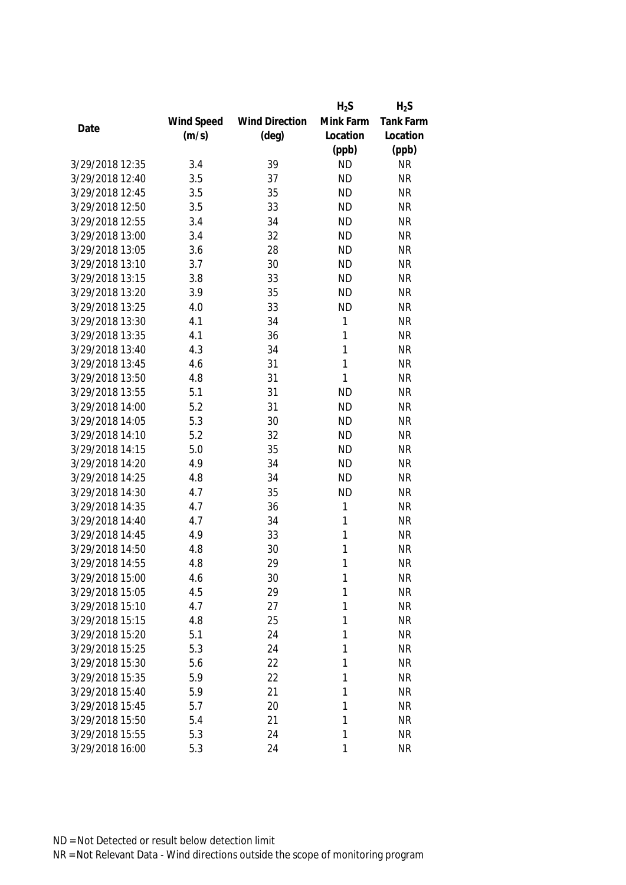| Date | Wind Speed (m/s) | Wind Direction (deg) | $H_2S$ Mink Farm Location (ppb) | $H_2S$ Tank Farm Location (ppb) |
|---|---|---|---|---|
| 3/29/2018 12:35 | 3.4 | 39 | ND | NR |
| 3/29/2018 12:40 | 3.5 | 37 | ND | NR |
| 3/29/2018 12:45 | 3.5 | 35 | ND | NR |
| 3/29/2018 12:50 | 3.5 | 33 | ND | NR |
| 3/29/2018 12:55 | 3.4 | 34 | ND | NR |
| 3/29/2018 13:00 | 3.4 | 32 | ND | NR |
| 3/29/2018 13:05 | 3.6 | 28 | ND | NR |
| 3/29/2018 13:10 | 3.7 | 30 | ND | NR |
| 3/29/2018 13:15 | 3.8 | 33 | ND | NR |
| 3/29/2018 13:20 | 3.9 | 35 | ND | NR |
| 3/29/2018 13:25 | 4.0 | 33 | ND | NR |
| 3/29/2018 13:30 | 4.1 | 34 | 1 | NR |
| 3/29/2018 13:35 | 4.1 | 36 | 1 | NR |
| 3/29/2018 13:40 | 4.3 | 34 | 1 | NR |
| 3/29/2018 13:45 | 4.6 | 31 | 1 | NR |
| 3/29/2018 13:50 | 4.8 | 31 | 1 | NR |
| 3/29/2018 13:55 | 5.1 | 31 | ND | NR |
| 3/29/2018 14:00 | 5.2 | 31 | ND | NR |
| 3/29/2018 14:05 | 5.3 | 30 | ND | NR |
| 3/29/2018 14:10 | 5.2 | 32 | ND | NR |
| 3/29/2018 14:15 | 5.0 | 35 | ND | NR |
| 3/29/2018 14:20 | 4.9 | 34 | ND | NR |
| 3/29/2018 14:25 | 4.8 | 34 | ND | NR |
| 3/29/2018 14:30 | 4.7 | 35 | ND | NR |
| 3/29/2018 14:35 | 4.7 | 36 | 1 | NR |
| 3/29/2018 14:40 | 4.7 | 34 | 1 | NR |
| 3/29/2018 14:45 | 4.9 | 33 | 1 | NR |
| 3/29/2018 14:50 | 4.8 | 30 | 1 | NR |
| 3/29/2018 14:55 | 4.8 | 29 | 1 | NR |
| 3/29/2018 15:00 | 4.6 | 30 | 1 | NR |
| 3/29/2018 15:05 | 4.5 | 29 | 1 | NR |
| 3/29/2018 15:10 | 4.7 | 27 | 1 | NR |
| 3/29/2018 15:15 | 4.8 | 25 | 1 | NR |
| 3/29/2018 15:20 | 5.1 | 24 | 1 | NR |
| 3/29/2018 15:25 | 5.3 | 24 | 1 | NR |
| 3/29/2018 15:30 | 5.6 | 22 | 1 | NR |
| 3/29/2018 15:35 | 5.9 | 22 | 1 | NR |
| 3/29/2018 15:40 | 5.9 | 21 | 1 | NR |
| 3/29/2018 15:45 | 5.7 | 20 | 1 | NR |
| 3/29/2018 15:50 | 5.4 | 21 | 1 | NR |
| 3/29/2018 15:55 | 5.3 | 24 | 1 | NR |
| 3/29/2018 16:00 | 5.3 | 24 | 1 | NR |

ND = Not Detected or result below detection limit

NR = Not Relevant Data - Wind directions outside the scope of monitoring program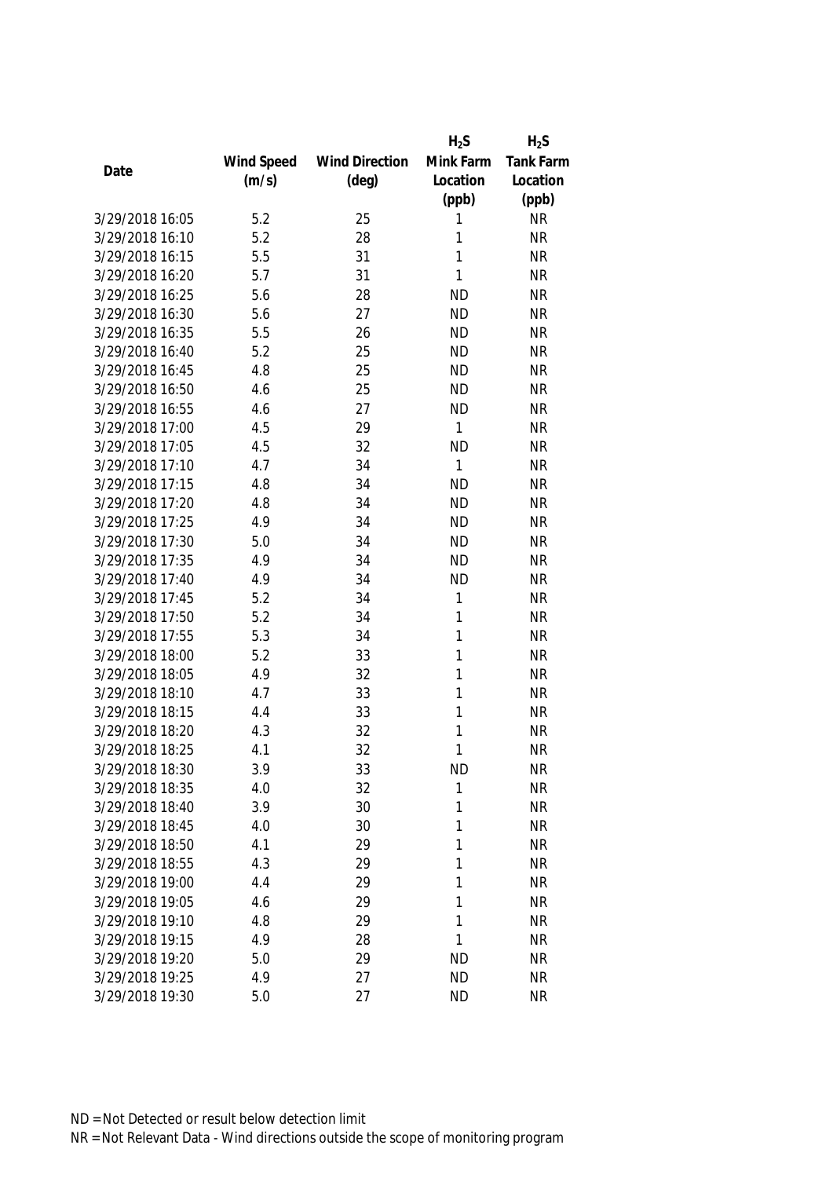| Date | Wind Speed (m/s) | Wind Direction (deg) | $H_2S$ Mink Farm Location (ppb) | $H_2S$ Tank Farm Location (ppb) |
|---|---|---|---|---|
| 3/29/2018 16:05 | 5.2 | 25 | 1 | NR |
| 3/29/2018 16:10 | 5.2 | 28 | 1 | NR |
| 3/29/2018 16:15 | 5.5 | 31 | 1 | NR |
| 3/29/2018 16:20 | 5.7 | 31 | 1 | NR |
| 3/29/2018 16:25 | 5.6 | 28 | ND | NR |
| 3/29/2018 16:30 | 5.6 | 27 | ND | NR |
| 3/29/2018 16:35 | 5.5 | 26 | ND | NR |
| 3/29/2018 16:40 | 5.2 | 25 | ND | NR |
| 3/29/2018 16:45 | 4.8 | 25 | ND | NR |
| 3/29/2018 16:50 | 4.6 | 25 | ND | NR |
| 3/29/2018 16:55 | 4.6 | 27 | ND | NR |
| 3/29/2018 17:00 | 4.5 | 29 | 1 | NR |
| 3/29/2018 17:05 | 4.5 | 32 | ND | NR |
| 3/29/2018 17:10 | 4.7 | 34 | 1 | NR |
| 3/29/2018 17:15 | 4.8 | 34 | ND | NR |
| 3/29/2018 17:20 | 4.8 | 34 | ND | NR |
| 3/29/2018 17:25 | 4.9 | 34 | ND | NR |
| 3/29/2018 17:30 | 5.0 | 34 | ND | NR |
| 3/29/2018 17:35 | 4.9 | 34 | ND | NR |
| 3/29/2018 17:40 | 4.9 | 34 | ND | NR |
| 3/29/2018 17:45 | 5.2 | 34 | 1 | NR |
| 3/29/2018 17:50 | 5.2 | 34 | 1 | NR |
| 3/29/2018 17:55 | 5.3 | 34 | 1 | NR |
| 3/29/2018 18:00 | 5.2 | 33 | 1 | NR |
| 3/29/2018 18:05 | 4.9 | 32 | 1 | NR |
| 3/29/2018 18:10 | 4.7 | 33 | 1 | NR |
| 3/29/2018 18:15 | 4.4 | 33 | 1 | NR |
| 3/29/2018 18:20 | 4.3 | 32 | 1 | NR |
| 3/29/2018 18:25 | 4.1 | 32 | 1 | NR |
| 3/29/2018 18:30 | 3.9 | 33 | ND | NR |
| 3/29/2018 18:35 | 4.0 | 32 | 1 | NR |
| 3/29/2018 18:40 | 3.9 | 30 | 1 | NR |
| 3/29/2018 18:45 | 4.0 | 30 | 1 | NR |
| 3/29/2018 18:50 | 4.1 | 29 | 1 | NR |
| 3/29/2018 18:55 | 4.3 | 29 | 1 | NR |
| 3/29/2018 19:00 | 4.4 | 29 | 1 | NR |
| 3/29/2018 19:05 | 4.6 | 29 | 1 | NR |
| 3/29/2018 19:10 | 4.8 | 29 | 1 | NR |
| 3/29/2018 19:15 | 4.9 | 28 | 1 | NR |
| 3/29/2018 19:20 | 5.0 | 29 | ND | NR |
| 3/29/2018 19:25 | 4.9 | 27 | ND | NR |
| 3/29/2018 19:30 | 5.0 | 27 | ND | NR |

ND = Not Detected or result below detection limit

NR = Not Relevant Data - Wind directions outside the scope of monitoring program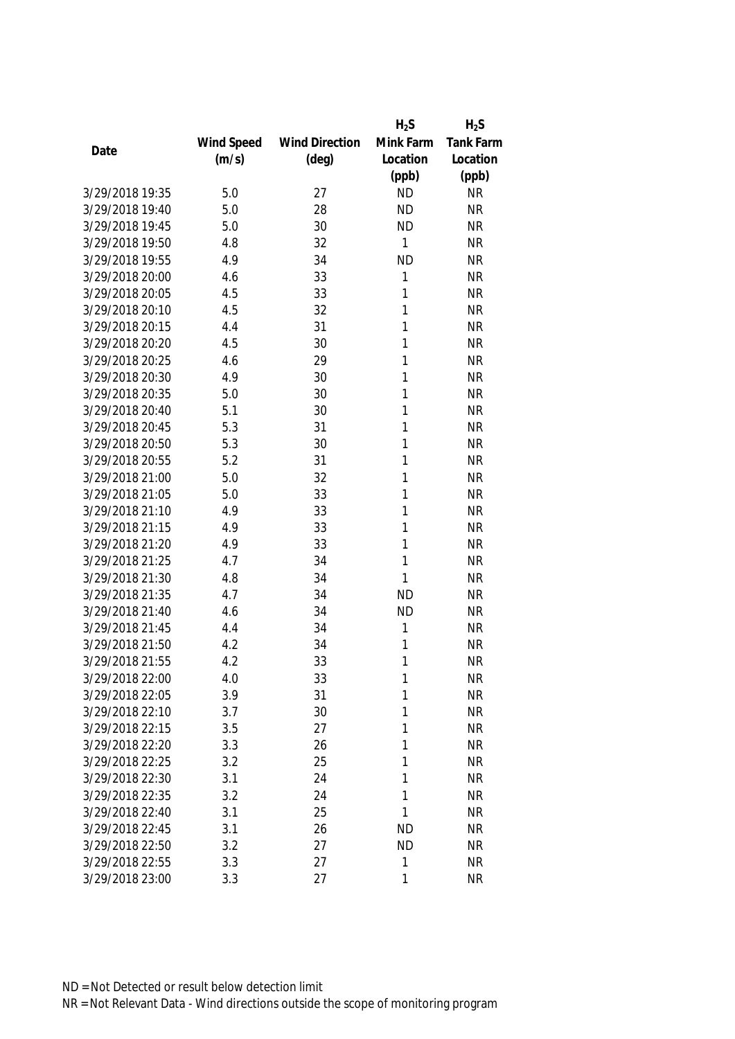| Date | Wind Speed (m/s) | Wind Direction (deg) | $H_2S$ Mink Farm Location (ppb) | $H_2S$ Tank Farm Location (ppb) |
|---|---|---|---|---|
| 3/29/2018 19:35 | 5.0 | 27 | ND | NR |
| 3/29/2018 19:40 | 5.0 | 28 | ND | NR |
| 3/29/2018 19:45 | 5.0 | 30 | ND | NR |
| 3/29/2018 19:50 | 4.8 | 32 | 1 | NR |
| 3/29/2018 19:55 | 4.9 | 34 | ND | NR |
| 3/29/2018 20:00 | 4.6 | 33 | 1 | NR |
| 3/29/2018 20:05 | 4.5 | 33 | 1 | NR |
| 3/29/2018 20:10 | 4.5 | 32 | 1 | NR |
| 3/29/2018 20:15 | 4.4 | 31 | 1 | NR |
| 3/29/2018 20:20 | 4.5 | 30 | 1 | NR |
| 3/29/2018 20:25 | 4.6 | 29 | 1 | NR |
| 3/29/2018 20:30 | 4.9 | 30 | 1 | NR |
| 3/29/2018 20:35 | 5.0 | 30 | 1 | NR |
| 3/29/2018 20:40 | 5.1 | 30 | 1 | NR |
| 3/29/2018 20:45 | 5.3 | 31 | 1 | NR |
| 3/29/2018 20:50 | 5.3 | 30 | 1 | NR |
| 3/29/2018 20:55 | 5.2 | 31 | 1 | NR |
| 3/29/2018 21:00 | 5.0 | 32 | 1 | NR |
| 3/29/2018 21:05 | 5.0 | 33 | 1 | NR |
| 3/29/2018 21:10 | 4.9 | 33 | 1 | NR |
| 3/29/2018 21:15 | 4.9 | 33 | 1 | NR |
| 3/29/2018 21:20 | 4.9 | 33 | 1 | NR |
| 3/29/2018 21:25 | 4.7 | 34 | 1 | NR |
| 3/29/2018 21:30 | 4.8 | 34 | 1 | NR |
| 3/29/2018 21:35 | 4.7 | 34 | ND | NR |
| 3/29/2018 21:40 | 4.6 | 34 | ND | NR |
| 3/29/2018 21:45 | 4.4 | 34 | 1 | NR |
| 3/29/2018 21:50 | 4.2 | 34 | 1 | NR |
| 3/29/2018 21:55 | 4.2 | 33 | 1 | NR |
| 3/29/2018 22:00 | 4.0 | 33 | 1 | NR |
| 3/29/2018 22:05 | 3.9 | 31 | 1 | NR |
| 3/29/2018 22:10 | 3.7 | 30 | 1 | NR |
| 3/29/2018 22:15 | 3.5 | 27 | 1 | NR |
| 3/29/2018 22:20 | 3.3 | 26 | 1 | NR |
| 3/29/2018 22:25 | 3.2 | 25 | 1 | NR |
| 3/29/2018 22:30 | 3.1 | 24 | 1 | NR |
| 3/29/2018 22:35 | 3.2 | 24 | 1 | NR |
| 3/29/2018 22:40 | 3.1 | 25 | 1 | NR |
| 3/29/2018 22:45 | 3.1 | 26 | ND | NR |
| 3/29/2018 22:50 | 3.2 | 27 | ND | NR |
| 3/29/2018 22:55 | 3.3 | 27 | 1 | NR |
| 3/29/2018 23:00 | 3.3 | 27 | 1 | NR |

ND = Not Detected or result below detection limit

NR = Not Relevant Data - Wind directions outside the scope of monitoring program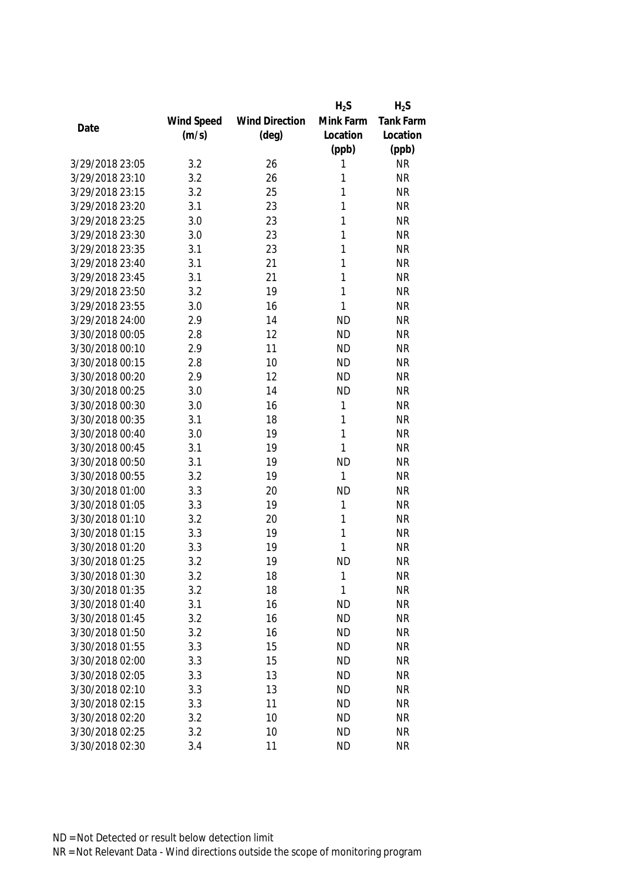| Date | Wind Speed (m/s) | Wind Direction (deg) | $H_2S$ Mink Farm Location (ppb) | $H_2S$ Tank Farm Location (ppb) |
|---|---|---|---|---|
| 3/29/2018 23:05 | 3.2 | 26 | 1 | NR |
| 3/29/2018 23:10 | 3.2 | 26 | 1 | NR |
| 3/29/2018 23:15 | 3.2 | 25 | 1 | NR |
| 3/29/2018 23:20 | 3.1 | 23 | 1 | NR |
| 3/29/2018 23:25 | 3.0 | 23 | 1 | NR |
| 3/29/2018 23:30 | 3.0 | 23 | 1 | NR |
| 3/29/2018 23:35 | 3.1 | 23 | 1 | NR |
| 3/29/2018 23:40 | 3.1 | 21 | 1 | NR |
| 3/29/2018 23:45 | 3.1 | 21 | 1 | NR |
| 3/29/2018 23:50 | 3.2 | 19 | 1 | NR |
| 3/29/2018 23:55 | 3.0 | 16 | 1 | NR |
| 3/29/2018 24:00 | 2.9 | 14 | ND | NR |
| 3/30/2018 00:05 | 2.8 | 12 | ND | NR |
| 3/30/2018 00:10 | 2.9 | 11 | ND | NR |
| 3/30/2018 00:15 | 2.8 | 10 | ND | NR |
| 3/30/2018 00:20 | 2.9 | 12 | ND | NR |
| 3/30/2018 00:25 | 3.0 | 14 | ND | NR |
| 3/30/2018 00:30 | 3.0 | 16 | 1 | NR |
| 3/30/2018 00:35 | 3.1 | 18 | 1 | NR |
| 3/30/2018 00:40 | 3.0 | 19 | 1 | NR |
| 3/30/2018 00:45 | 3.1 | 19 | 1 | NR |
| 3/30/2018 00:50 | 3.1 | 19 | ND | NR |
| 3/30/2018 00:55 | 3.2 | 19 | 1 | NR |
| 3/30/2018 01:00 | 3.3 | 20 | ND | NR |
| 3/30/2018 01:05 | 3.3 | 19 | 1 | NR |
| 3/30/2018 01:10 | 3.2 | 20 | 1 | NR |
| 3/30/2018 01:15 | 3.3 | 19 | 1 | NR |
| 3/30/2018 01:20 | 3.3 | 19 | 1 | NR |
| 3/30/2018 01:25 | 3.2 | 19 | ND | NR |
| 3/30/2018 01:30 | 3.2 | 18 | 1 | NR |
| 3/30/2018 01:35 | 3.2 | 18 | 1 | NR |
| 3/30/2018 01:40 | 3.1 | 16 | ND | NR |
| 3/30/2018 01:45 | 3.2 | 16 | ND | NR |
| 3/30/2018 01:50 | 3.2 | 16 | ND | NR |
| 3/30/2018 01:55 | 3.3 | 15 | ND | NR |
| 3/30/2018 02:00 | 3.3 | 15 | ND | NR |
| 3/30/2018 02:05 | 3.3 | 13 | ND | NR |
| 3/30/2018 02:10 | 3.3 | 13 | ND | NR |
| 3/30/2018 02:15 | 3.3 | 11 | ND | NR |
| 3/30/2018 02:20 | 3.2 | 10 | ND | NR |
| 3/30/2018 02:25 | 3.2 | 10 | ND | NR |
| 3/30/2018 02:30 | 3.4 | 11 | ND | NR |

ND = Not Detected or result below detection limit

NR = Not Relevant Data - Wind directions outside the scope of monitoring program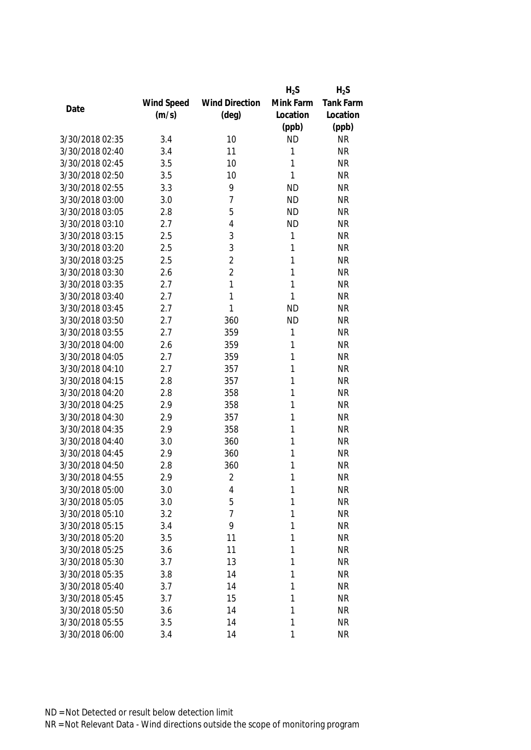| Date | Wind Speed (m/s) | Wind Direction (deg) | $H_2S$ Mink Farm Location (ppb) | $H_2S$ Tank Farm Location (ppb) |
|---|---|---|---|---|
| 3/30/2018 02:35 | 3.4 | 10 | ND | NR |
| 3/30/2018 02:40 | 3.4 | 11 | 1 | NR |
| 3/30/2018 02:45 | 3.5 | 10 | 1 | NR |
| 3/30/2018 02:50 | 3.5 | 10 | 1 | NR |
| 3/30/2018 02:55 | 3.3 | 9 | ND | NR |
| 3/30/2018 03:00 | 3.0 | 7 | ND | NR |
| 3/30/2018 03:05 | 2.8 | 5 | ND | NR |
| 3/30/2018 03:10 | 2.7 | 4 | ND | NR |
| 3/30/2018 03:15 | 2.5 | 3 | 1 | NR |
| 3/30/2018 03:20 | 2.5 | 3 | 1 | NR |
| 3/30/2018 03:25 | 2.5 | 2 | 1 | NR |
| 3/30/2018 03:30 | 2.6 | 2 | 1 | NR |
| 3/30/2018 03:35 | 2.7 | 1 | 1 | NR |
| 3/30/2018 03:40 | 2.7 | 1 | 1 | NR |
| 3/30/2018 03:45 | 2.7 | 1 | ND | NR |
| 3/30/2018 03:50 | 2.7 | 360 | ND | NR |
| 3/30/2018 03:55 | 2.7 | 359 | 1 | NR |
| 3/30/2018 04:00 | 2.6 | 359 | 1 | NR |
| 3/30/2018 04:05 | 2.7 | 359 | 1 | NR |
| 3/30/2018 04:10 | 2.7 | 357 | 1 | NR |
| 3/30/2018 04:15 | 2.8 | 357 | 1 | NR |
| 3/30/2018 04:20 | 2.8 | 358 | 1 | NR |
| 3/30/2018 04:25 | 2.9 | 358 | 1 | NR |
| 3/30/2018 04:30 | 2.9 | 357 | 1 | NR |
| 3/30/2018 04:35 | 2.9 | 358 | 1 | NR |
| 3/30/2018 04:40 | 3.0 | 360 | 1 | NR |
| 3/30/2018 04:45 | 2.9 | 360 | 1 | NR |
| 3/30/2018 04:50 | 2.8 | 360 | 1 | NR |
| 3/30/2018 04:55 | 2.9 | 2 | 1 | NR |
| 3/30/2018 05:00 | 3.0 | 4 | 1 | NR |
| 3/30/2018 05:05 | 3.0 | 5 | 1 | NR |
| 3/30/2018 05:10 | 3.2 | 7 | 1 | NR |
| 3/30/2018 05:15 | 3.4 | 9 | 1 | NR |
| 3/30/2018 05:20 | 3.5 | 11 | 1 | NR |
| 3/30/2018 05:25 | 3.6 | 11 | 1 | NR |
| 3/30/2018 05:30 | 3.7 | 13 | 1 | NR |
| 3/30/2018 05:35 | 3.8 | 14 | 1 | NR |
| 3/30/2018 05:40 | 3.7 | 14 | 1 | NR |
| 3/30/2018 05:45 | 3.7 | 15 | 1 | NR |
| 3/30/2018 05:50 | 3.6 | 14 | 1 | NR |
| 3/30/2018 05:55 | 3.5 | 14 | 1 | NR |
| 3/30/2018 06:00 | 3.4 | 14 | 1 | NR |

ND = Not Detected or result below detection limit

NR = Not Relevant Data - Wind directions outside the scope of monitoring program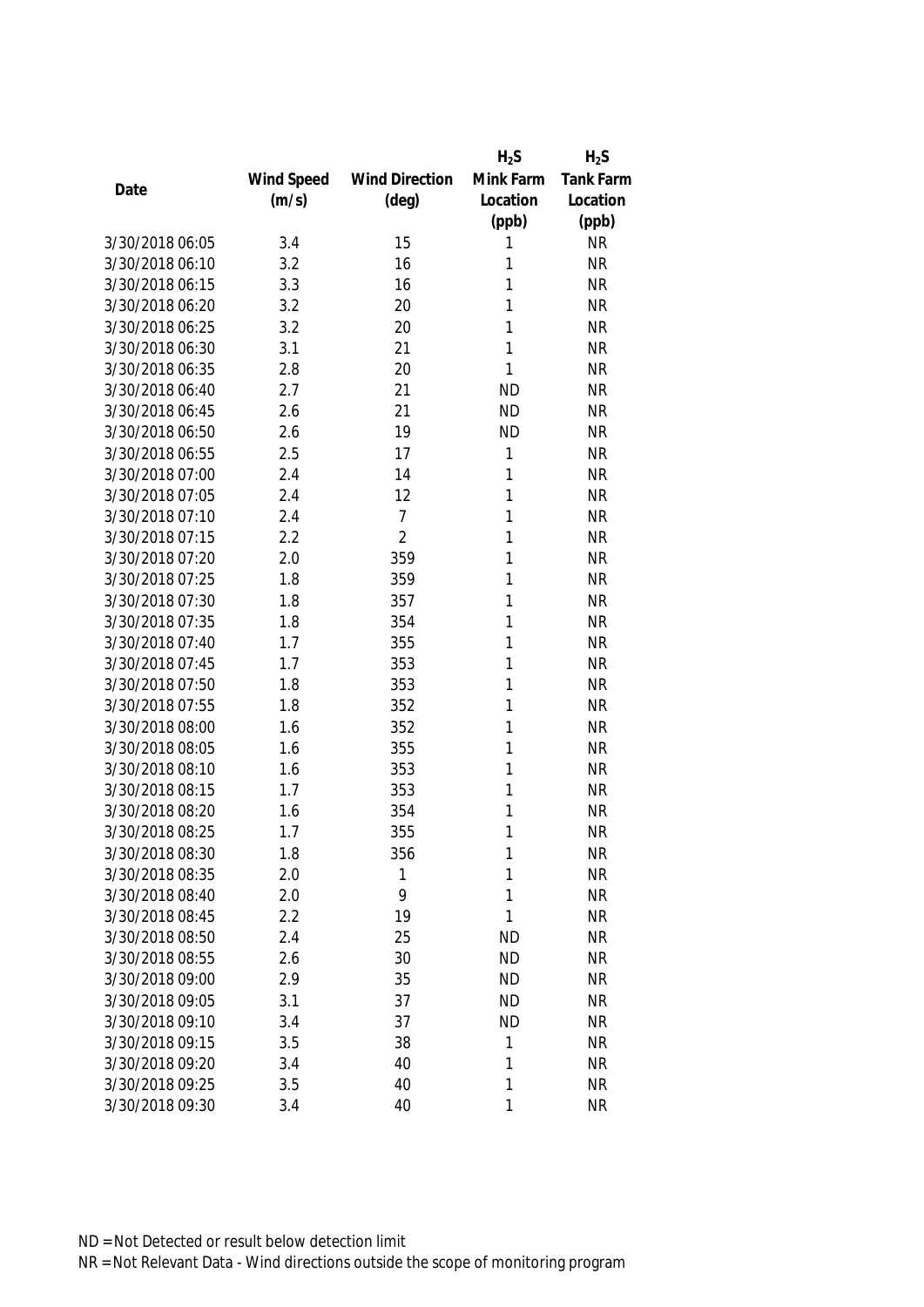| Date | Wind Speed (m/s) | Wind Direction (deg) | $H_2S$ Mink Farm Location (ppb) | $H_2S$ Tank Farm Location (ppb) |
|---|---|---|---|---|
| 3/30/2018 06:05 | 3.4 | 15 | 1 | NR |
| 3/30/2018 06:10 | 3.2 | 16 | 1 | NR |
| 3/30/2018 06:15 | 3.3 | 16 | 1 | NR |
| 3/30/2018 06:20 | 3.2 | 20 | 1 | NR |
| 3/30/2018 06:25 | 3.2 | 20 | 1 | NR |
| 3/30/2018 06:30 | 3.1 | 21 | 1 | NR |
| 3/30/2018 06:35 | 2.8 | 20 | 1 | NR |
| 3/30/2018 06:40 | 2.7 | 21 | ND | NR |
| 3/30/2018 06:45 | 2.6 | 21 | ND | NR |
| 3/30/2018 06:50 | 2.6 | 19 | ND | NR |
| 3/30/2018 06:55 | 2.5 | 17 | 1 | NR |
| 3/30/2018 07:00 | 2.4 | 14 | 1 | NR |
| 3/30/2018 07:05 | 2.4 | 12 | 1 | NR |
| 3/30/2018 07:10 | 2.4 | 7 | 1 | NR |
| 3/30/2018 07:15 | 2.2 | 2 | 1 | NR |
| 3/30/2018 07:20 | 2.0 | 359 | 1 | NR |
| 3/30/2018 07:25 | 1.8 | 359 | 1 | NR |
| 3/30/2018 07:30 | 1.8 | 357 | 1 | NR |
| 3/30/2018 07:35 | 1.8 | 354 | 1 | NR |
| 3/30/2018 07:40 | 1.7 | 355 | 1 | NR |
| 3/30/2018 07:45 | 1.7 | 353 | 1 | NR |
| 3/30/2018 07:50 | 1.8 | 353 | 1 | NR |
| 3/30/2018 07:55 | 1.8 | 352 | 1 | NR |
| 3/30/2018 08:00 | 1.6 | 352 | 1 | NR |
| 3/30/2018 08:05 | 1.6 | 355 | 1 | NR |
| 3/30/2018 08:10 | 1.6 | 353 | 1 | NR |
| 3/30/2018 08:15 | 1.7 | 353 | 1 | NR |
| 3/30/2018 08:20 | 1.6 | 354 | 1 | NR |
| 3/30/2018 08:25 | 1.7 | 355 | 1 | NR |
| 3/30/2018 08:30 | 1.8 | 356 | 1 | NR |
| 3/30/2018 08:35 | 2.0 | 1 | 1 | NR |
| 3/30/2018 08:40 | 2.0 | 9 | 1 | NR |
| 3/30/2018 08:45 | 2.2 | 19 | 1 | NR |
| 3/30/2018 08:50 | 2.4 | 25 | ND | NR |
| 3/30/2018 08:55 | 2.6 | 30 | ND | NR |
| 3/30/2018 09:00 | 2.9 | 35 | ND | NR |
| 3/30/2018 09:05 | 3.1 | 37 | ND | NR |
| 3/30/2018 09:10 | 3.4 | 37 | ND | NR |
| 3/30/2018 09:15 | 3.5 | 38 | 1 | NR |
| 3/30/2018 09:20 | 3.4 | 40 | 1 | NR |
| 3/30/2018 09:25 | 3.5 | 40 | 1 | NR |
| 3/30/2018 09:30 | 3.4 | 40 | 1 | NR |

ND = Not Detected or result below detection limit
NR = Not Relevant Data - Wind directions outside the scope of monitoring program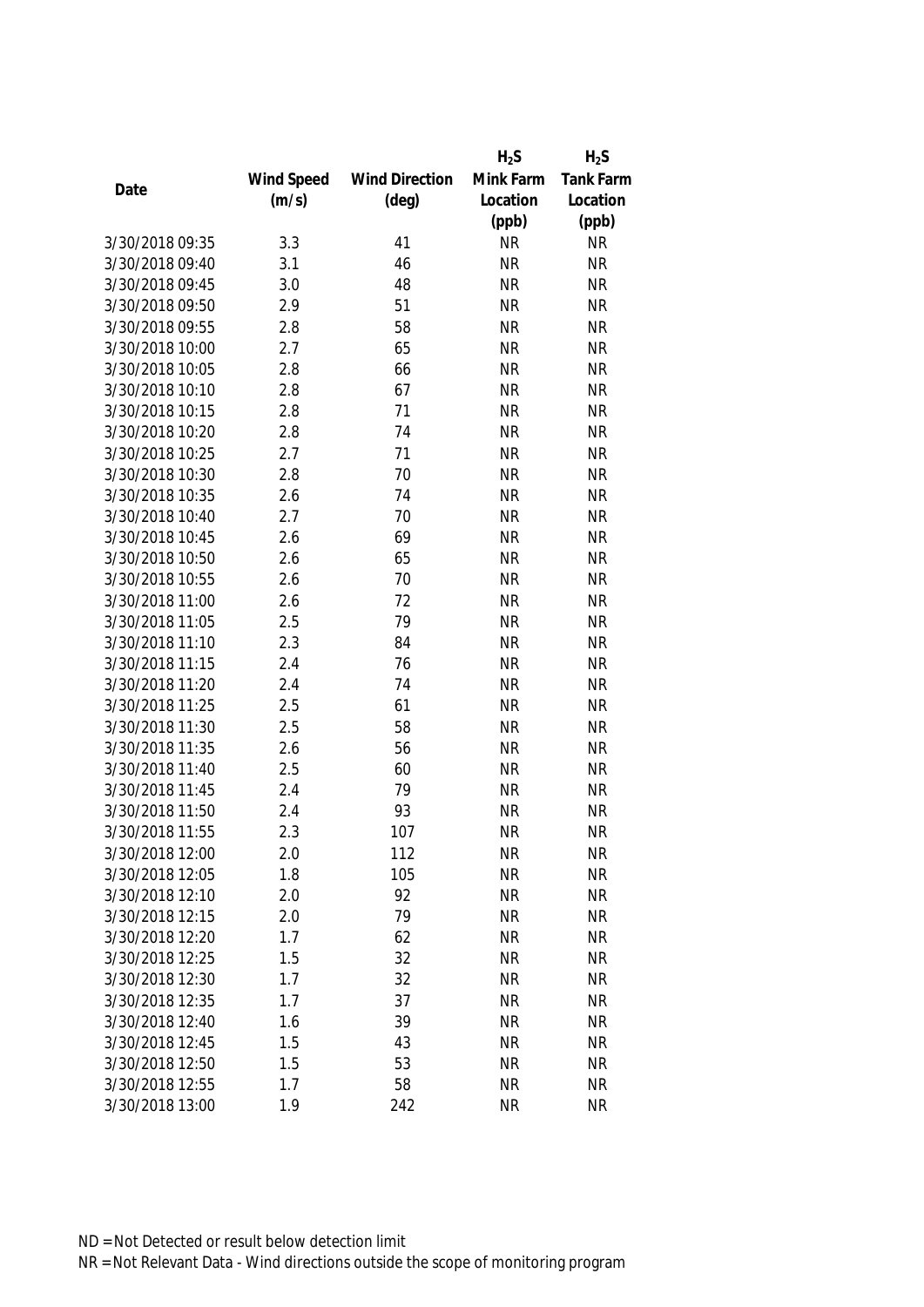| Date | Wind Speed (m/s) | Wind Direction (deg) | $H_2S$ Mink Farm Location (ppb) | $H_2S$ Tank Farm Location (ppb) |
|---|---|---|---|---|
| 3/30/2018 09:35 | 3.3 | 41 | NR | NR |
| 3/30/2018 09:40 | 3.1 | 46 | NR | NR |
| 3/30/2018 09:45 | 3.0 | 48 | NR | NR |
| 3/30/2018 09:50 | 2.9 | 51 | NR | NR |
| 3/30/2018 09:55 | 2.8 | 58 | NR | NR |
| 3/30/2018 10:00 | 2.7 | 65 | NR | NR |
| 3/30/2018 10:05 | 2.8 | 66 | NR | NR |
| 3/30/2018 10:10 | 2.8 | 67 | NR | NR |
| 3/30/2018 10:15 | 2.8 | 71 | NR | NR |
| 3/30/2018 10:20 | 2.8 | 74 | NR | NR |
| 3/30/2018 10:25 | 2.7 | 71 | NR | NR |
| 3/30/2018 10:30 | 2.8 | 70 | NR | NR |
| 3/30/2018 10:35 | 2.6 | 74 | NR | NR |
| 3/30/2018 10:40 | 2.7 | 70 | NR | NR |
| 3/30/2018 10:45 | 2.6 | 69 | NR | NR |
| 3/30/2018 10:50 | 2.6 | 65 | NR | NR |
| 3/30/2018 10:55 | 2.6 | 70 | NR | NR |
| 3/30/2018 11:00 | 2.6 | 72 | NR | NR |
| 3/30/2018 11:05 | 2.5 | 79 | NR | NR |
| 3/30/2018 11:10 | 2.3 | 84 | NR | NR |
| 3/30/2018 11:15 | 2.4 | 76 | NR | NR |
| 3/30/2018 11:20 | 2.4 | 74 | NR | NR |
| 3/30/2018 11:25 | 2.5 | 61 | NR | NR |
| 3/30/2018 11:30 | 2.5 | 58 | NR | NR |
| 3/30/2018 11:35 | 2.6 | 56 | NR | NR |
| 3/30/2018 11:40 | 2.5 | 60 | NR | NR |
| 3/30/2018 11:45 | 2.4 | 79 | NR | NR |
| 3/30/2018 11:50 | 2.4 | 93 | NR | NR |
| 3/30/2018 11:55 | 2.3 | 107 | NR | NR |
| 3/30/2018 12:00 | 2.0 | 112 | NR | NR |
| 3/30/2018 12:05 | 1.8 | 105 | NR | NR |
| 3/30/2018 12:10 | 2.0 | 92 | NR | NR |
| 3/30/2018 12:15 | 2.0 | 79 | NR | NR |
| 3/30/2018 12:20 | 1.7 | 62 | NR | NR |
| 3/30/2018 12:25 | 1.5 | 32 | NR | NR |
| 3/30/2018 12:30 | 1.7 | 32 | NR | NR |
| 3/30/2018 12:35 | 1.7 | 37 | NR | NR |
| 3/30/2018 12:40 | 1.6 | 39 | NR | NR |
| 3/30/2018 12:45 | 1.5 | 43 | NR | NR |
| 3/30/2018 12:50 | 1.5 | 53 | NR | NR |
| 3/30/2018 12:55 | 1.7 | 58 | NR | NR |
| 3/30/2018 13:00 | 1.9 | 242 | NR | NR |

ND = Not Detected or result below detection limit

NR = Not Relevant Data - Wind directions outside the scope of monitoring program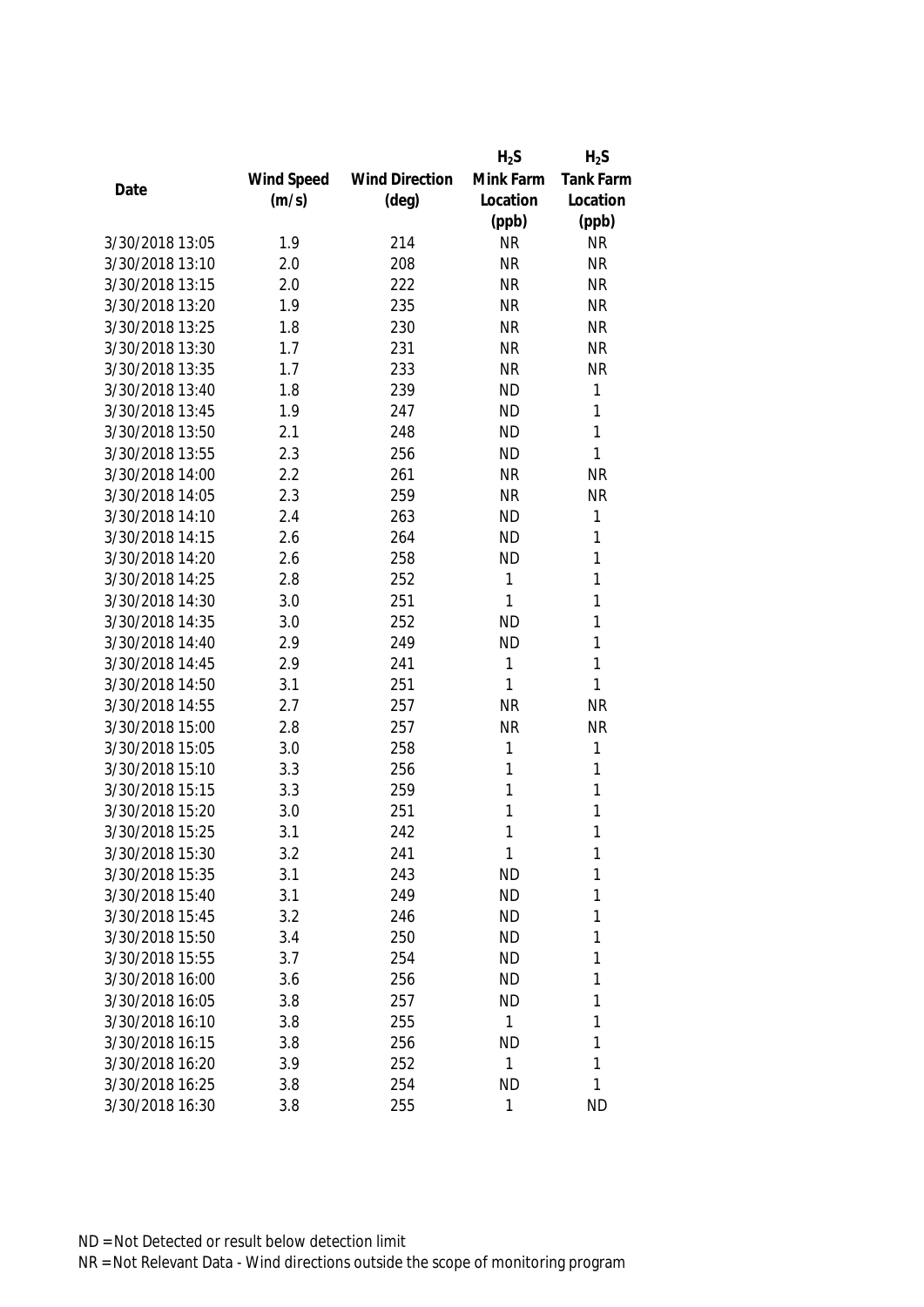| Date | Wind Speed (m/s) | Wind Direction (deg) | $H_2S$ Mink Farm Location (ppb) | $H_2S$ Tank Farm Location (ppb) |
|---|---|---|---|---|
| 3/30/2018 13:05 | 1.9 | 214 | NR | NR |
| 3/30/2018 13:10 | 2.0 | 208 | NR | NR |
| 3/30/2018 13:15 | 2.0 | 222 | NR | NR |
| 3/30/2018 13:20 | 1.9 | 235 | NR | NR |
| 3/30/2018 13:25 | 1.8 | 230 | NR | NR |
| 3/30/2018 13:30 | 1.7 | 231 | NR | NR |
| 3/30/2018 13:35 | 1.7 | 233 | NR | NR |
| 3/30/2018 13:40 | 1.8 | 239 | ND | 1 |
| 3/30/2018 13:45 | 1.9 | 247 | ND | 1 |
| 3/30/2018 13:50 | 2.1 | 248 | ND | 1 |
| 3/30/2018 13:55 | 2.3 | 256 | ND | 1 |
| 3/30/2018 14:00 | 2.2 | 261 | NR | NR |
| 3/30/2018 14:05 | 2.3 | 259 | NR | NR |
| 3/30/2018 14:10 | 2.4 | 263 | ND | 1 |
| 3/30/2018 14:15 | 2.6 | 264 | ND | 1 |
| 3/30/2018 14:20 | 2.6 | 258 | ND | 1 |
| 3/30/2018 14:25 | 2.8 | 252 | 1 | 1 |
| 3/30/2018 14:30 | 3.0 | 251 | 1 | 1 |
| 3/30/2018 14:35 | 3.0 | 252 | ND | 1 |
| 3/30/2018 14:40 | 2.9 | 249 | ND | 1 |
| 3/30/2018 14:45 | 2.9 | 241 | 1 | 1 |
| 3/30/2018 14:50 | 3.1 | 251 | 1 | 1 |
| 3/30/2018 14:55 | 2.7 | 257 | NR | NR |
| 3/30/2018 15:00 | 2.8 | 257 | NR | NR |
| 3/30/2018 15:05 | 3.0 | 258 | 1 | 1 |
| 3/30/2018 15:10 | 3.3 | 256 | 1 | 1 |
| 3/30/2018 15:15 | 3.3 | 259 | 1 | 1 |
| 3/30/2018 15:20 | 3.0 | 251 | 1 | 1 |
| 3/30/2018 15:25 | 3.1 | 242 | 1 | 1 |
| 3/30/2018 15:30 | 3.2 | 241 | 1 | 1 |
| 3/30/2018 15:35 | 3.1 | 243 | ND | 1 |
| 3/30/2018 15:40 | 3.1 | 249 | ND | 1 |
| 3/30/2018 15:45 | 3.2 | 246 | ND | 1 |
| 3/30/2018 15:50 | 3.4 | 250 | ND | 1 |
| 3/30/2018 15:55 | 3.7 | 254 | ND | 1 |
| 3/30/2018 16:00 | 3.6 | 256 | ND | 1 |
| 3/30/2018 16:05 | 3.8 | 257 | ND | 1 |
| 3/30/2018 16:10 | 3.8 | 255 | 1 | 1 |
| 3/30/2018 16:15 | 3.8 | 256 | ND | 1 |
| 3/30/2018 16:20 | 3.9 | 252 | 1 | 1 |
| 3/30/2018 16:25 | 3.8 | 254 | ND | 1 |
| 3/30/2018 16:30 | 3.8 | 255 | 1 | ND |

ND = Not Detected or result below detection limit
NR = Not Relevant Data - Wind directions outside the scope of monitoring program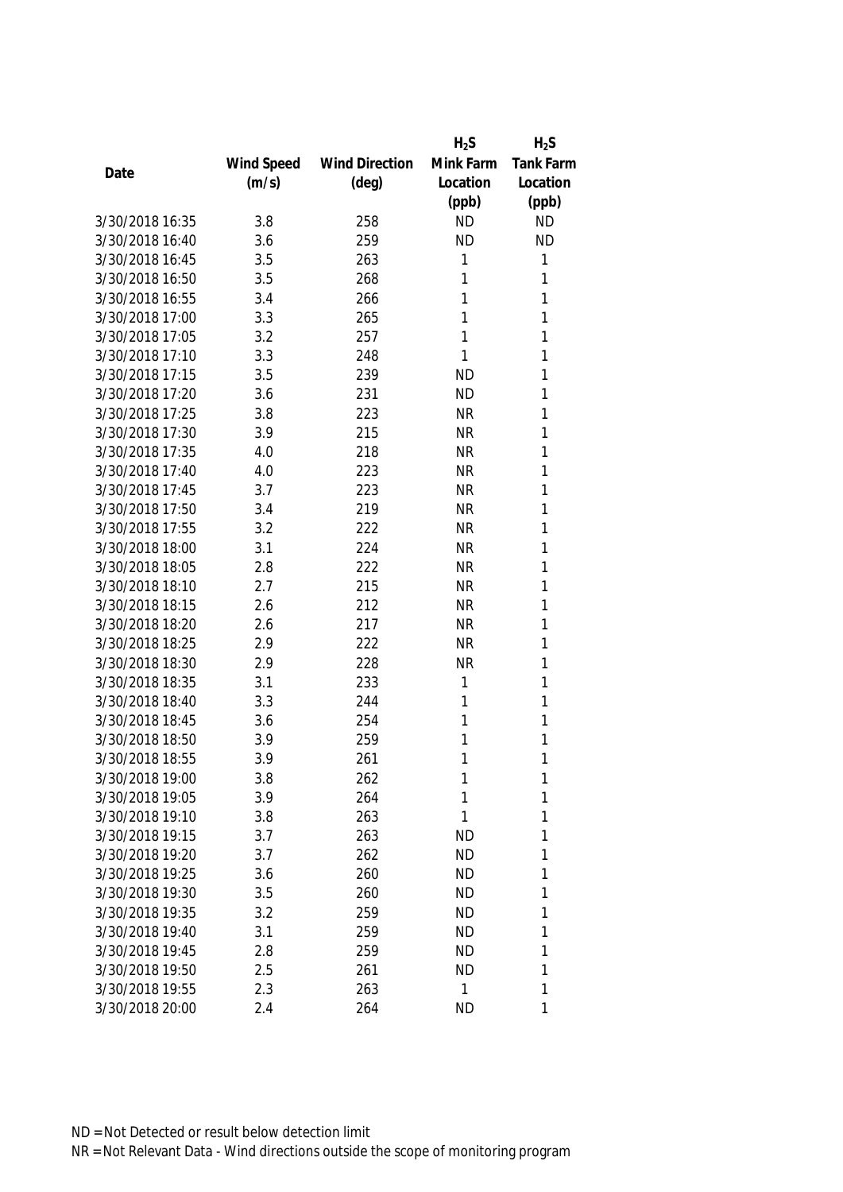| Date | Wind Speed (m/s) | Wind Direction (deg) | $H_2S$ Mink Farm Location (ppb) | $H_2S$ Tank Farm Location (ppb) |
|---|---|---|---|---|
| 3/30/2018 16:35 | 3.8 | 258 | ND | ND |
| 3/30/2018 16:40 | 3.6 | 259 | ND | ND |
| 3/30/2018 16:45 | 3.5 | 263 | 1 | 1 |
| 3/30/2018 16:50 | 3.5 | 268 | 1 | 1 |
| 3/30/2018 16:55 | 3.4 | 266 | 1 | 1 |
| 3/30/2018 17:00 | 3.3 | 265 | 1 | 1 |
| 3/30/2018 17:05 | 3.2 | 257 | 1 | 1 |
| 3/30/2018 17:10 | 3.3 | 248 | 1 | 1 |
| 3/30/2018 17:15 | 3.5 | 239 | ND | 1 |
| 3/30/2018 17:20 | 3.6 | 231 | ND | 1 |
| 3/30/2018 17:25 | 3.8 | 223 | NR | 1 |
| 3/30/2018 17:30 | 3.9 | 215 | NR | 1 |
| 3/30/2018 17:35 | 4.0 | 218 | NR | 1 |
| 3/30/2018 17:40 | 4.0 | 223 | NR | 1 |
| 3/30/2018 17:45 | 3.7 | 223 | NR | 1 |
| 3/30/2018 17:50 | 3.4 | 219 | NR | 1 |
| 3/30/2018 17:55 | 3.2 | 222 | NR | 1 |
| 3/30/2018 18:00 | 3.1 | 224 | NR | 1 |
| 3/30/2018 18:05 | 2.8 | 222 | NR | 1 |
| 3/30/2018 18:10 | 2.7 | 215 | NR | 1 |
| 3/30/2018 18:15 | 2.6 | 212 | NR | 1 |
| 3/30/2018 18:20 | 2.6 | 217 | NR | 1 |
| 3/30/2018 18:25 | 2.9 | 222 | NR | 1 |
| 3/30/2018 18:30 | 2.9 | 228 | NR | 1 |
| 3/30/2018 18:35 | 3.1 | 233 | 1 | 1 |
| 3/30/2018 18:40 | 3.3 | 244 | 1 | 1 |
| 3/30/2018 18:45 | 3.6 | 254 | 1 | 1 |
| 3/30/2018 18:50 | 3.9 | 259 | 1 | 1 |
| 3/30/2018 18:55 | 3.9 | 261 | 1 | 1 |
| 3/30/2018 19:00 | 3.8 | 262 | 1 | 1 |
| 3/30/2018 19:05 | 3.9 | 264 | 1 | 1 |
| 3/30/2018 19:10 | 3.8 | 263 | 1 | 1 |
| 3/30/2018 19:15 | 3.7 | 263 | ND | 1 |
| 3/30/2018 19:20 | 3.7 | 262 | ND | 1 |
| 3/30/2018 19:25 | 3.6 | 260 | ND | 1 |
| 3/30/2018 19:30 | 3.5 | 260 | ND | 1 |
| 3/30/2018 19:35 | 3.2 | 259 | ND | 1 |
| 3/30/2018 19:40 | 3.1 | 259 | ND | 1 |
| 3/30/2018 19:45 | 2.8 | 259 | ND | 1 |
| 3/30/2018 19:50 | 2.5 | 261 | ND | 1 |
| 3/30/2018 19:55 | 2.3 | 263 | 1 | 1 |
| 3/30/2018 20:00 | 2.4 | 264 | ND | 1 |

ND = Not Detected or result below detection limit

NR = Not Relevant Data - Wind directions outside the scope of monitoring program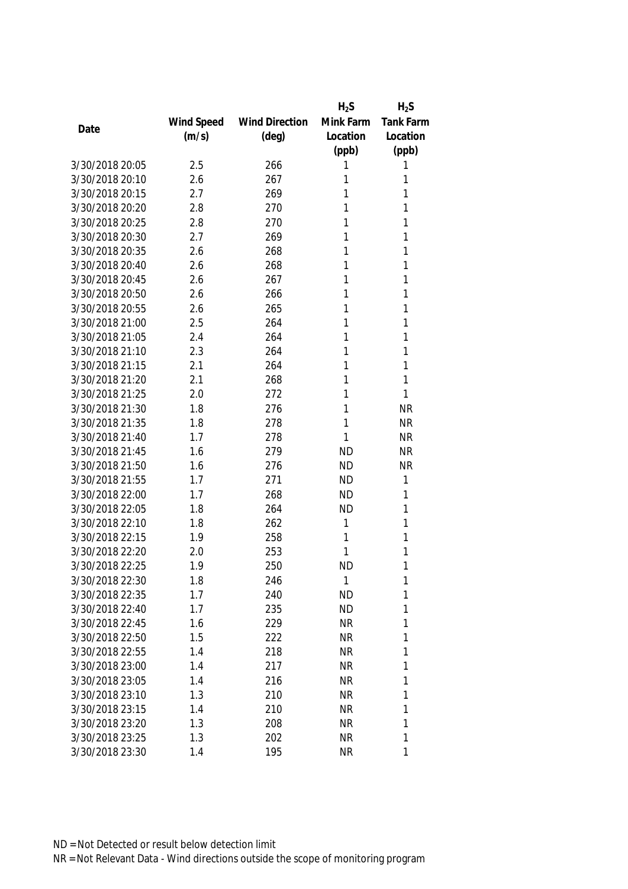| Date | Wind Speed (m/s) | Wind Direction (deg) | $H_2S$ Mink Farm Location (ppb) | $H_2S$ Tank Farm Location (ppb) |
|---|---|---|---|---|
| 3/30/2018 20:05 | 2.5 | 266 | 1 | 1 |
| 3/30/2018 20:10 | 2.6 | 267 | 1 | 1 |
| 3/30/2018 20:15 | 2.7 | 269 | 1 | 1 |
| 3/30/2018 20:20 | 2.8 | 270 | 1 | 1 |
| 3/30/2018 20:25 | 2.8 | 270 | 1 | 1 |
| 3/30/2018 20:30 | 2.7 | 269 | 1 | 1 |
| 3/30/2018 20:35 | 2.6 | 268 | 1 | 1 |
| 3/30/2018 20:40 | 2.6 | 268 | 1 | 1 |
| 3/30/2018 20:45 | 2.6 | 267 | 1 | 1 |
| 3/30/2018 20:50 | 2.6 | 266 | 1 | 1 |
| 3/30/2018 20:55 | 2.6 | 265 | 1 | 1 |
| 3/30/2018 21:00 | 2.5 | 264 | 1 | 1 |
| 3/30/2018 21:05 | 2.4 | 264 | 1 | 1 |
| 3/30/2018 21:10 | 2.3 | 264 | 1 | 1 |
| 3/30/2018 21:15 | 2.1 | 264 | 1 | 1 |
| 3/30/2018 21:20 | 2.1 | 268 | 1 | 1 |
| 3/30/2018 21:25 | 2.0 | 272 | 1 | 1 |
| 3/30/2018 21:30 | 1.8 | 276 | 1 | NR |
| 3/30/2018 21:35 | 1.8 | 278 | 1 | NR |
| 3/30/2018 21:40 | 1.7 | 278 | 1 | NR |
| 3/30/2018 21:45 | 1.6 | 279 | ND | NR |
| 3/30/2018 21:50 | 1.6 | 276 | ND | NR |
| 3/30/2018 21:55 | 1.7 | 271 | ND | 1 |
| 3/30/2018 22:00 | 1.7 | 268 | ND | 1 |
| 3/30/2018 22:05 | 1.8 | 264 | ND | 1 |
| 3/30/2018 22:10 | 1.8 | 262 | 1 | 1 |
| 3/30/2018 22:15 | 1.9 | 258 | 1 | 1 |
| 3/30/2018 22:20 | 2.0 | 253 | 1 | 1 |
| 3/30/2018 22:25 | 1.9 | 250 | ND | 1 |
| 3/30/2018 22:30 | 1.8 | 246 | 1 | 1 |
| 3/30/2018 22:35 | 1.7 | 240 | ND | 1 |
| 3/30/2018 22:40 | 1.7 | 235 | ND | 1 |
| 3/30/2018 22:45 | 1.6 | 229 | NR | 1 |
| 3/30/2018 22:50 | 1.5 | 222 | NR | 1 |
| 3/30/2018 22:55 | 1.4 | 218 | NR | 1 |
| 3/30/2018 23:00 | 1.4 | 217 | NR | 1 |
| 3/30/2018 23:05 | 1.4 | 216 | NR | 1 |
| 3/30/2018 23:10 | 1.3 | 210 | NR | 1 |
| 3/30/2018 23:15 | 1.4 | 210 | NR | 1 |
| 3/30/2018 23:20 | 1.3 | 208 | NR | 1 |
| 3/30/2018 23:25 | 1.3 | 202 | NR | 1 |
| 3/30/2018 23:30 | 1.4 | 195 | NR | 1 |

ND = Not Detected or result below detection limit

NR = Not Relevant Data - Wind directions outside the scope of monitoring program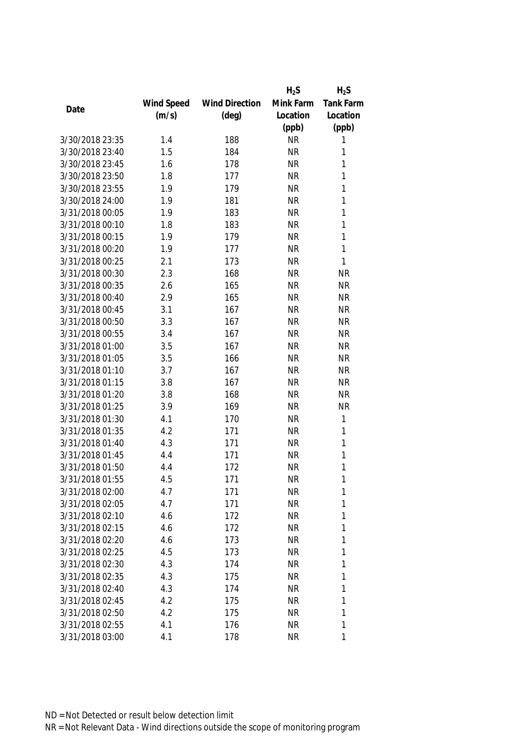| Date | Wind Speed (m/s) | Wind Direction (deg) | $H_2S$ Mink Farm Location (ppb) | $H_2S$ Tank Farm Location (ppb) |
|---|---|---|---|---|
| 3/30/2018 23:35 | 1.4 | 188 | NR | 1 |
| 3/30/2018 23:40 | 1.5 | 184 | NR | 1 |
| 3/30/2018 23:45 | 1.6 | 178 | NR | 1 |
| 3/30/2018 23:50 | 1.8 | 177 | NR | 1 |
| 3/30/2018 23:55 | 1.9 | 179 | NR | 1 |
| 3/30/2018 24:00 | 1.9 | 181 | NR | 1 |
| 3/31/2018 00:05 | 1.9 | 183 | NR | 1 |
| 3/31/2018 00:10 | 1.8 | 183 | NR | 1 |
| 3/31/2018 00:15 | 1.9 | 179 | NR | 1 |
| 3/31/2018 00:20 | 1.9 | 177 | NR | 1 |
| 3/31/2018 00:25 | 2.1 | 173 | NR | 1 |
| 3/31/2018 00:30 | 2.3 | 168 | NR | NR |
| 3/31/2018 00:35 | 2.6 | 165 | NR | NR |
| 3/31/2018 00:40 | 2.9 | 165 | NR | NR |
| 3/31/2018 00:45 | 3.1 | 167 | NR | NR |
| 3/31/2018 00:50 | 3.3 | 167 | NR | NR |
| 3/31/2018 00:55 | 3.4 | 167 | NR | NR |
| 3/31/2018 01:00 | 3.5 | 167 | NR | NR |
| 3/31/2018 01:05 | 3.5 | 166 | NR | NR |
| 3/31/2018 01:10 | 3.7 | 167 | NR | NR |
| 3/31/2018 01:15 | 3.8 | 167 | NR | NR |
| 3/31/2018 01:20 | 3.8 | 168 | NR | NR |
| 3/31/2018 01:25 | 3.9 | 169 | NR | NR |
| 3/31/2018 01:30 | 4.1 | 170 | NR | 1 |
| 3/31/2018 01:35 | 4.2 | 171 | NR | 1 |
| 3/31/2018 01:40 | 4.3 | 171 | NR | 1 |
| 3/31/2018 01:45 | 4.4 | 171 | NR | 1 |
| 3/31/2018 01:50 | 4.4 | 172 | NR | 1 |
| 3/31/2018 01:55 | 4.5 | 171 | NR | 1 |
| 3/31/2018 02:00 | 4.7 | 171 | NR | 1 |
| 3/31/2018 02:05 | 4.7 | 171 | NR | 1 |
| 3/31/2018 02:10 | 4.6 | 172 | NR | 1 |
| 3/31/2018 02:15 | 4.6 | 172 | NR | 1 |
| 3/31/2018 02:20 | 4.6 | 173 | NR | 1 |
| 3/31/2018 02:25 | 4.5 | 173 | NR | 1 |
| 3/31/2018 02:30 | 4.3 | 174 | NR | 1 |
| 3/31/2018 02:35 | 4.3 | 175 | NR | 1 |
| 3/31/2018 02:40 | 4.3 | 174 | NR | 1 |
| 3/31/2018 02:45 | 4.2 | 175 | NR | 1 |
| 3/31/2018 02:50 | 4.2 | 175 | NR | 1 |
| 3/31/2018 02:55 | 4.1 | 176 | NR | 1 |
| 3/31/2018 03:00 | 4.1 | 178 | NR | 1 |

ND = Not Detected or result below detection limit

NR = Not Relevant Data - Wind directions outside the scope of monitoring program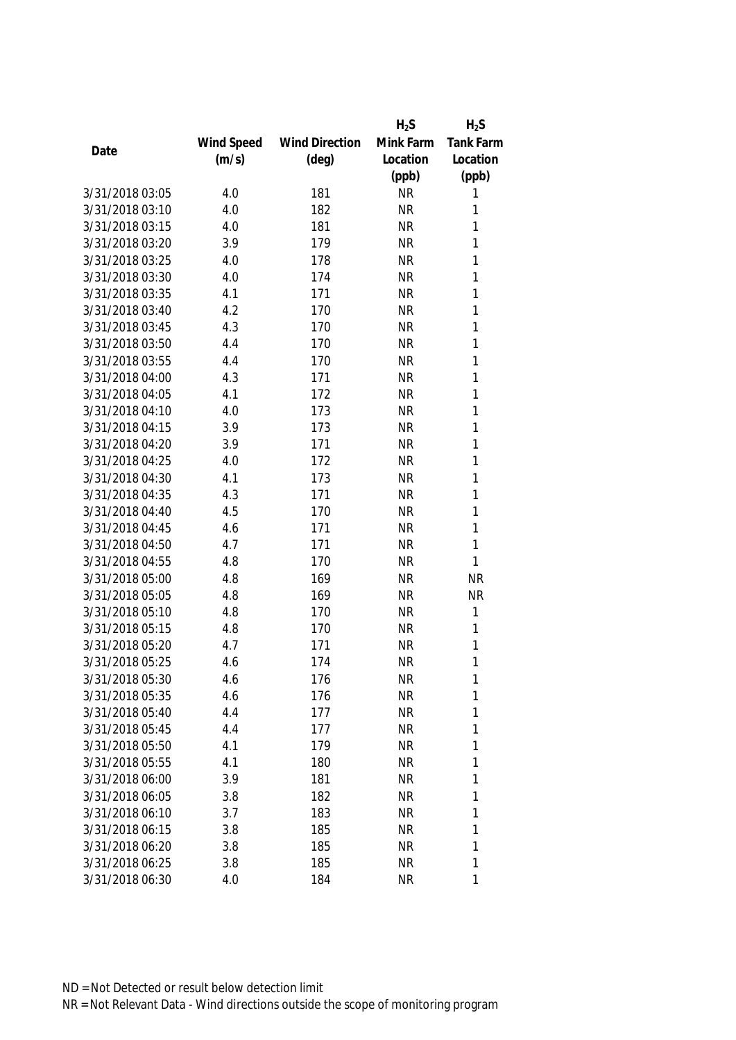| Date | Wind Speed (m/s) | Wind Direction (deg) | $H_2S$ Mink Farm Location (ppb) | $H_2S$ Tank Farm Location (ppb) |
|---|---|---|---|---|
| 3/31/2018 03:05 | 4.0 | 181 | NR | 1 |
| 3/31/2018 03:10 | 4.0 | 182 | NR | 1 |
| 3/31/2018 03:15 | 4.0 | 181 | NR | 1 |
| 3/31/2018 03:20 | 3.9 | 179 | NR | 1 |
| 3/31/2018 03:25 | 4.0 | 178 | NR | 1 |
| 3/31/2018 03:30 | 4.0 | 174 | NR | 1 |
| 3/31/2018 03:35 | 4.1 | 171 | NR | 1 |
| 3/31/2018 03:40 | 4.2 | 170 | NR | 1 |
| 3/31/2018 03:45 | 4.3 | 170 | NR | 1 |
| 3/31/2018 03:50 | 4.4 | 170 | NR | 1 |
| 3/31/2018 03:55 | 4.4 | 170 | NR | 1 |
| 3/31/2018 04:00 | 4.3 | 171 | NR | 1 |
| 3/31/2018 04:05 | 4.1 | 172 | NR | 1 |
| 3/31/2018 04:10 | 4.0 | 173 | NR | 1 |
| 3/31/2018 04:15 | 3.9 | 173 | NR | 1 |
| 3/31/2018 04:20 | 3.9 | 171 | NR | 1 |
| 3/31/2018 04:25 | 4.0 | 172 | NR | 1 |
| 3/31/2018 04:30 | 4.1 | 173 | NR | 1 |
| 3/31/2018 04:35 | 4.3 | 171 | NR | 1 |
| 3/31/2018 04:40 | 4.5 | 170 | NR | 1 |
| 3/31/2018 04:45 | 4.6 | 171 | NR | 1 |
| 3/31/2018 04:50 | 4.7 | 171 | NR | 1 |
| 3/31/2018 04:55 | 4.8 | 170 | NR | 1 |
| 3/31/2018 05:00 | 4.8 | 169 | NR | NR |
| 3/31/2018 05:05 | 4.8 | 169 | NR | NR |
| 3/31/2018 05:10 | 4.8 | 170 | NR | 1 |
| 3/31/2018 05:15 | 4.8 | 170 | NR | 1 |
| 3/31/2018 05:20 | 4.7 | 171 | NR | 1 |
| 3/31/2018 05:25 | 4.6 | 174 | NR | 1 |
| 3/31/2018 05:30 | 4.6 | 176 | NR | 1 |
| 3/31/2018 05:35 | 4.6 | 176 | NR | 1 |
| 3/31/2018 05:40 | 4.4 | 177 | NR | 1 |
| 3/31/2018 05:45 | 4.4 | 177 | NR | 1 |
| 3/31/2018 05:50 | 4.1 | 179 | NR | 1 |
| 3/31/2018 05:55 | 4.1 | 180 | NR | 1 |
| 3/31/2018 06:00 | 3.9 | 181 | NR | 1 |
| 3/31/2018 06:05 | 3.8 | 182 | NR | 1 |
| 3/31/2018 06:10 | 3.7 | 183 | NR | 1 |
| 3/31/2018 06:15 | 3.8 | 185 | NR | 1 |
| 3/31/2018 06:20 | 3.8 | 185 | NR | 1 |
| 3/31/2018 06:25 | 3.8 | 185 | NR | 1 |
| 3/31/2018 06:30 | 4.0 | 184 | NR | 1 |

ND = Not Detected or result below detection limit

NR = Not Relevant Data - Wind directions outside the scope of monitoring program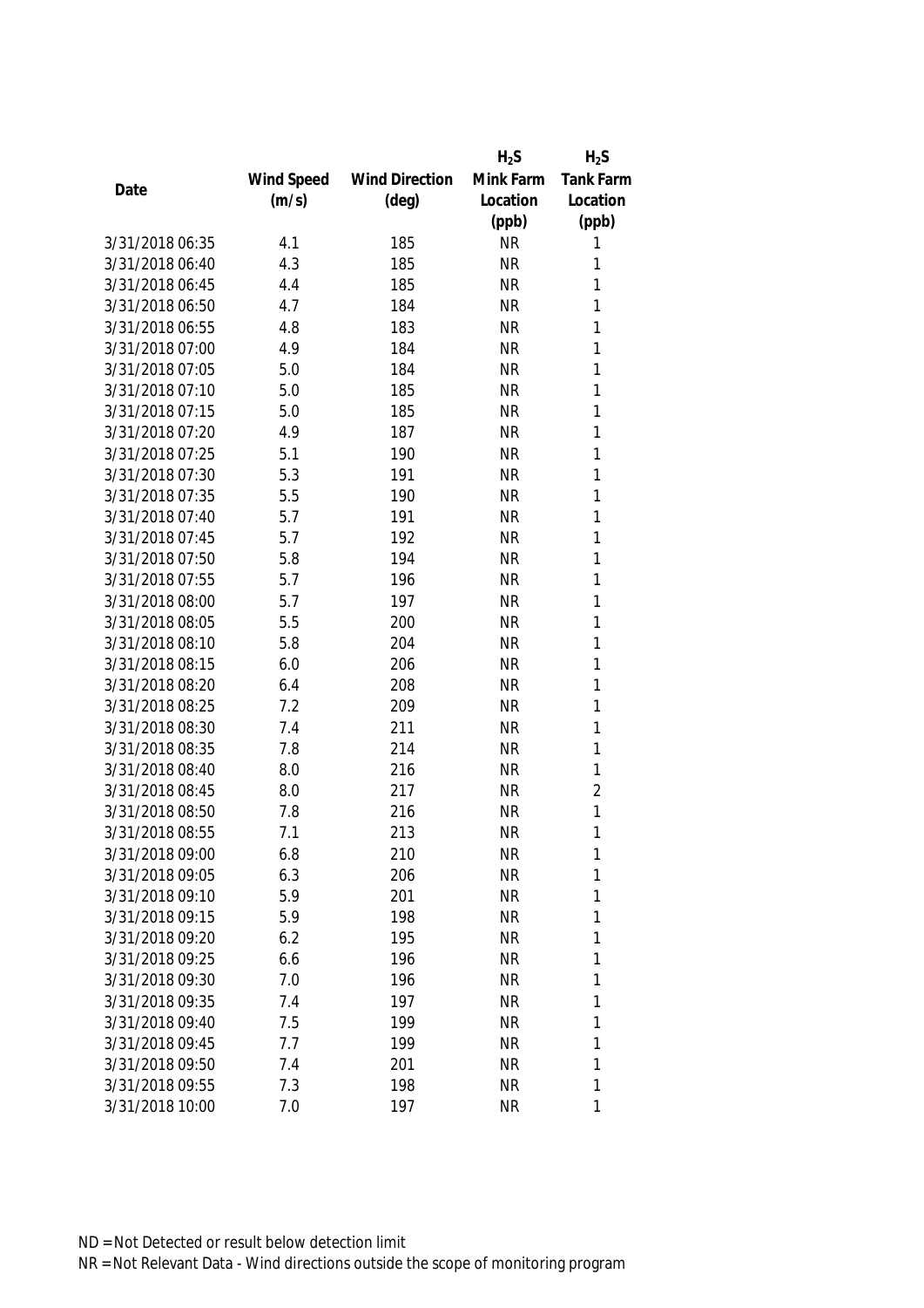| Date | Wind Speed (m/s) | Wind Direction (deg) | $H_2S$ Mink Farm Location (ppb) | $H_2S$ Tank Farm Location (ppb) |
|---|---|---|---|---|
| 3/31/2018 06:35 | 4.1 | 185 | NR | 1 |
| 3/31/2018 06:40 | 4.3 | 185 | NR | 1 |
| 3/31/2018 06:45 | 4.4 | 185 | NR | 1 |
| 3/31/2018 06:50 | 4.7 | 184 | NR | 1 |
| 3/31/2018 06:55 | 4.8 | 183 | NR | 1 |
| 3/31/2018 07:00 | 4.9 | 184 | NR | 1 |
| 3/31/2018 07:05 | 5.0 | 184 | NR | 1 |
| 3/31/2018 07:10 | 5.0 | 185 | NR | 1 |
| 3/31/2018 07:15 | 5.0 | 185 | NR | 1 |
| 3/31/2018 07:20 | 4.9 | 187 | NR | 1 |
| 3/31/2018 07:25 | 5.1 | 190 | NR | 1 |
| 3/31/2018 07:30 | 5.3 | 191 | NR | 1 |
| 3/31/2018 07:35 | 5.5 | 190 | NR | 1 |
| 3/31/2018 07:40 | 5.7 | 191 | NR | 1 |
| 3/31/2018 07:45 | 5.7 | 192 | NR | 1 |
| 3/31/2018 07:50 | 5.8 | 194 | NR | 1 |
| 3/31/2018 07:55 | 5.7 | 196 | NR | 1 |
| 3/31/2018 08:00 | 5.7 | 197 | NR | 1 |
| 3/31/2018 08:05 | 5.5 | 200 | NR | 1 |
| 3/31/2018 08:10 | 5.8 | 204 | NR | 1 |
| 3/31/2018 08:15 | 6.0 | 206 | NR | 1 |
| 3/31/2018 08:20 | 6.4 | 208 | NR | 1 |
| 3/31/2018 08:25 | 7.2 | 209 | NR | 1 |
| 3/31/2018 08:30 | 7.4 | 211 | NR | 1 |
| 3/31/2018 08:35 | 7.8 | 214 | NR | 1 |
| 3/31/2018 08:40 | 8.0 | 216 | NR | 1 |
| 3/31/2018 08:45 | 8.0 | 217 | NR | 2 |
| 3/31/2018 08:50 | 7.8 | 216 | NR | 1 |
| 3/31/2018 08:55 | 7.1 | 213 | NR | 1 |
| 3/31/2018 09:00 | 6.8 | 210 | NR | 1 |
| 3/31/2018 09:05 | 6.3 | 206 | NR | 1 |
| 3/31/2018 09:10 | 5.9 | 201 | NR | 1 |
| 3/31/2018 09:15 | 5.9 | 198 | NR | 1 |
| 3/31/2018 09:20 | 6.2 | 195 | NR | 1 |
| 3/31/2018 09:25 | 6.6 | 196 | NR | 1 |
| 3/31/2018 09:30 | 7.0 | 196 | NR | 1 |
| 3/31/2018 09:35 | 7.4 | 197 | NR | 1 |
| 3/31/2018 09:40 | 7.5 | 199 | NR | 1 |
| 3/31/2018 09:45 | 7.7 | 199 | NR | 1 |
| 3/31/2018 09:50 | 7.4 | 201 | NR | 1 |
| 3/31/2018 09:55 | 7.3 | 198 | NR | 1 |
| 3/31/2018 10:00 | 7.0 | 197 | NR | 1 |

ND = Not Detected or result below detection limit

NR = Not Relevant Data - Wind directions outside the scope of monitoring program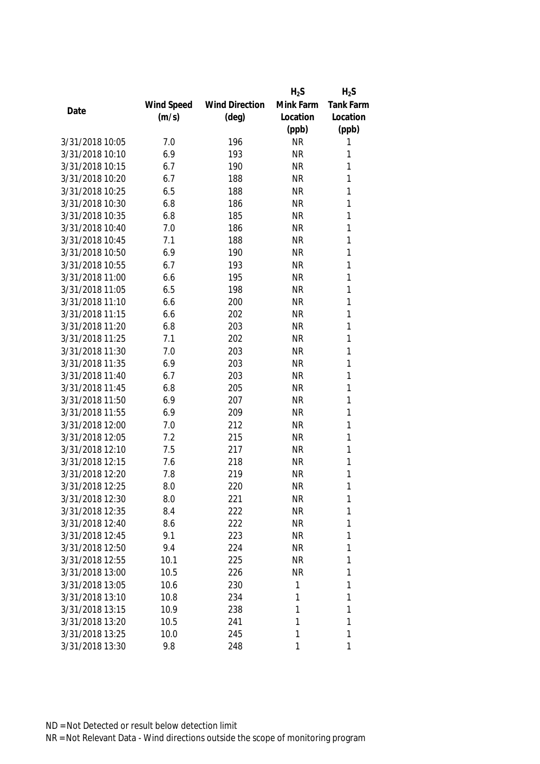| Date | Wind Speed (m/s) | Wind Direction (deg) | $H_2S$ Mink Farm Location (ppb) | $H_2S$ Tank Farm Location (ppb) |
|---|---|---|---|---|
| 3/31/2018 10:05 | 7.0 | 196 | NR | 1 |
| 3/31/2018 10:10 | 6.9 | 193 | NR | 1 |
| 3/31/2018 10:15 | 6.7 | 190 | NR | 1 |
| 3/31/2018 10:20 | 6.7 | 188 | NR | 1 |
| 3/31/2018 10:25 | 6.5 | 188 | NR | 1 |
| 3/31/2018 10:30 | 6.8 | 186 | NR | 1 |
| 3/31/2018 10:35 | 6.8 | 185 | NR | 1 |
| 3/31/2018 10:40 | 7.0 | 186 | NR | 1 |
| 3/31/2018 10:45 | 7.1 | 188 | NR | 1 |
| 3/31/2018 10:50 | 6.9 | 190 | NR | 1 |
| 3/31/2018 10:55 | 6.7 | 193 | NR | 1 |
| 3/31/2018 11:00 | 6.6 | 195 | NR | 1 |
| 3/31/2018 11:05 | 6.5 | 198 | NR | 1 |
| 3/31/2018 11:10 | 6.6 | 200 | NR | 1 |
| 3/31/2018 11:15 | 6.6 | 202 | NR | 1 |
| 3/31/2018 11:20 | 6.8 | 203 | NR | 1 |
| 3/31/2018 11:25 | 7.1 | 202 | NR | 1 |
| 3/31/2018 11:30 | 7.0 | 203 | NR | 1 |
| 3/31/2018 11:35 | 6.9 | 203 | NR | 1 |
| 3/31/2018 11:40 | 6.7 | 203 | NR | 1 |
| 3/31/2018 11:45 | 6.8 | 205 | NR | 1 |
| 3/31/2018 11:50 | 6.9 | 207 | NR | 1 |
| 3/31/2018 11:55 | 6.9 | 209 | NR | 1 |
| 3/31/2018 12:00 | 7.0 | 212 | NR | 1 |
| 3/31/2018 12:05 | 7.2 | 215 | NR | 1 |
| 3/31/2018 12:10 | 7.5 | 217 | NR | 1 |
| 3/31/2018 12:15 | 7.6 | 218 | NR | 1 |
| 3/31/2018 12:20 | 7.8 | 219 | NR | 1 |
| 3/31/2018 12:25 | 8.0 | 220 | NR | 1 |
| 3/31/2018 12:30 | 8.0 | 221 | NR | 1 |
| 3/31/2018 12:35 | 8.4 | 222 | NR | 1 |
| 3/31/2018 12:40 | 8.6 | 222 | NR | 1 |
| 3/31/2018 12:45 | 9.1 | 223 | NR | 1 |
| 3/31/2018 12:50 | 9.4 | 224 | NR | 1 |
| 3/31/2018 12:55 | 10.1 | 225 | NR | 1 |
| 3/31/2018 13:00 | 10.5 | 226 | NR | 1 |
| 3/31/2018 13:05 | 10.6 | 230 | 1 | 1 |
| 3/31/2018 13:10 | 10.8 | 234 | 1 | 1 |
| 3/31/2018 13:15 | 10.9 | 238 | 1 | 1 |
| 3/31/2018 13:20 | 10.5 | 241 | 1 | 1 |
| 3/31/2018 13:25 | 10.0 | 245 | 1 | 1 |
| 3/31/2018 13:30 | 9.8 | 248 | 1 | 1 |

ND = Not Detected or result below detection limit
NR = Not Relevant Data - Wind directions outside the scope of monitoring program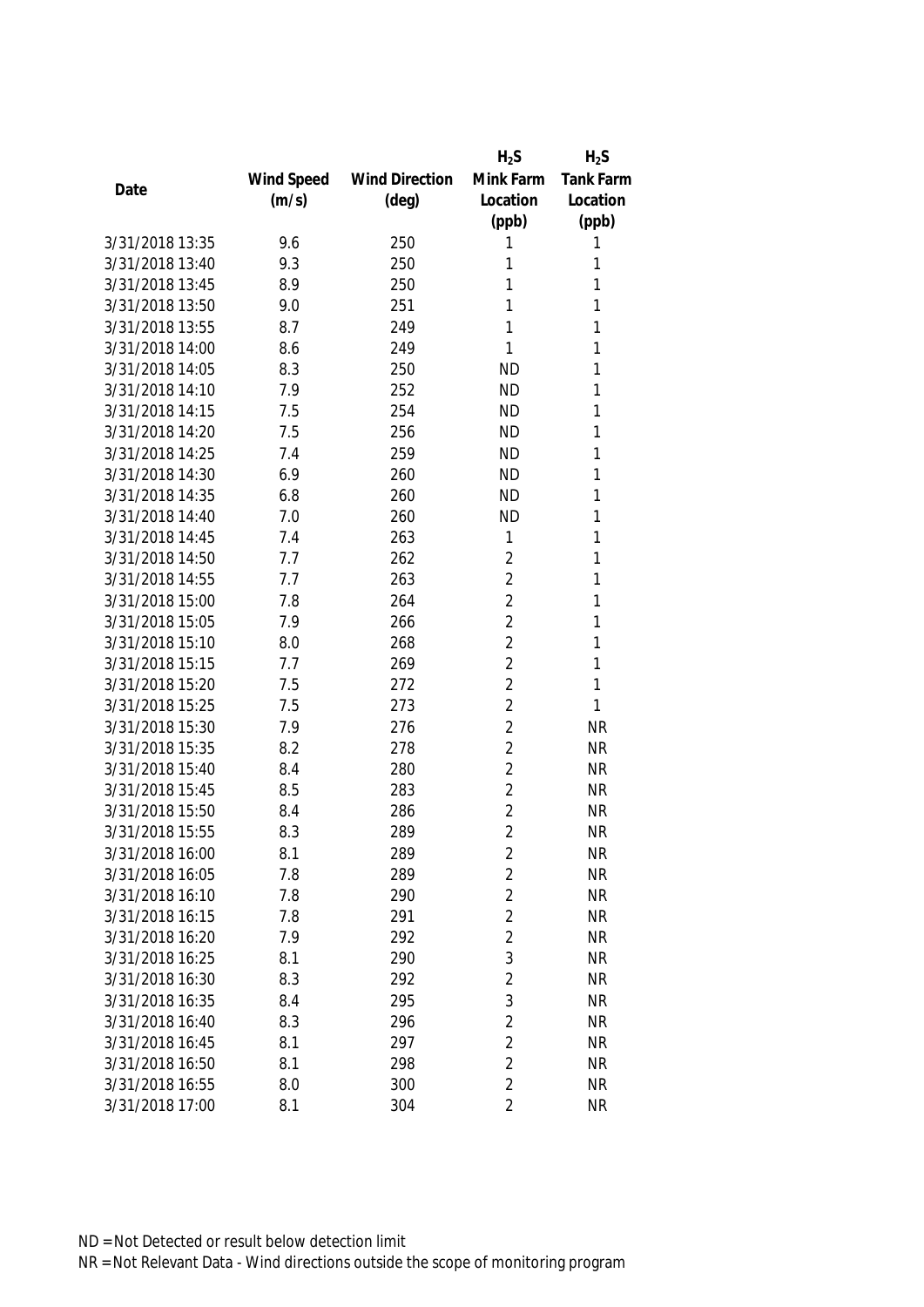| Date | Wind Speed (m/s) | Wind Direction (deg) | $H_2S$ Mink Farm Location (ppb) | $H_2S$ Tank Farm Location (ppb) |
|---|---|---|---|---|
| 3/31/2018 13:35 | 9.6 | 250 | 1 | 1 |
| 3/31/2018 13:40 | 9.3 | 250 | 1 | 1 |
| 3/31/2018 13:45 | 8.9 | 250 | 1 | 1 |
| 3/31/2018 13:50 | 9.0 | 251 | 1 | 1 |
| 3/31/2018 13:55 | 8.7 | 249 | 1 | 1 |
| 3/31/2018 14:00 | 8.6 | 249 | 1 | 1 |
| 3/31/2018 14:05 | 8.3 | 250 | ND | 1 |
| 3/31/2018 14:10 | 7.9 | 252 | ND | 1 |
| 3/31/2018 14:15 | 7.5 | 254 | ND | 1 |
| 3/31/2018 14:20 | 7.5 | 256 | ND | 1 |
| 3/31/2018 14:25 | 7.4 | 259 | ND | 1 |
| 3/31/2018 14:30 | 6.9 | 260 | ND | 1 |
| 3/31/2018 14:35 | 6.8 | 260 | ND | 1 |
| 3/31/2018 14:40 | 7.0 | 260 | ND | 1 |
| 3/31/2018 14:45 | 7.4 | 263 | 1 | 1 |
| 3/31/2018 14:50 | 7.7 | 262 | 2 | 1 |
| 3/31/2018 14:55 | 7.7 | 263 | 2 | 1 |
| 3/31/2018 15:00 | 7.8 | 264 | 2 | 1 |
| 3/31/2018 15:05 | 7.9 | 266 | 2 | 1 |
| 3/31/2018 15:10 | 8.0 | 268 | 2 | 1 |
| 3/31/2018 15:15 | 7.7 | 269 | 2 | 1 |
| 3/31/2018 15:20 | 7.5 | 272 | 2 | 1 |
| 3/31/2018 15:25 | 7.5 | 273 | 2 | 1 |
| 3/31/2018 15:30 | 7.9 | 276 | 2 | NR |
| 3/31/2018 15:35 | 8.2 | 278 | 2 | NR |
| 3/31/2018 15:40 | 8.4 | 280 | 2 | NR |
| 3/31/2018 15:45 | 8.5 | 283 | 2 | NR |
| 3/31/2018 15:50 | 8.4 | 286 | 2 | NR |
| 3/31/2018 15:55 | 8.3 | 289 | 2 | NR |
| 3/31/2018 16:00 | 8.1 | 289 | 2 | NR |
| 3/31/2018 16:05 | 7.8 | 289 | 2 | NR |
| 3/31/2018 16:10 | 7.8 | 290 | 2 | NR |
| 3/31/2018 16:15 | 7.8 | 291 | 2 | NR |
| 3/31/2018 16:20 | 7.9 | 292 | 2 | NR |
| 3/31/2018 16:25 | 8.1 | 290 | 3 | NR |
| 3/31/2018 16:30 | 8.3 | 292 | 2 | NR |
| 3/31/2018 16:35 | 8.4 | 295 | 3 | NR |
| 3/31/2018 16:40 | 8.3 | 296 | 2 | NR |
| 3/31/2018 16:45 | 8.1 | 297 | 2 | NR |
| 3/31/2018 16:50 | 8.1 | 298 | 2 | NR |
| 3/31/2018 16:55 | 8.0 | 300 | 2 | NR |
| 3/31/2018 17:00 | 8.1 | 304 | 2 | NR |

ND = Not Detected or result below detection limit
NR = Not Relevant Data - Wind directions outside the scope of monitoring program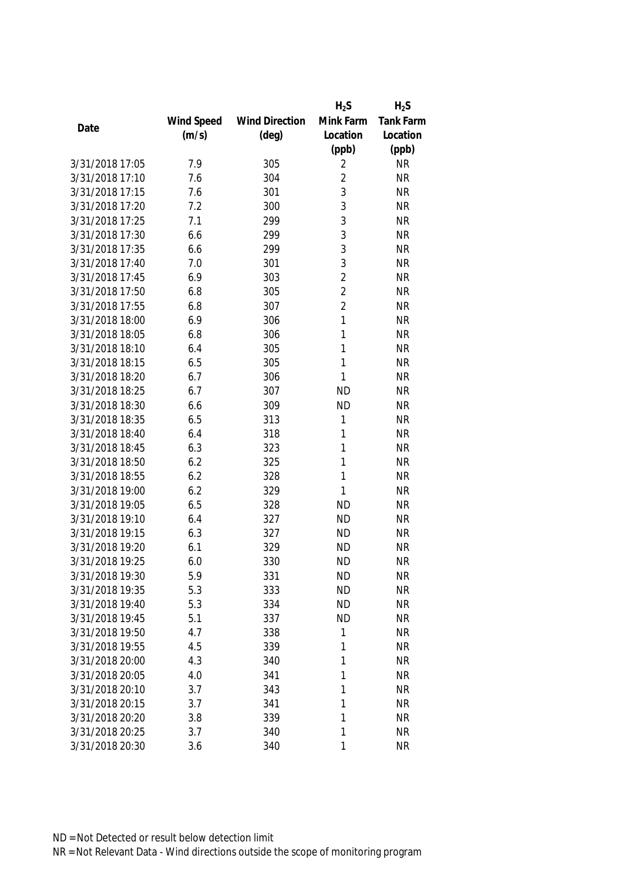| Date | Wind Speed (m/s) | Wind Direction (deg) | $H_2S$ Mink Farm Location (ppb) | $H_2S$ Tank Farm Location (ppb) |
|---|---|---|---|---|
| 3/31/2018 17:05 | 7.9 | 305 | 2 | NR |
| 3/31/2018 17:10 | 7.6 | 304 | 2 | NR |
| 3/31/2018 17:15 | 7.6 | 301 | 3 | NR |
| 3/31/2018 17:20 | 7.2 | 300 | 3 | NR |
| 3/31/2018 17:25 | 7.1 | 299 | 3 | NR |
| 3/31/2018 17:30 | 6.6 | 299 | 3 | NR |
| 3/31/2018 17:35 | 6.6 | 299 | 3 | NR |
| 3/31/2018 17:40 | 7.0 | 301 | 3 | NR |
| 3/31/2018 17:45 | 6.9 | 303 | 2 | NR |
| 3/31/2018 17:50 | 6.8 | 305 | 2 | NR |
| 3/31/2018 17:55 | 6.8 | 307 | 2 | NR |
| 3/31/2018 18:00 | 6.9 | 306 | 1 | NR |
| 3/31/2018 18:05 | 6.8 | 306 | 1 | NR |
| 3/31/2018 18:10 | 6.4 | 305 | 1 | NR |
| 3/31/2018 18:15 | 6.5 | 305 | 1 | NR |
| 3/31/2018 18:20 | 6.7 | 306 | 1 | NR |
| 3/31/2018 18:25 | 6.7 | 307 | ND | NR |
| 3/31/2018 18:30 | 6.6 | 309 | ND | NR |
| 3/31/2018 18:35 | 6.5 | 313 | 1 | NR |
| 3/31/2018 18:40 | 6.4 | 318 | 1 | NR |
| 3/31/2018 18:45 | 6.3 | 323 | 1 | NR |
| 3/31/2018 18:50 | 6.2 | 325 | 1 | NR |
| 3/31/2018 18:55 | 6.2 | 328 | 1 | NR |
| 3/31/2018 19:00 | 6.2 | 329 | 1 | NR |
| 3/31/2018 19:05 | 6.5 | 328 | ND | NR |
| 3/31/2018 19:10 | 6.4 | 327 | ND | NR |
| 3/31/2018 19:15 | 6.3 | 327 | ND | NR |
| 3/31/2018 19:20 | 6.1 | 329 | ND | NR |
| 3/31/2018 19:25 | 6.0 | 330 | ND | NR |
| 3/31/2018 19:30 | 5.9 | 331 | ND | NR |
| 3/31/2018 19:35 | 5.3 | 333 | ND | NR |
| 3/31/2018 19:40 | 5.3 | 334 | ND | NR |
| 3/31/2018 19:45 | 5.1 | 337 | ND | NR |
| 3/31/2018 19:50 | 4.7 | 338 | 1 | NR |
| 3/31/2018 19:55 | 4.5 | 339 | 1 | NR |
| 3/31/2018 20:00 | 4.3 | 340 | 1 | NR |
| 3/31/2018 20:05 | 4.0 | 341 | 1 | NR |
| 3/31/2018 20:10 | 3.7 | 343 | 1 | NR |
| 3/31/2018 20:15 | 3.7 | 341 | 1 | NR |
| 3/31/2018 20:20 | 3.8 | 339 | 1 | NR |
| 3/31/2018 20:25 | 3.7 | 340 | 1 | NR |
| 3/31/2018 20:30 | 3.6 | 340 | 1 | NR |

ND = Not Detected or result below detection limit

NR = Not Relevant Data - Wind directions outside the scope of monitoring program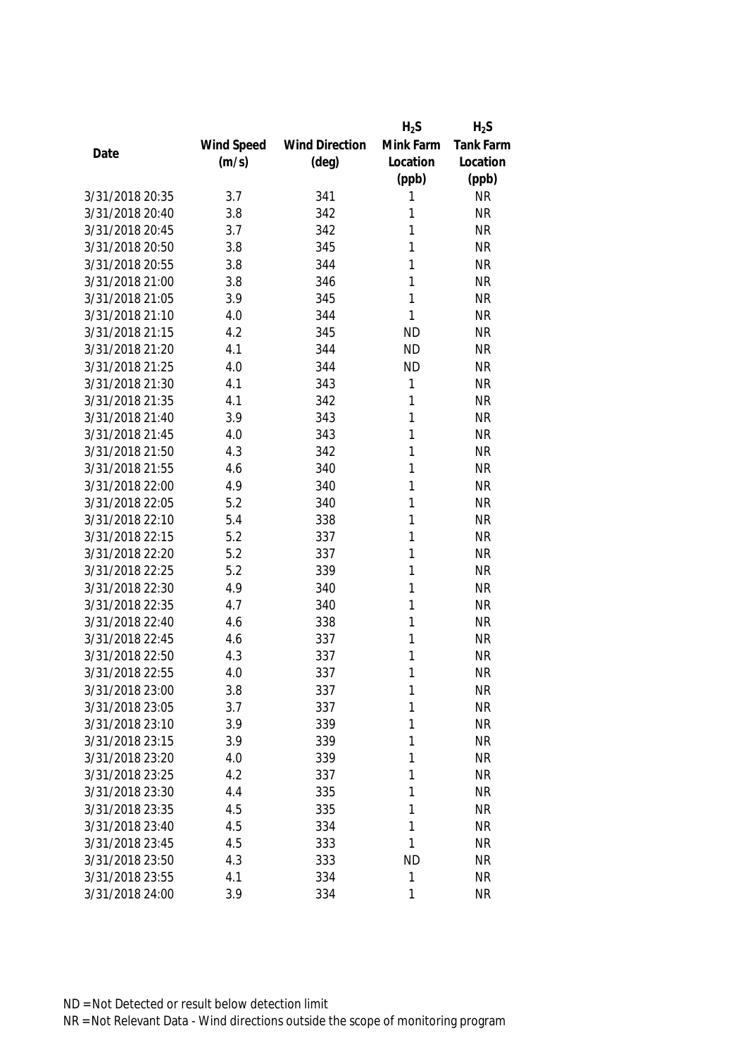| Date | Wind Speed (m/s) | Wind Direction (deg) | $H_2S$ Mink Farm Location (ppb) | $H_2S$ Tank Farm Location (ppb) |
|---|---|---|---|---|
| 3/31/2018 20:35 | 3.7 | 341 | 1 | NR |
| 3/31/2018 20:40 | 3.8 | 342 | 1 | NR |
| 3/31/2018 20:45 | 3.7 | 342 | 1 | NR |
| 3/31/2018 20:50 | 3.8 | 345 | 1 | NR |
| 3/31/2018 20:55 | 3.8 | 344 | 1 | NR |
| 3/31/2018 21:00 | 3.8 | 346 | 1 | NR |
| 3/31/2018 21:05 | 3.9 | 345 | 1 | NR |
| 3/31/2018 21:10 | 4.0 | 344 | 1 | NR |
| 3/31/2018 21:15 | 4.2 | 345 | ND | NR |
| 3/31/2018 21:20 | 4.1 | 344 | ND | NR |
| 3/31/2018 21:25 | 4.0 | 344 | ND | NR |
| 3/31/2018 21:30 | 4.1 | 343 | 1 | NR |
| 3/31/2018 21:35 | 4.1 | 342 | 1 | NR |
| 3/31/2018 21:40 | 3.9 | 343 | 1 | NR |
| 3/31/2018 21:45 | 4.0 | 343 | 1 | NR |
| 3/31/2018 21:50 | 4.3 | 342 | 1 | NR |
| 3/31/2018 21:55 | 4.6 | 340 | 1 | NR |
| 3/31/2018 22:00 | 4.9 | 340 | 1 | NR |
| 3/31/2018 22:05 | 5.2 | 340 | 1 | NR |
| 3/31/2018 22:10 | 5.4 | 338 | 1 | NR |
| 3/31/2018 22:15 | 5.2 | 337 | 1 | NR |
| 3/31/2018 22:20 | 5.2 | 337 | 1 | NR |
| 3/31/2018 22:25 | 5.2 | 339 | 1 | NR |
| 3/31/2018 22:30 | 4.9 | 340 | 1 | NR |
| 3/31/2018 22:35 | 4.7 | 340 | 1 | NR |
| 3/31/2018 22:40 | 4.6 | 338 | 1 | NR |
| 3/31/2018 22:45 | 4.6 | 337 | 1 | NR |
| 3/31/2018 22:50 | 4.3 | 337 | 1 | NR |
| 3/31/2018 22:55 | 4.0 | 337 | 1 | NR |
| 3/31/2018 23:00 | 3.8 | 337 | 1 | NR |
| 3/31/2018 23:05 | 3.7 | 337 | 1 | NR |
| 3/31/2018 23:10 | 3.9 | 339 | 1 | NR |
| 3/31/2018 23:15 | 3.9 | 339 | 1 | NR |
| 3/31/2018 23:20 | 4.0 | 339 | 1 | NR |
| 3/31/2018 23:25 | 4.2 | 337 | 1 | NR |
| 3/31/2018 23:30 | 4.4 | 335 | 1 | NR |
| 3/31/2018 23:35 | 4.5 | 335 | 1 | NR |
| 3/31/2018 23:40 | 4.5 | 334 | 1 | NR |
| 3/31/2018 23:45 | 4.5 | 333 | 1 | NR |
| 3/31/2018 23:50 | 4.3 | 333 | ND | NR |
| 3/31/2018 23:55 | 4.1 | 334 | 1 | NR |
| 3/31/2018 24:00 | 3.9 | 334 | 1 | NR |

ND = Not Detected or result below detection limit

NR = Not Relevant Data - Wind directions outside the scope of monitoring program